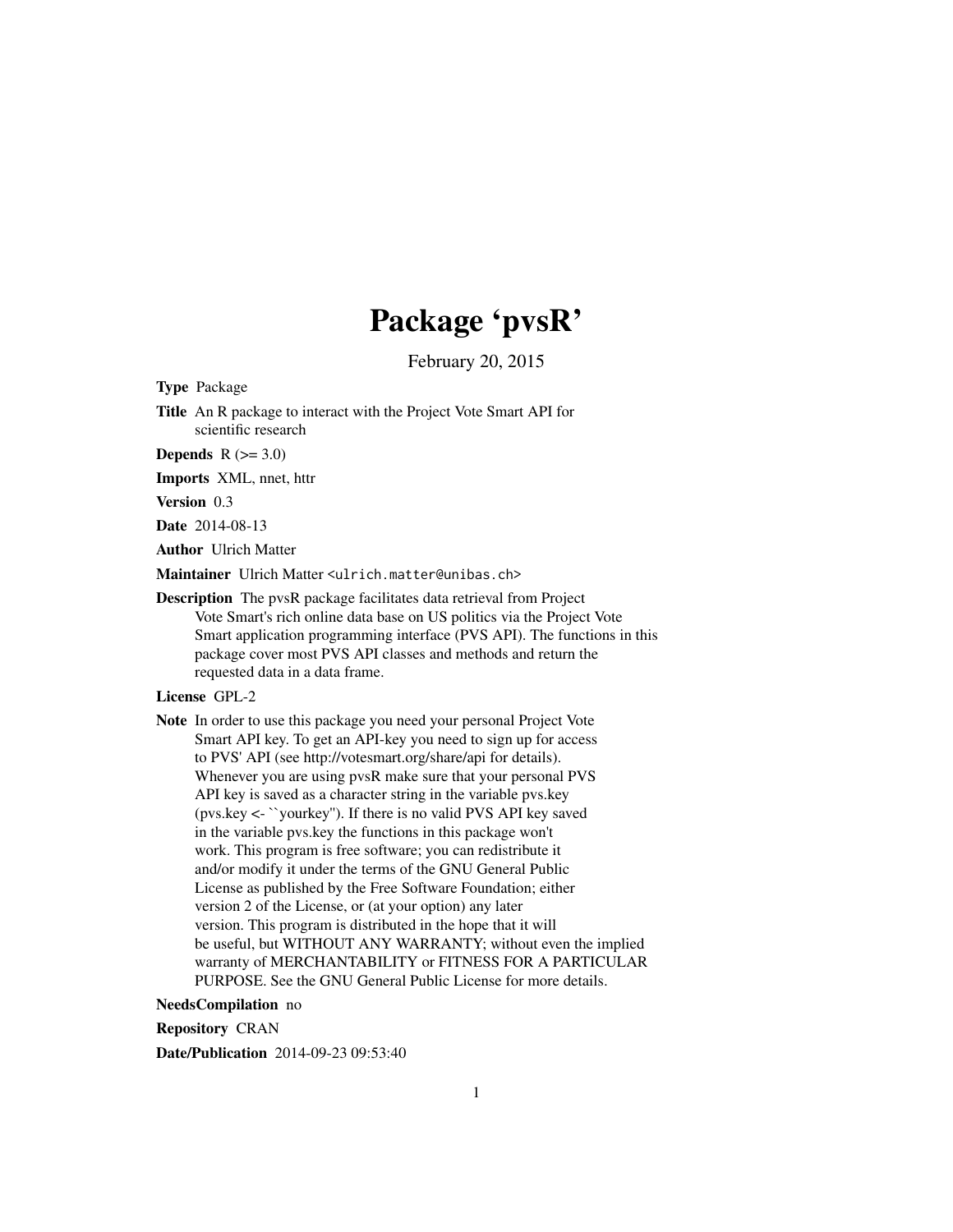# Package 'pvsR'

February 20, 2015

**Type** Package

**Title** An R package to interact with the Project Vote Smart API for scientific research

**Depends** R (>= 3.0)

**Imports** XML, nnet, httr

**Version** 0.3

**Date** 2014-08-13

**Author** Ulrich Matter

**Maintainer** Ulrich Matter <ulrich.matter@unibas.ch>

**Description** The pvsR package facilitates data retrieval from Project Vote Smart's rich online data base on US politics via the Project Vote Smart application programming interface (PVS API). The functions in this package cover most PVS API classes and methods and return the requested data in a data frame.

**License** GPL-2

**Note** In order to use this package you need your personal Project Vote Smart API key. To get an API-key you need to sign up for access to PVS' API (see http://votesmart.org/share/api for details). Whenever you are using pvsR make sure that your personal PVS API key is saved as a character string in the variable pvs.key (pvs.key <- ``yourkey''). If there is no valid PVS API key saved in the variable pvs.key the functions in this package won't work. This program is free software; you can redistribute it and/or modify it under the terms of the GNU General Public License as published by the Free Software Foundation; either version 2 of the License, or (at your option) any later version. This program is distributed in the hope that it will be useful, but WITHOUT ANY WARRANTY; without even the implied warranty of MERCHANTABILITY or FITNESS FOR A PARTICULAR PURPOSE. See the GNU General Public License for more details.

**NeedsCompilation** no

**Repository** CRAN

**Date/Publication** 2014-09-23 09:53:40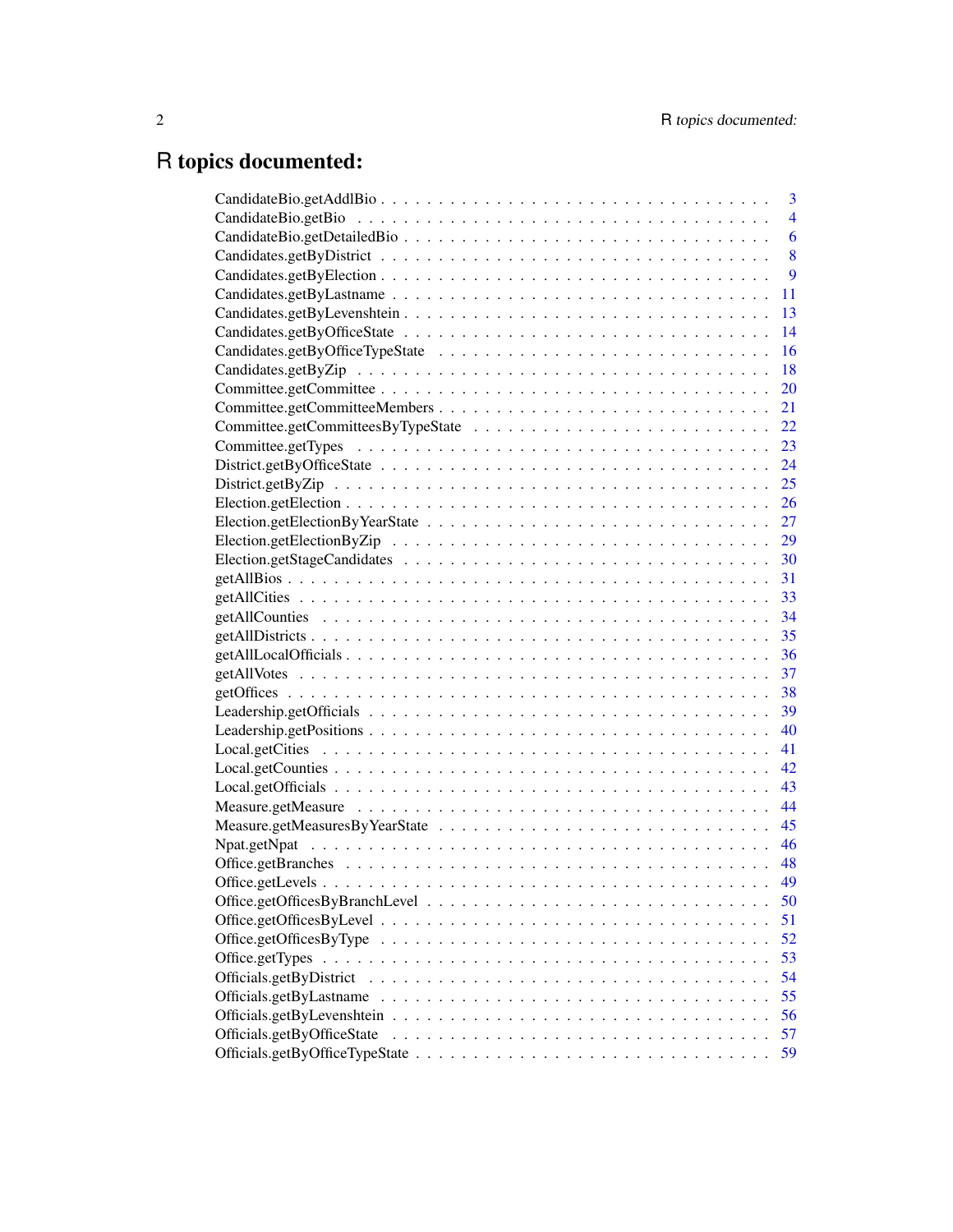# R topics documented:

| | |
|---|---|
| CandidateBio.getAddlBio | 3 |
| CandidateBio.getBio | 4 |
| CandidateBio.getDetailedBio | 6 |
| Candidates.getByDistrict | 8 |
| Candidates.getByElection | 9 |
| Candidates.getByLastname | 11 |
| Candidates.getByLevenshtein | 13 |
| Candidates.getByOfficeState | 14 |
| Candidates.getByOfficeTypeState | 16 |
| Candidates.getByZip | 18 |
| Committee.getCommittee | 20 |
| Committee.getCommitteeMembers | 21 |
| Committee.getCommitteesByTypeState | 22 |
| Committee.getTypes | 23 |
| District.getByOfficeState | 24 |
| District.getByZip | 25 |
| Election.getElection | 26 |
| Election.getElectionByYearState | 27 |
| Election.getElectionByZip | 29 |
| Election.getStageCandidates | 30 |
| getAllBios | 31 |
| getAllCities | 33 |
| getAllCounties | 34 |
| getAllDistricts | 35 |
| getAllLocalOfficials | 36 |
| getAllVotes | 37 |
| getOffices | 38 |
| Leadership.getOfficials | 39 |
| Leadership.getPositions | 40 |
| Local.getCities | 41 |
| Local.getCounties | 42 |
| Local.getOfficials | 43 |
| Measure.getMeasure | 44 |
| Measure.getMeasuresByYearState | 45 |
| Npat.getNpat | 46 |
| Office.getBranches | 48 |
| Office.getLevels | 49 |
| Office.getOfficesByBranchLevel | 50 |
| Office.getOfficesByLevel | 51 |
| Office.getOfficesByType | 52 |
| Office.getTypes | 53 |
| Officials.getByDistrict | 54 |
| Officials.getByLastname | 55 |
| Officials.getByLevenshtein | 56 |
| Officials.getByOfficeState | 57 |
| Officials.getByOfficeTypeState | 59 |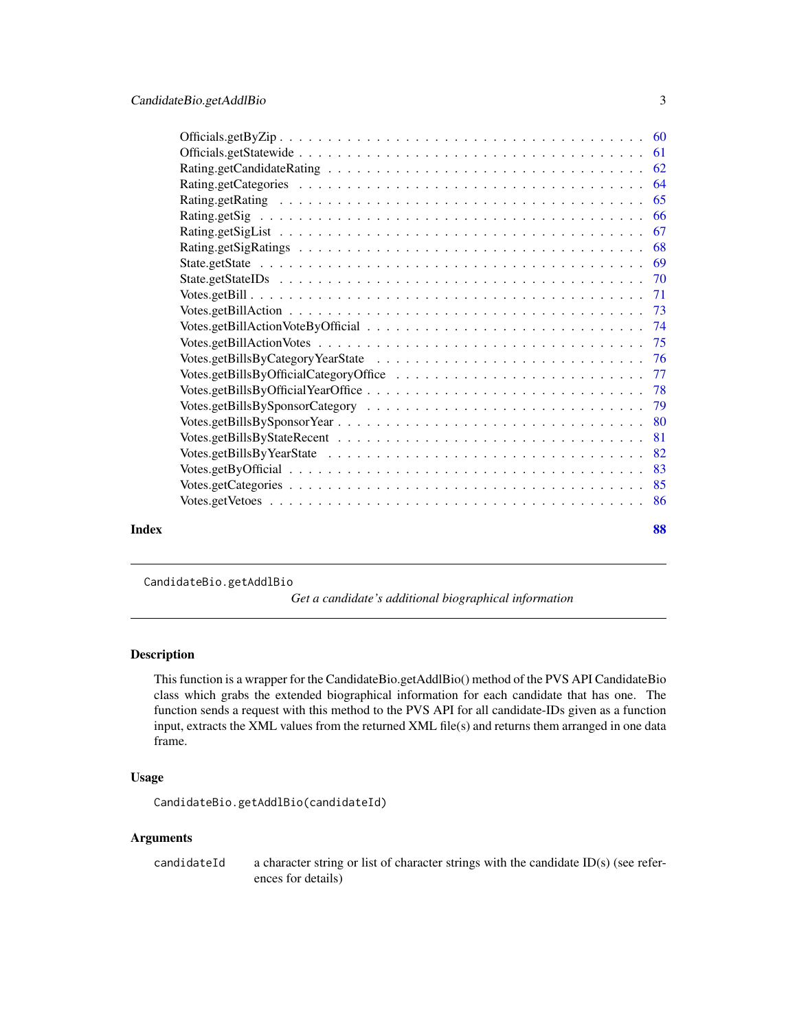Officials.getByZip . . . . . . . . . . . . . . . . . . . . . . . . . . . . . . . . . . . . . . 60
Officials.getStatewide . . . . . . . . . . . . . . . . . . . . . . . . . . . . . . . . . . . . 61
Rating.getCandidateRating . . . . . . . . . . . . . . . . . . . . . . . . . . . . . . . . . 62
Rating.getCategories . . . . . . . . . . . . . . . . . . . . . . . . . . . . . . . . . . . . . 64
Rating.getRating . . . . . . . . . . . . . . . . . . . . . . . . . . . . . . . . . . . . . . . 65
Rating.getSig . . . . . . . . . . . . . . . . . . . . . . . . . . . . . . . . . . . . . . . . . 66
Rating.getSigList . . . . . . . . . . . . . . . . . . . . . . . . . . . . . . . . . . . . . . 67
Rating.getSigRatings . . . . . . . . . . . . . . . . . . . . . . . . . . . . . . . . . . . . . 68
State.getState . . . . . . . . . . . . . . . . . . . . . . . . . . . . . . . . . . . . . . . . 69
State.getStateIDs . . . . . . . . . . . . . . . . . . . . . . . . . . . . . . . . . . . . . . . 70
Votes.getBill . . . . . . . . . . . . . . . . . . . . . . . . . . . . . . . . . . . . . . . . . 71
Votes.getBillAction . . . . . . . . . . . . . . . . . . . . . . . . . . . . . . . . . . . . . . 73
Votes.getBillActionVoteByOfficial . . . . . . . . . . . . . . . . . . . . . . . . . . . . . 74
Votes.getBillActionVotes . . . . . . . . . . . . . . . . . . . . . . . . . . . . . . . . . . . 75
Votes.getBillsByCategoryYearState . . . . . . . . . . . . . . . . . . . . . . . . . . . . . 76
Votes.getBillsByOfficialCategoryOffice . . . . . . . . . . . . . . . . . . . . . . . . . . . 77
Votes.getBillsByOfficialYearOffice . . . . . . . . . . . . . . . . . . . . . . . . . . . . . 78
Votes.getBillsBySponsorCategory . . . . . . . . . . . . . . . . . . . . . . . . . . . . . . 79
Votes.getBillsBySponsorYear . . . . . . . . . . . . . . . . . . . . . . . . . . . . . . . . . 80
Votes.getBillsByStateRecent . . . . . . . . . . . . . . . . . . . . . . . . . . . . . . . . . 81
Votes.getBillsByYearState . . . . . . . . . . . . . . . . . . . . . . . . . . . . . . . . . . 82
Votes.getByOfficial . . . . . . . . . . . . . . . . . . . . . . . . . . . . . . . . . . . . . . 83
Votes.getCategories . . . . . . . . . . . . . . . . . . . . . . . . . . . . . . . . . . . . . . 85
Votes.getVetoes . . . . . . . . . . . . . . . . . . . . . . . . . . . . . . . . . . . . . . . . 86

**Index** **88**

---

`CandidateBio.getAddlBio` *Get a candidate's additional biographical information*

---

## Description

This function is a wrapper for the CandidateBio.getAddlBio() method of the PVS API CandidateBio class which grabs the extended biographical information for each candidate that has one. The function sends a request with this method to the PVS API for all candidate-IDs given as a function input, extracts the XML values from the returned XML file(s) and returns them arranged in one data frame.

## Usage

```
CandidateBio.getAddlBio(candidateId)
```

## Arguments

| | |
|---|---|
| `candidateId` | a character string or list of character strings with the candidate ID(s) (see references for details) |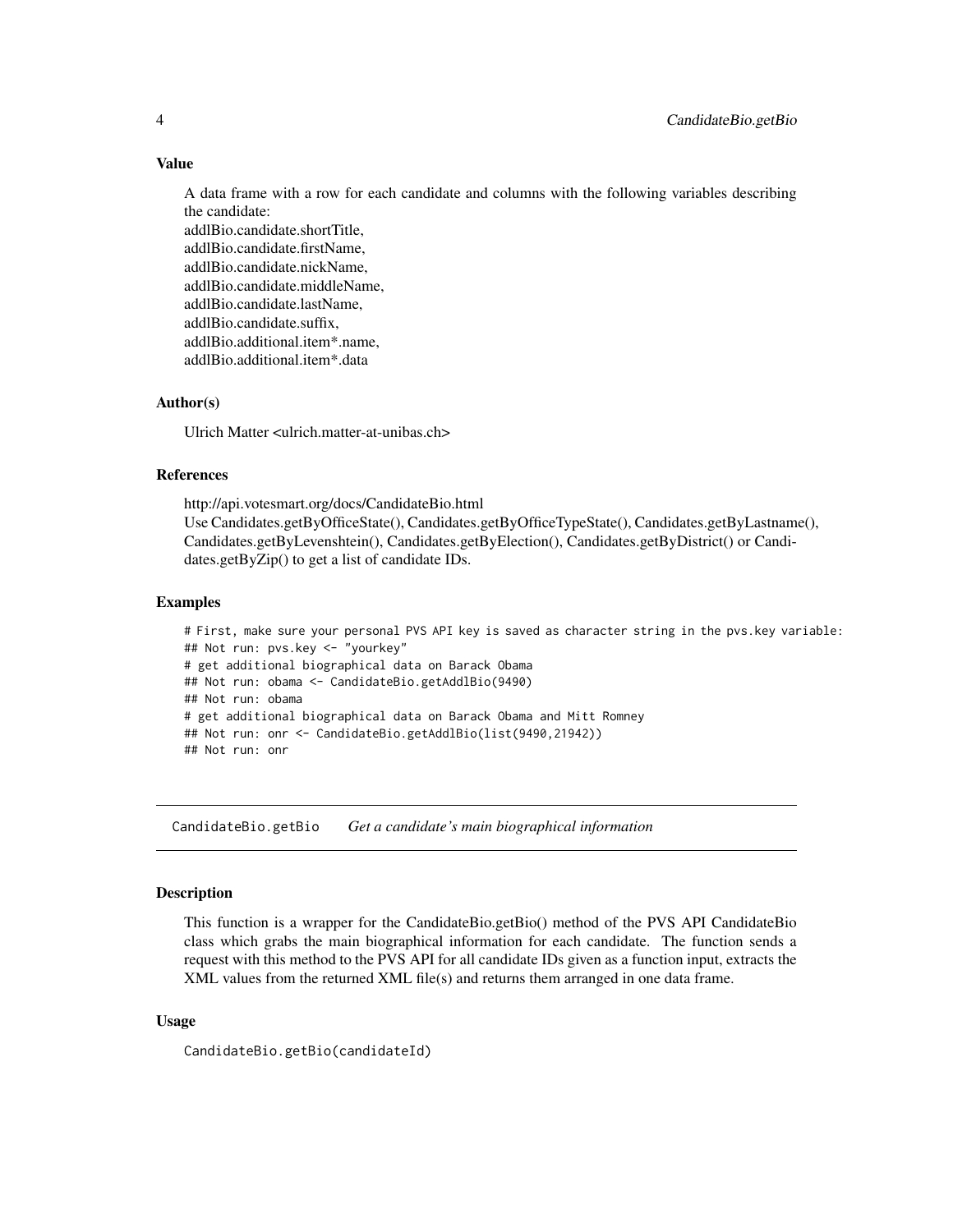### Value

A data frame with a row for each candidate and columns with the following variables describing the candidate:
addlBio.candidate.shortTitle,
addlBio.candidate.firstName,
addlBio.candidate.nickName,
addlBio.candidate.middleName,
addlBio.candidate.lastName,
addlBio.candidate.suffix,
addlBio.additional.item*.name,
addlBio.additional.item*.data

### Author(s)

Ulrich Matter <ulrich.matter-at-unibas.ch>

### References

http://api.votesmart.org/docs/CandidateBio.html
Use Candidates.getByOfficeState(), Candidates.getByOfficeTypeState(), Candidates.getByLastname(), Candidates.getByLevenshtein(), Candidates.getByElection(), Candidates.getByDistrict() or Candidates.getByZip() to get a list of candidate IDs.

### Examples

```
# First, make sure your personal PVS API key is saved as character string in the pvs.key variable:
## Not run: pvs.key <- "yourkey"
# get additional biographical data on Barack Obama
## Not run: obama <- CandidateBio.getAddlBio(9490)
## Not run: obama
# get additional biographical data on Barack Obama and Mitt Romney
## Not run: onr <- CandidateBio.getAddlBio(list(9490,21942))
## Not run: onr
```

---

## CandidateBio.getBio *Get a candidate's main biographical information*

### Description

This function is a wrapper for the CandidateBio.getBio() method of the PVS API CandidateBio class which grabs the main biographical information for each candidate. The function sends a request with this method to the PVS API for all candidate IDs given as a function input, extracts the XML values from the returned XML file(s) and returns them arranged in one data frame.

### Usage

```
CandidateBio.getBio(candidateId)
```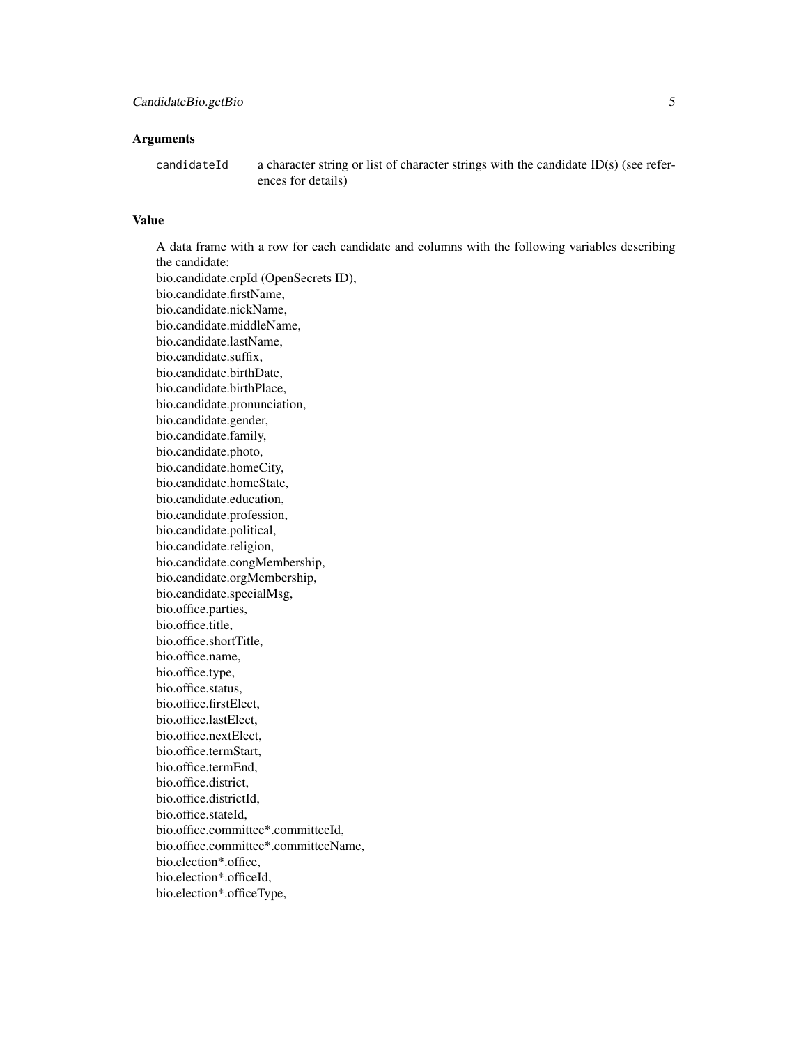### Arguments

`candidateId` a character string or list of character strings with the candidate ID(s) (see references for details)

### Value

A data frame with a row for each candidate and columns with the following variables describing the candidate:
bio.candidate.crpId (OpenSecrets ID),
bio.candidate.firstName,
bio.candidate.nickName,
bio.candidate.middleName,
bio.candidate.lastName,
bio.candidate.suffix,
bio.candidate.birthDate,
bio.candidate.birthPlace,
bio.candidate.pronunciation,
bio.candidate.gender,
bio.candidate.family,
bio.candidate.photo,
bio.candidate.homeCity,
bio.candidate.homeState,
bio.candidate.education,
bio.candidate.profession,
bio.candidate.political,
bio.candidate.religion,
bio.candidate.congMembership,
bio.candidate.orgMembership,
bio.candidate.specialMsg,
bio.office.parties,
bio.office.title,
bio.office.shortTitle,
bio.office.name,
bio.office.type,
bio.office.status,
bio.office.firstElect,
bio.office.lastElect,
bio.office.nextElect,
bio.office.termStart,
bio.office.termEnd,
bio.office.district,
bio.office.districtId,
bio.office.stateId,
bio.office.committee*.committeeId,
bio.office.committee*.committeeName,
bio.election*.office,
bio.election*.officeId,
bio.election*.officeType,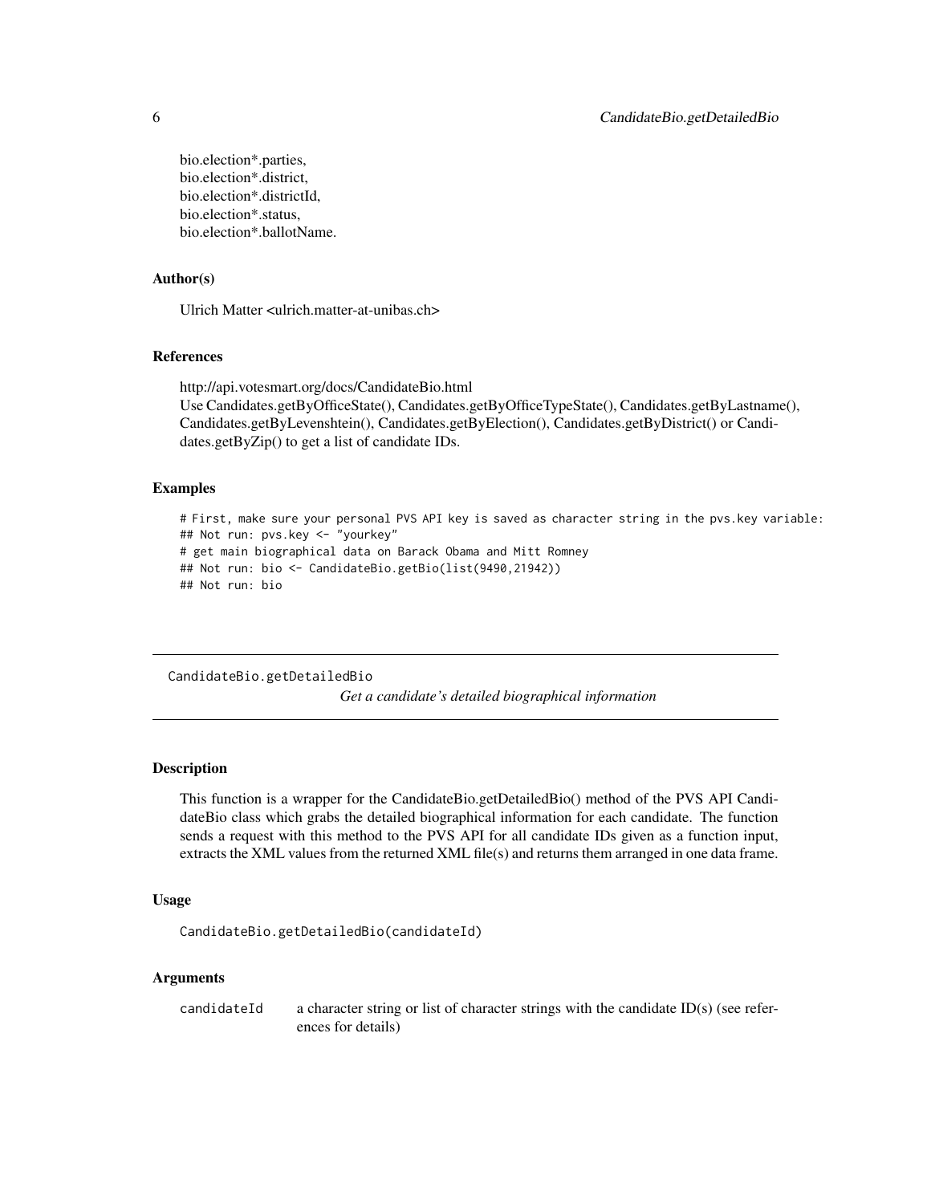bio.election*.parties,
bio.election*.district,
bio.election*.districtId,
bio.election*.status,
bio.election*.ballotName.

### Author(s)

Ulrich Matter <ulrich.matter-at-unibas.ch>

### References

http://api.votesmart.org/docs/CandidateBio.html
Use Candidates.getByOfficeState(), Candidates.getByOfficeTypeState(), Candidates.getByLastname(), Candidates.getByLevenshtein(), Candidates.getByElection(), Candidates.getByDistrict() or Candidates.getByZip() to get a list of candidate IDs.

### Examples

```
# First, make sure your personal PVS API key is saved as character string in the pvs.key variable:
## Not run: pvs.key <- "yourkey"
# get main biographical data on Barack Obama and Mitt Romney
## Not run: bio <- CandidateBio.getBio(list(9490,21942))
## Not run: bio
```

---

## CandidateBio.getDetailedBio

*Get a candidate's detailed biographical information*

---

### Description

This function is a wrapper for the CandidateBio.getDetailedBio() method of the PVS API CandidateBio class which grabs the detailed biographical information for each candidate. The function sends a request with this method to the PVS API for all candidate IDs given as a function input, extracts the XML values from the returned XML file(s) and returns them arranged in one data frame.

### Usage

```
CandidateBio.getDetailedBio(candidateId)
```

### Arguments

| | |
|---|---|
| candidateId | a character string or list of character strings with the candidate ID(s) (see references for details) |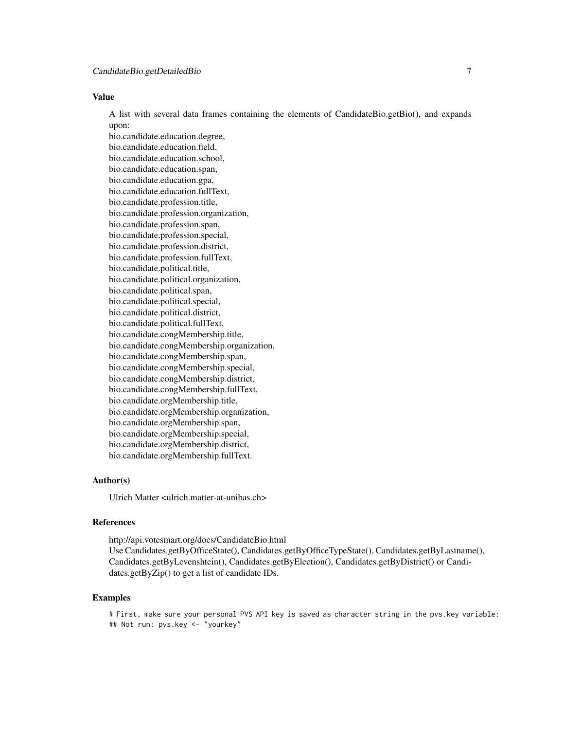### Value

A list with several data frames containing the elements of CandidateBio.getBio(), and expands upon:
bio.candidate.education.degree,
bio.candidate.education.field,
bio.candidate.education.school,
bio.candidate.education.span,
bio.candidate.education.gpa,
bio.candidate.education.fullText,
bio.candidate.profession.title,
bio.candidate.profession.organization,
bio.candidate.profession.span,
bio.candidate.profession.special,
bio.candidate.profession.district,
bio.candidate.profession.fullText,
bio.candidate.political.title,
bio.candidate.political.organization,
bio.candidate.political.span,
bio.candidate.political.special,
bio.candidate.political.district,
bio.candidate.political.fullText,
bio.candidate.congMembership.title,
bio.candidate.congMembership.organization,
bio.candidate.congMembership.span,
bio.candidate.congMembership.special,
bio.candidate.congMembership.district,
bio.candidate.congMembership.fullText,
bio.candidate.orgMembership.title,
bio.candidate.orgMembership.organization,
bio.candidate.orgMembership.span,
bio.candidate.orgMembership.special,
bio.candidate.orgMembership.district,
bio.candidate.orgMembership.fullText.

### Author(s)

Ulrich Matter <ulrich.matter-at-unibas.ch>

### References

http://api.votesmart.org/docs/CandidateBio.html
Use Candidates.getByOfficeState(), Candidates.getByOfficeTypeState(), Candidates.getByLastname(), Candidates.getByLevenshtein(), Candidates.getByElection(), Candidates.getByDistrict() or Candidates.getByZip() to get a list of candidate IDs.

### Examples

```
# First, make sure your personal PVS API key is saved as character string in the pvs.key variable:
## Not run: pvs.key <- "yourkey"
```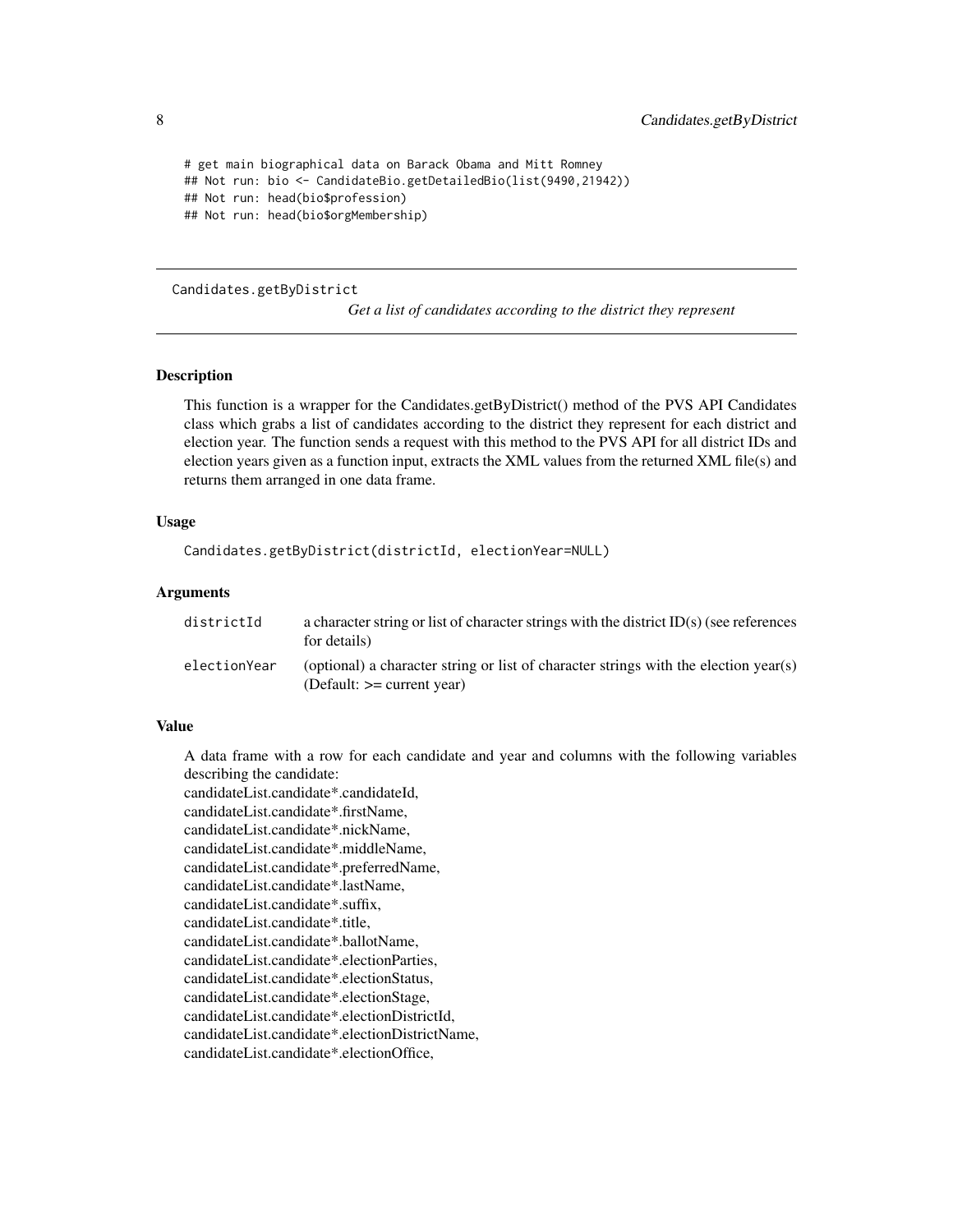```
# get main biographical data on Barack Obama and Mitt Romney
## Not run: bio <- CandidateBio.getDetailedBio(list(9490,21942))
## Not run: head(bio$profession)
## Not run: head(bio$orgMembership)
```

---

## Candidates.getByDistrict

*Get a list of candidates according to the district they represent*

---

### Description

This function is a wrapper for the Candidates.getByDistrict() method of the PVS API Candidates class which grabs a list of candidates according to the district they represent for each district and election year. The function sends a request with this method to the PVS API for all district IDs and election years given as a function input, extracts the XML values from the returned XML file(s) and returns them arranged in one data frame.

### Usage

```
Candidates.getByDistrict(districtId, electionYear=NULL)
```

### Arguments

| | |
|---|---|
| districtId | a character string or list of character strings with the district ID(s) (see references for details) |
| electionYear | (optional) a character string or list of character strings with the election year(s) (Default: >= current year) |

### Value

A data frame with a row for each candidate and year and columns with the following variables describing the candidate:
candidateList.candidate*.candidateId,
candidateList.candidate*.firstName,
candidateList.candidate*.nickName,
candidateList.candidate*.middleName,
candidateList.candidate*.preferredName,
candidateList.candidate*.lastName,
candidateList.candidate*.suffix,
candidateList.candidate*.title,
candidateList.candidate*.ballotName,
candidateList.candidate*.electionParties,
candidateList.candidate*.electionStatus,
candidateList.candidate*.electionStage,
candidateList.candidate*.electionDistrictId,
candidateList.candidate*.electionDistrictName,
candidateList.candidate*.electionOffice,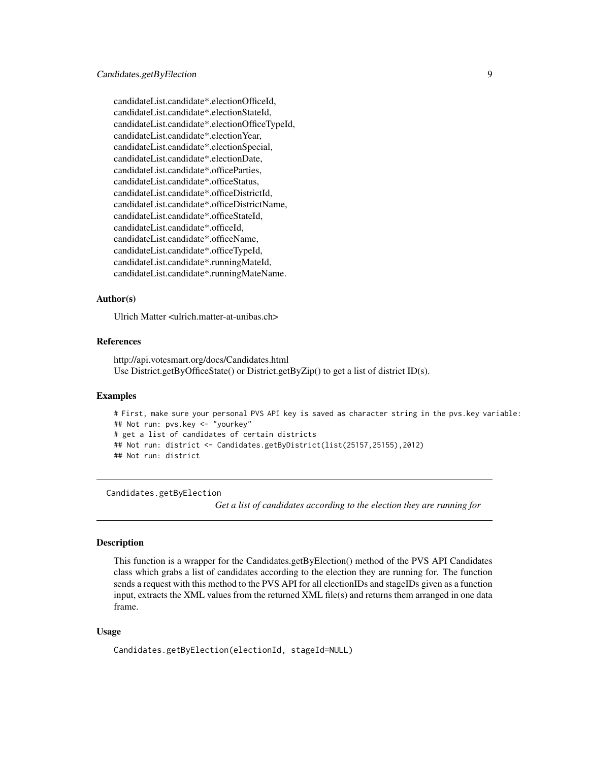candidateList.candidate*.electionOfficeId,
candidateList.candidate*.electionStateId,
candidateList.candidate*.electionOfficeTypeId,
candidateList.candidate*.electionYear,
candidateList.candidate*.electionSpecial,
candidateList.candidate*.electionDate,
candidateList.candidate*.officeParties,
candidateList.candidate*.officeStatus,
candidateList.candidate*.officeDistrictId,
candidateList.candidate*.officeDistrictName,
candidateList.candidate*.officeStateId,
candidateList.candidate*.officeId,
candidateList.candidate*.officeName,
candidateList.candidate*.officeTypeId,
candidateList.candidate*.runningMateId,
candidateList.candidate*.runningMateName.

### Author(s)

Ulrich Matter <ulrich.matter-at-unibas.ch>

### References

http://api.votesmart.org/docs/Candidates.html
Use District.getByOfficeState() or District.getByZip() to get a list of district ID(s).

### Examples

```
# First, make sure your personal PVS API key is saved as character string in the pvs.key variable:
## Not run: pvs.key <- "yourkey"
# get a list of candidates of certain districts
## Not run: district <- Candidates.getByDistrict(list(25157,25155),2012)
## Not run: district
```

---

## Candidates.getByElection

*Get a list of candidates according to the election they are running for*

---

### Description

This function is a wrapper for the Candidates.getByElection() method of the PVS API Candidates class which grabs a list of candidates according to the election they are running for. The function sends a request with this method to the PVS API for all electionIDs and stageIDs given as a function input, extracts the XML values from the returned XML file(s) and returns them arranged in one data frame.

### Usage

```
Candidates.getByElection(electionId, stageId=NULL)
```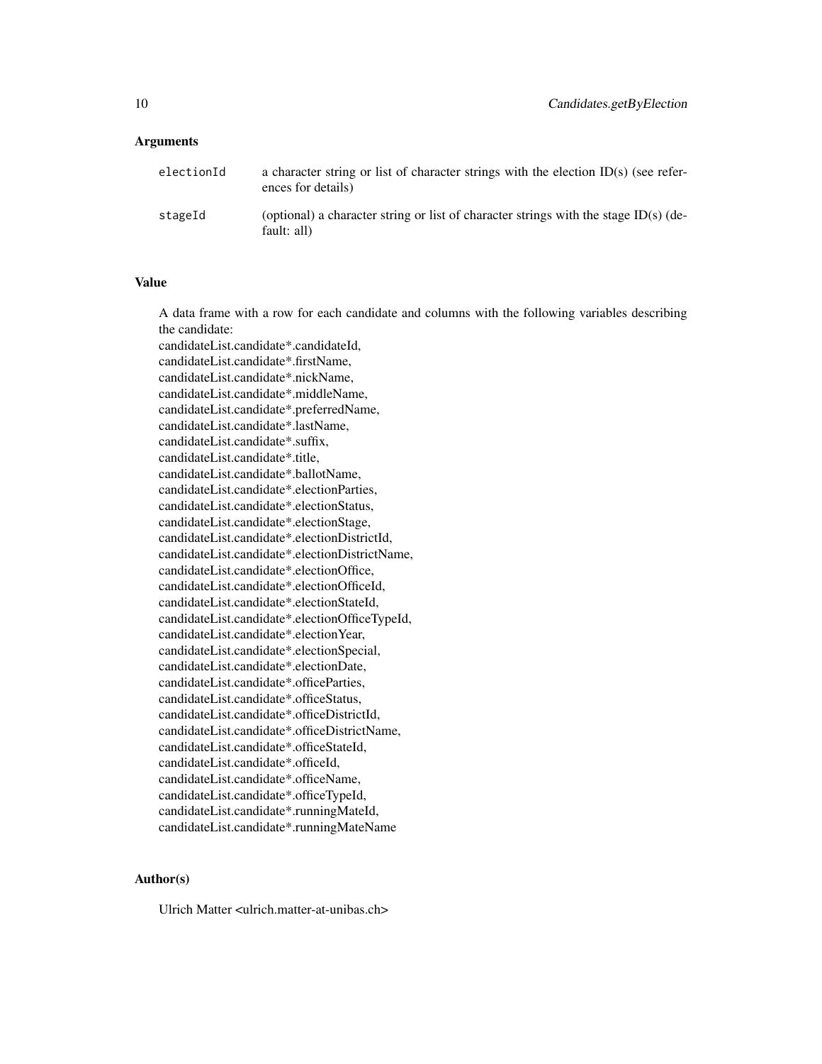### Arguments

| | |
|---|---|
| `electionId` | a character string or list of character strings with the election ID(s) (see references for details) |
| `stageId` | (optional) a character string or list of character strings with the stage ID(s) (default: all) |

### Value

A data frame with a row for each candidate and columns with the following variables describing the candidate:
candidateList.candidate*.candidateId,
candidateList.candidate*.firstName,
candidateList.candidate*.nickName,
candidateList.candidate*.middleName,
candidateList.candidate*.preferredName,
candidateList.candidate*.lastName,
candidateList.candidate*.suffix,
candidateList.candidate*.title,
candidateList.candidate*.ballotName,
candidateList.candidate*.electionParties,
candidateList.candidate*.electionStatus,
candidateList.candidate*.electionStage,
candidateList.candidate*.electionDistrictId,
candidateList.candidate*.electionDistrictName,
candidateList.candidate*.electionOffice,
candidateList.candidate*.electionOfficeId,
candidateList.candidate*.electionStateId,
candidateList.candidate*.electionOfficeTypeId,
candidateList.candidate*.electionYear,
candidateList.candidate*.electionSpecial,
candidateList.candidate*.electionDate,
candidateList.candidate*.officeParties,
candidateList.candidate*.officeStatus,
candidateList.candidate*.officeDistrictId,
candidateList.candidate*.officeDistrictName,
candidateList.candidate*.officeStateId,
candidateList.candidate*.officeId,
candidateList.candidate*.officeName,
candidateList.candidate*.officeTypeId,
candidateList.candidate*.runningMateId,
candidateList.candidate*.runningMateName

### Author(s)

Ulrich Matter <ulrich.matter-at-unibas.ch>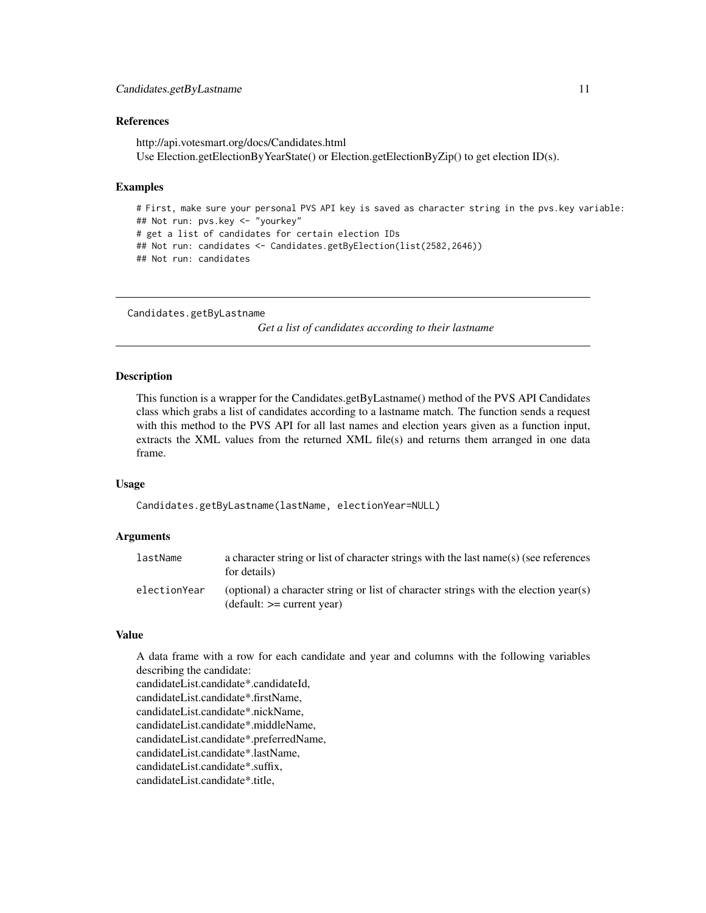### References

http://api.votesmart.org/docs/Candidates.html
Use Election.getElectionByYearState() or Election.getElectionByZip() to get election ID(s).

### Examples

```
# First, make sure your personal PVS API key is saved as character string in the pvs.key variable:
## Not run: pvs.key <- "yourkey"
# get a list of candidates for certain election IDs
## Not run: candidates <- Candidates.getByElection(list(2582,2646))
## Not run: candidates
```

---

## Candidates.getByLastname

*Get a list of candidates according to their lastname*

---

### Description

This function is a wrapper for the Candidates.getByLastname() method of the PVS API Candidates class which grabs a list of candidates according to a lastname match. The function sends a request with this method to the PVS API for all last names and election years given as a function input, extracts the XML values from the returned XML file(s) and returns them arranged in one data frame.

### Usage

```
Candidates.getByLastname(lastName, electionYear=NULL)
```

### Arguments

| | |
|---|---|
| lastName | a character string or list of character strings with the last name(s) (see references for details) |
| electionYear | (optional) a character string or list of character strings with the election year(s) (default: >= current year) |

### Value

A data frame with a row for each candidate and year and columns with the following variables describing the candidate:
candidateList.candidate*.candidateId,
candidateList.candidate*.firstName,
candidateList.candidate*.nickName,
candidateList.candidate*.middleName,
candidateList.candidate*.preferredName,
candidateList.candidate*.lastName,
candidateList.candidate*.suffix,
candidateList.candidate*.title,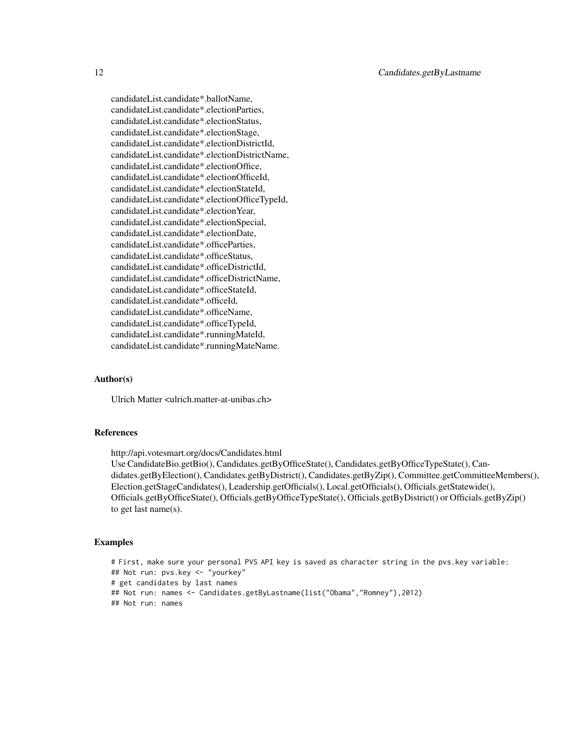candidateList.candidate*.ballotName,
candidateList.candidate*.electionParties,
candidateList.candidate*.electionStatus,
candidateList.candidate*.electionStage,
candidateList.candidate*.electionDistrictId,
candidateList.candidate*.electionDistrictName,
candidateList.candidate*.electionOffice,
candidateList.candidate*.electionOfficeId,
candidateList.candidate*.electionStateId,
candidateList.candidate*.electionOfficeTypeId,
candidateList.candidate*.electionYear,
candidateList.candidate*.electionSpecial,
candidateList.candidate*.electionDate,
candidateList.candidate*.officeParties,
candidateList.candidate*.officeStatus,
candidateList.candidate*.officeDistrictId,
candidateList.candidate*.officeDistrictName,
candidateList.candidate*.officeStateId,
candidateList.candidate*.officeId,
candidateList.candidate*.officeName,
candidateList.candidate*.officeTypeId,
candidateList.candidate*.runningMateId,
candidateList.candidate*.runningMateName.

## Author(s)

Ulrich Matter <ulrich.matter-at-unibas.ch>

## References

http://api.votesmart.org/docs/Candidates.html
Use CandidateBio.getBio(), Candidates.getByOfficeState(), Candidates.getByOfficeTypeState(), Candidates.getByElection(), Candidates.getByDistrict(), Candidates.getByZip(), Committee.getCommitteeMembers(), Election.getStageCandidates(), Leadership.getOfficials(), Local.getOfficials(), Officials.getStatewide(), Officials.getByOfficeState(), Officials.getByOfficeTypeState(), Officials.getByDistrict() or Officials.getByZip() to get last name(s).

## Examples

```
# First, make sure your personal PVS API key is saved as character string in the pvs.key variable:
## Not run: pvs.key <- "yourkey"
# get candidates by last names
## Not run: names <- Candidates.getByLastname(list("Obama","Romney"),2012)
## Not run: names
```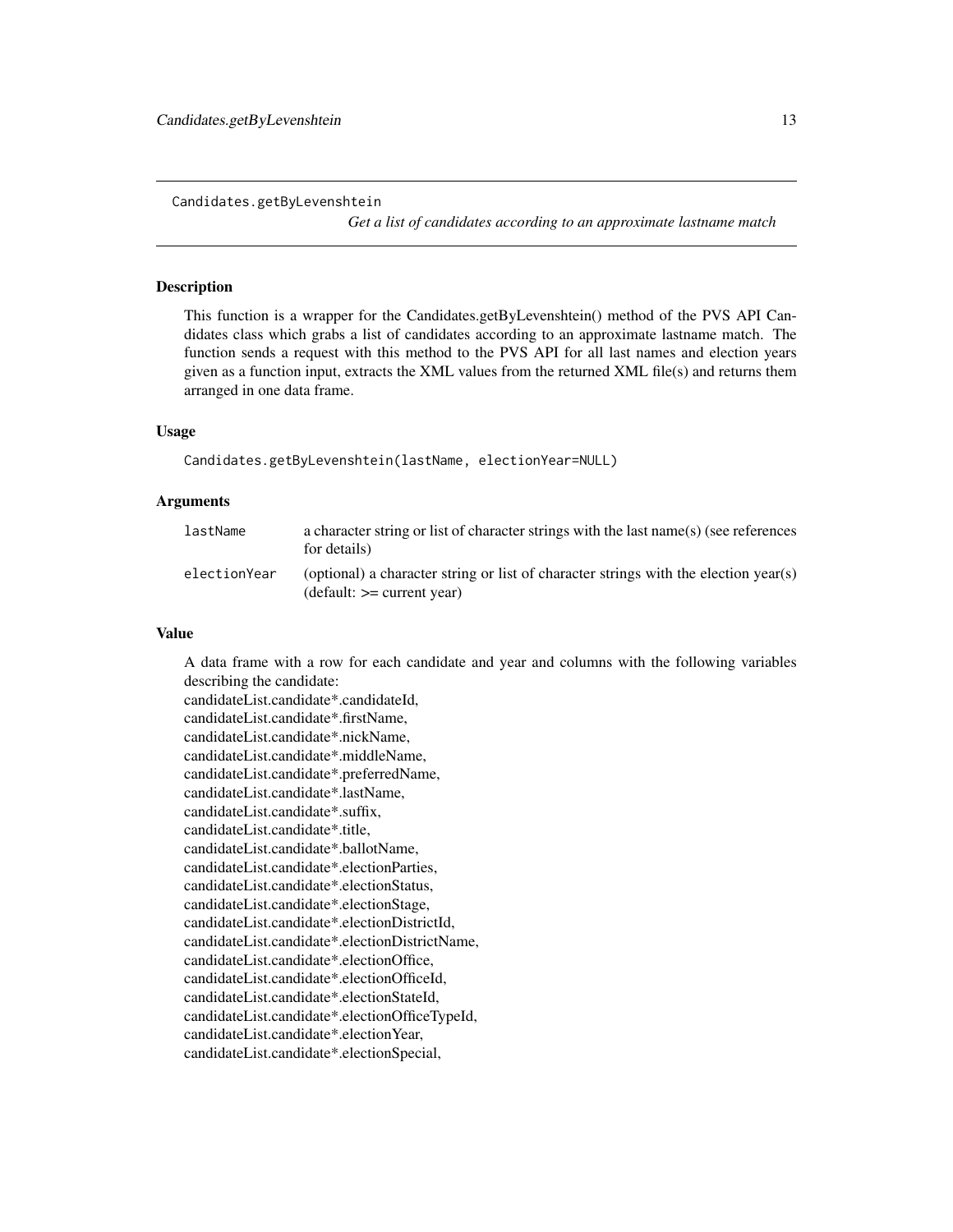Candidates.getByLevenshtein

*Get a list of candidates according to an approximate lastname match*

## Description

This function is a wrapper for the Candidates.getByLevenshtein() method of the PVS API Candidates class which grabs a list of candidates according to an approximate lastname match. The function sends a request with this method to the PVS API for all last names and election years given as a function input, extracts the XML values from the returned XML file(s) and returns them arranged in one data frame.

## Usage

```
Candidates.getByLevenshtein(lastName, electionYear=NULL)
```

## Arguments

| | |
|---|---|
| `lastName` | a character string or list of character strings with the last name(s) (see references for details) |
| `electionYear` | (optional) a character string or list of character strings with the election year(s) (default: >= current year) |

## Value

A data frame with a row for each candidate and year and columns with the following variables describing the candidate:
candidateList.candidate*.candidateId,
candidateList.candidate*.firstName,
candidateList.candidate*.nickName,
candidateList.candidate*.middleName,
candidateList.candidate*.preferredName,
candidateList.candidate*.lastName,
candidateList.candidate*.suffix,
candidateList.candidate*.title,
candidateList.candidate*.ballotName,
candidateList.candidate*.electionParties,
candidateList.candidate*.electionStatus,
candidateList.candidate*.electionStage,
candidateList.candidate*.electionDistrictId,
candidateList.candidate*.electionDistrictName,
candidateList.candidate*.electionOffice,
candidateList.candidate*.electionOfficeId,
candidateList.candidate*.electionStateId,
candidateList.candidate*.electionOfficeTypeId,
candidateList.candidate*.electionYear,
candidateList.candidate*.electionSpecial,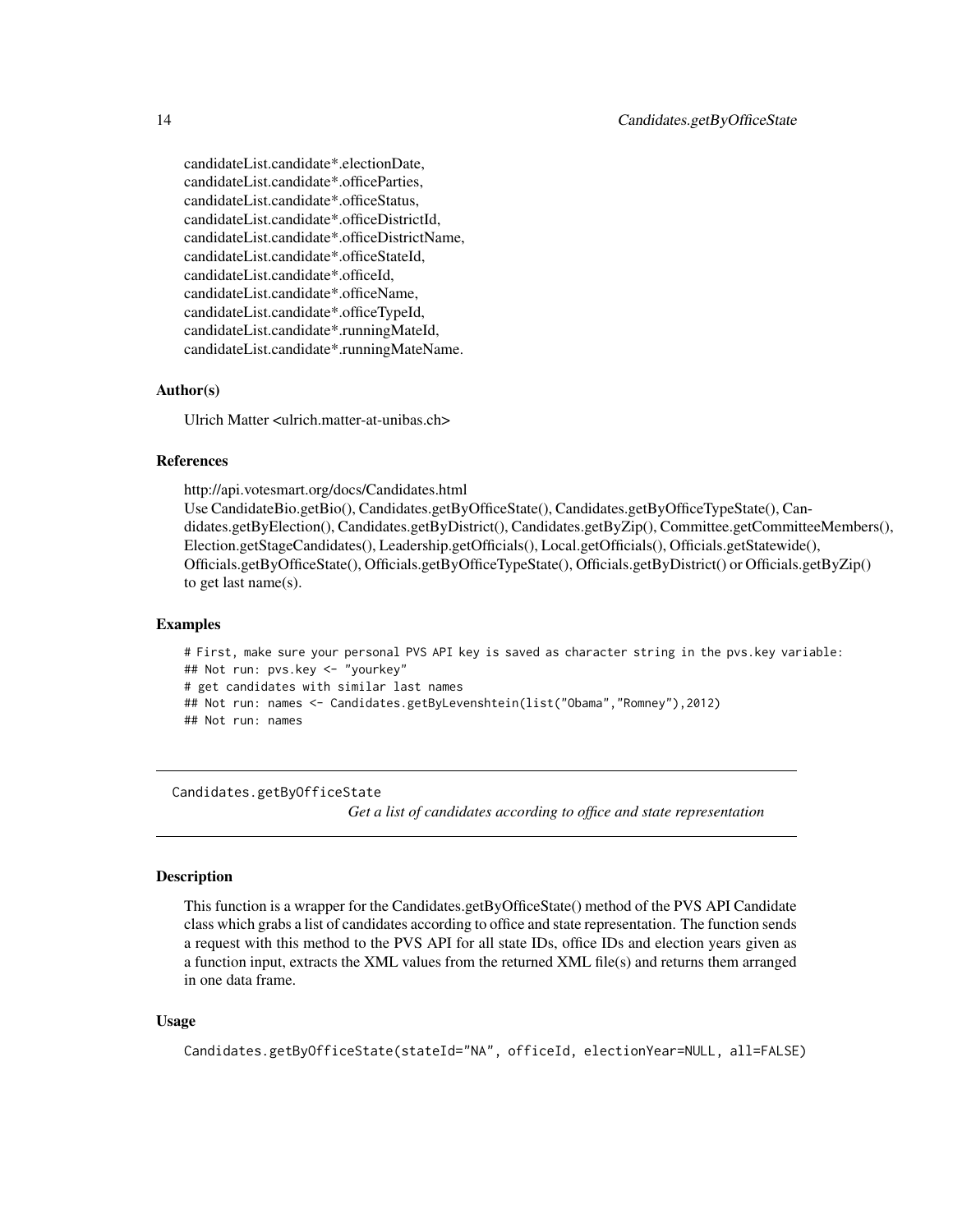candidateList.candidate*.electionDate,
candidateList.candidate*.officeParties,
candidateList.candidate*.officeStatus,
candidateList.candidate*.officeDistrictId,
candidateList.candidate*.officeDistrictName,
candidateList.candidate*.officeStateId,
candidateList.candidate*.officeId,
candidateList.candidate*.officeName,
candidateList.candidate*.officeTypeId,
candidateList.candidate*.runningMateId,
candidateList.candidate*.runningMateName.

### Author(s)

Ulrich Matter <ulrich.matter-at-unibas.ch>

### References

http://api.votesmart.org/docs/Candidates.html
Use CandidateBio.getBio(), Candidates.getByOfficeState(), Candidates.getByOfficeTypeState(), Candidates.getByElection(), Candidates.getByDistrict(), Candidates.getByZip(), Committee.getCommitteeMembers(), Election.getStageCandidates(), Leadership.getOfficials(), Local.getOfficials(), Officials.getStatewide(), Officials.getByOfficeState(), Officials.getByOfficeTypeState(), Officials.getByDistrict() or Officials.getByZip() to get last name(s).

### Examples

```
# First, make sure your personal PVS API key is saved as character string in the pvs.key variable:
## Not run: pvs.key <- "yourkey"
# get candidates with similar last names
## Not run: names <- Candidates.getByLevenshtein(list("Obama","Romney"),2012)
## Not run: names
```

---

## Candidates.getByOfficeState

*Get a list of candidates according to office and state representation*

---

### Description

This function is a wrapper for the Candidates.getByOfficeState() method of the PVS API Candidate class which grabs a list of candidates according to office and state representation. The function sends a request with this method to the PVS API for all state IDs, office IDs and election years given as a function input, extracts the XML values from the returned XML file(s) and returns them arranged in one data frame.

### Usage

```
Candidates.getByOfficeState(stateId="NA", officeId, electionYear=NULL, all=FALSE)
```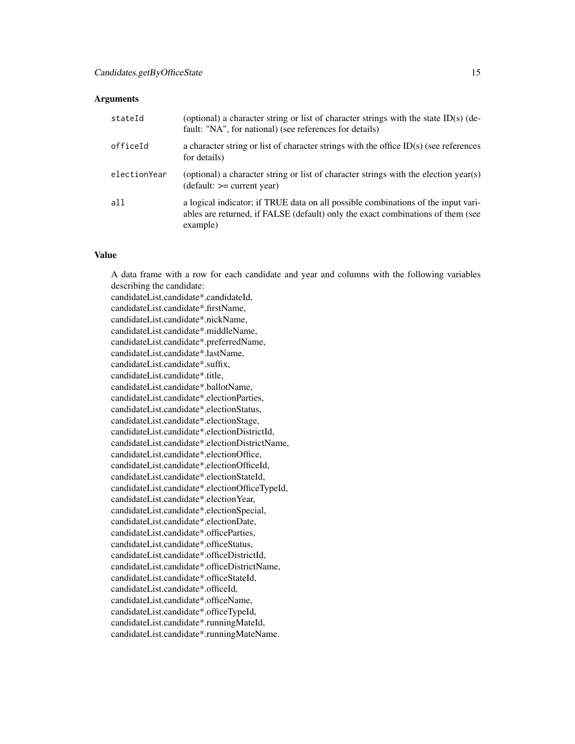### Arguments

| | |
|---|---|
| `stateId` | (optional) a character string or list of character strings with the state ID(s) (default: "NA", for national) (see references for details) |
| `officeId` | a character string or list of character strings with the office ID(s) (see references for details) |
| `electionYear` | (optional) a character string or list of character strings with the election year(s) (default: >= current year) |
| `all` | a logical indicator; if TRUE data on all possible combinations of the input variables are returned, if FALSE (default) only the exact combinations of them (see example) |

### Value

A data frame with a row for each candidate and year and columns with the following variables describing the candidate:
candidateList.candidate*.candidateId,
candidateList.candidate*.firstName,
candidateList.candidate*.nickName,
candidateList.candidate*.middleName,
candidateList.candidate*.preferredName,
candidateList.candidate*.lastName,
candidateList.candidate*.suffix,
candidateList.candidate*.title,
candidateList.candidate*.ballotName,
candidateList.candidate*.electionParties,
candidateList.candidate*.electionStatus,
candidateList.candidate*.electionStage,
candidateList.candidate*.electionDistrictId,
candidateList.candidate*.electionDistrictName,
candidateList.candidate*.electionOffice,
candidateList.candidate*.electionOfficeId,
candidateList.candidate*.electionStateId,
candidateList.candidate*.electionOfficeTypeId,
candidateList.candidate*.electionYear,
candidateList.candidate*.electionSpecial,
candidateList.candidate*.electionDate,
candidateList.candidate*.officeParties,
candidateList.candidate*.officeStatus,
candidateList.candidate*.officeDistrictId,
candidateList.candidate*.officeDistrictName,
candidateList.candidate*.officeStateId,
candidateList.candidate*.officeId,
candidateList.candidate*.officeName,
candidateList.candidate*.officeTypeId,
candidateList.candidate*.runningMateId,
candidateList.candidate*.runningMateName.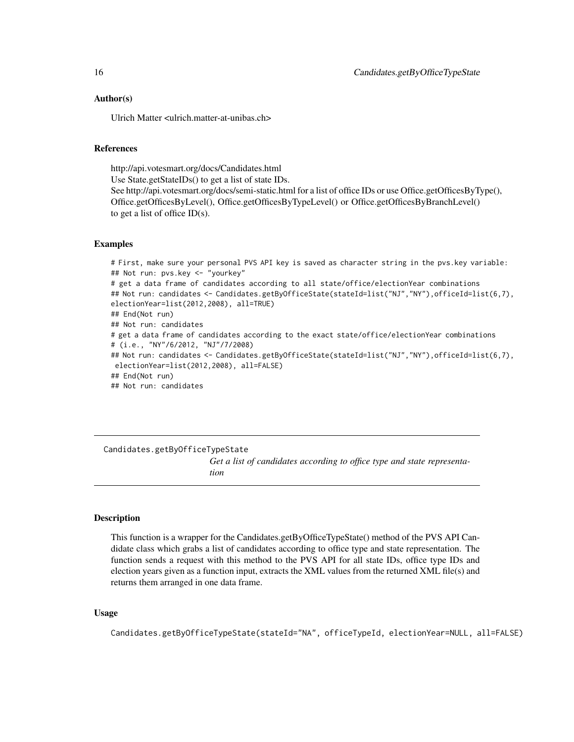### Author(s)

Ulrich Matter <ulrich.matter-at-unibas.ch>

### References

http://api.votesmart.org/docs/Candidates.html
Use State.getStateIDs() to get a list of state IDs.
See http://api.votesmart.org/docs/semi-static.html for a list of office IDs or use Office.getOfficesByType(), Office.getOfficesByLevel(), Office.getOfficesByTypeLevel() or Office.getOfficesByBranchLevel() to get a list of office ID(s).

### Examples

```
# First, make sure your personal PVS API key is saved as character string in the pvs.key variable:
## Not run: pvs.key <- "yourkey"
# get a data frame of candidates according to all state/office/electionYear combinations
## Not run: candidates <- Candidates.getByOfficeState(stateId=list("NJ","NY"),officeId=list(6,7),
electionYear=list(2012,2008), all=TRUE)
## End(Not run)
## Not run: candidates
# get a data frame of candidates according to the exact state/office/electionYear combinations
# (i.e., "NY"/6/2012, "NJ"/7/2008)
## Not run: candidates <- Candidates.getByOfficeState(stateId=list("NJ","NY"),officeId=list(6,7),
 electionYear=list(2012,2008), all=FALSE)
## End(Not run)
## Not run: candidates
```

---

## Candidates.getByOfficeTypeState

*Get a list of candidates according to office type and state representation*

### Description

This function is a wrapper for the Candidates.getByOfficeTypeState() method of the PVS API Candidate class which grabs a list of candidates according to office type and state representation. The function sends a request with this method to the PVS API for all state IDs, office type IDs and election years given as a function input, extracts the XML values from the returned XML file(s) and returns them arranged in one data frame.

### Usage

```
Candidates.getByOfficeTypeState(stateId="NA", officeTypeId, electionYear=NULL, all=FALSE)
```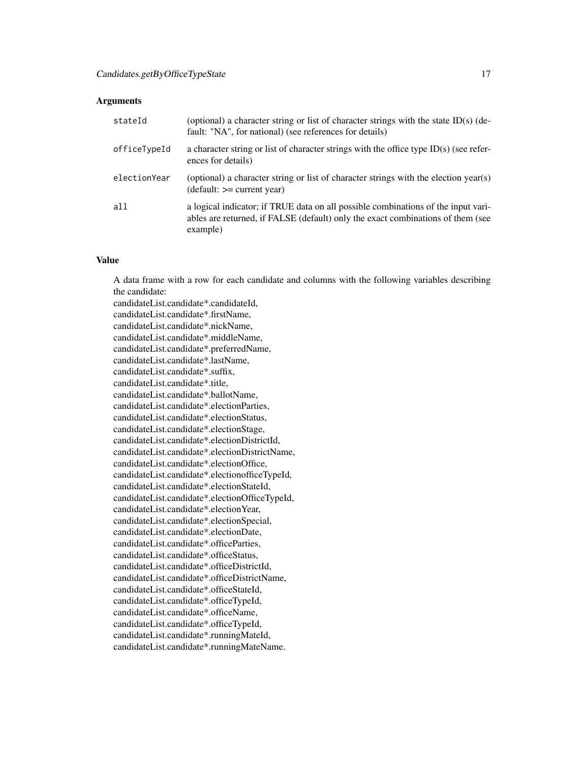## Arguments

| | |
|---|---|
| stateId | (optional) a character string or list of character strings with the state ID(s) (default: "NA", for national) (see references for details) |
| officeTypeId | a character string or list of character strings with the office type ID(s) (see references for details) |
| electionYear | (optional) a character string or list of character strings with the election year(s) (default: >= current year) |
| all | a logical indicator; if TRUE data on all possible combinations of the input variables are returned, if FALSE (default) only the exact combinations of them (see example) |

## Value

A data frame with a row for each candidate and columns with the following variables describing the candidate:
candidateList.candidate*.candidateId,
candidateList.candidate*.firstName,
candidateList.candidate*.nickName,
candidateList.candidate*.middleName,
candidateList.candidate*.preferredName,
candidateList.candidate*.lastName,
candidateList.candidate*.suffix,
candidateList.candidate*.title,
candidateList.candidate*.ballotName,
candidateList.candidate*.electionParties,
candidateList.candidate*.electionStatus,
candidateList.candidate*.electionStage,
candidateList.candidate*.electionDistrictId,
candidateList.candidate*.electionDistrictName,
candidateList.candidate*.electionOffice,
candidateList.candidate*.electionofficeTypeId,
candidateList.candidate*.electionStateId,
candidateList.candidate*.electionOfficeTypeId,
candidateList.candidate*.electionYear,
candidateList.candidate*.electionSpecial,
candidateList.candidate*.electionDate,
candidateList.candidate*.officeParties,
candidateList.candidate*.officeStatus,
candidateList.candidate*.officeDistrictId,
candidateList.candidate*.officeDistrictName,
candidateList.candidate*.officeStateId,
candidateList.candidate*.officeTypeId,
candidateList.candidate*.officeName,
candidateList.candidate*.officeTypeId,
candidateList.candidate*.runningMateId,
candidateList.candidate*.runningMateName.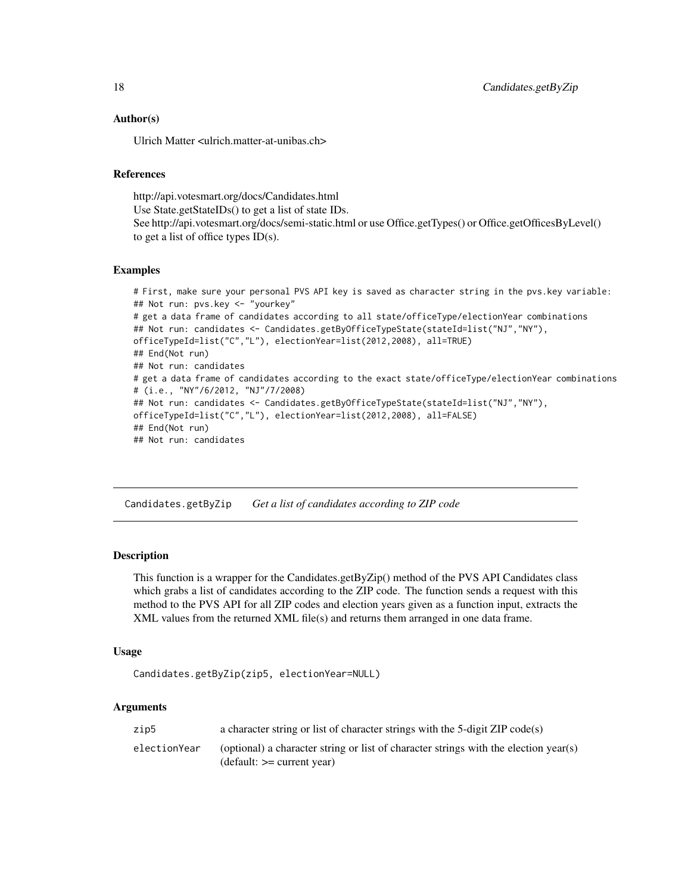### Author(s)

Ulrich Matter <ulrich.matter-at-unibas.ch>

### References

http://api.votesmart.org/docs/Candidates.html
Use State.getStateIDs() to get a list of state IDs.
See http://api.votesmart.org/docs/semi-static.html or use Office.getTypes() or Office.getOfficesByLevel() to get a list of office types ID(s).

### Examples

```
# First, make sure your personal PVS API key is saved as character string in the pvs.key variable:
## Not run: pvs.key <- "yourkey"
# get a data frame of candidates according to all state/officeType/electionYear combinations
## Not run: candidates <- Candidates.getByOfficeTypeState(stateId=list("NJ","NY"),
officeTypeId=list("C","L"), electionYear=list(2012,2008), all=TRUE)
## End(Not run)
## Not run: candidates
# get a data frame of candidates according to the exact state/officeType/electionYear combinations
# (i.e., "NY"/6/2012, "NJ"/7/2008)
## Not run: candidates <- Candidates.getByOfficeTypeState(stateId=list("NJ","NY"),
officeTypeId=list("C","L"), electionYear=list(2012,2008), all=FALSE)
## End(Not run)
## Not run: candidates
```

---

## Candidates.getByZip *Get a list of candidates according to ZIP code*

---

### Description

This function is a wrapper for the Candidates.getByZip() method of the PVS API Candidates class which grabs a list of candidates according to the ZIP code. The function sends a request with this method to the PVS API for all ZIP codes and election years given as a function input, extracts the XML values from the returned XML file(s) and returns them arranged in one data frame.

### Usage

```
Candidates.getByZip(zip5, electionYear=NULL)
```

### Arguments

| | |
|---|---|
| zip5 | a character string or list of character strings with the 5-digit ZIP code(s) |
| electionYear | (optional) a character string or list of character strings with the election year(s) (default: >= current year) |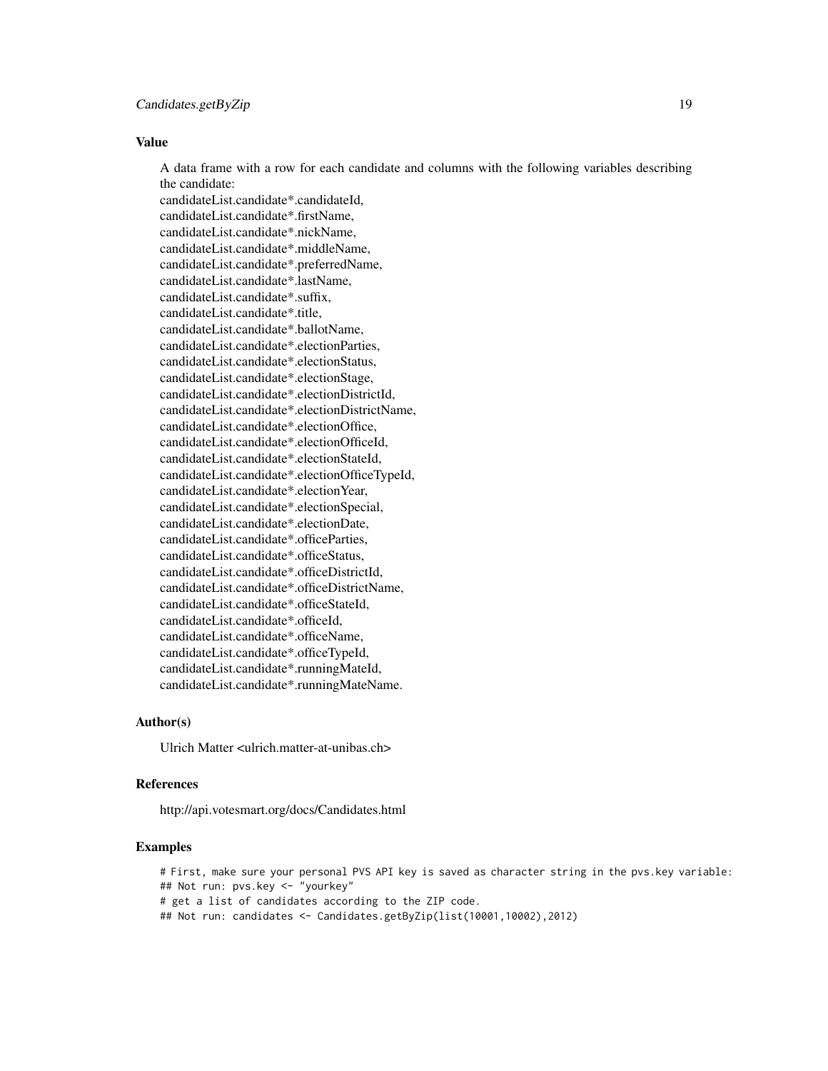### Value

A data frame with a row for each candidate and columns with the following variables describing the candidate:
candidateList.candidate*.candidateId,
candidateList.candidate*.firstName,
candidateList.candidate*.nickName,
candidateList.candidate*.middleName,
candidateList.candidate*.preferredName,
candidateList.candidate*.lastName,
candidateList.candidate*.suffix,
candidateList.candidate*.title,
candidateList.candidate*.ballotName,
candidateList.candidate*.electionParties,
candidateList.candidate*.electionStatus,
candidateList.candidate*.electionStage,
candidateList.candidate*.electionDistrictId,
candidateList.candidate*.electionDistrictName,
candidateList.candidate*.electionOffice,
candidateList.candidate*.electionOfficeId,
candidateList.candidate*.electionStateId,
candidateList.candidate*.electionOfficeTypeId,
candidateList.candidate*.electionYear,
candidateList.candidate*.electionSpecial,
candidateList.candidate*.electionDate,
candidateList.candidate*.officeParties,
candidateList.candidate*.officeStatus,
candidateList.candidate*.officeDistrictId,
candidateList.candidate*.officeDistrictName,
candidateList.candidate*.officeStateId,
candidateList.candidate*.officeId,
candidateList.candidate*.officeName,
candidateList.candidate*.officeTypeId,
candidateList.candidate*.runningMateId,
candidateList.candidate*.runningMateName.

### Author(s)

Ulrich Matter <ulrich.matter-at-unibas.ch>

### References

http://api.votesmart.org/docs/Candidates.html

### Examples

```
# First, make sure your personal PVS API key is saved as character string in the pvs.key variable:
## Not run: pvs.key <- "yourkey"
# get a list of candidates according to the ZIP code.
## Not run: candidates <- Candidates.getByZip(list(10001,10002),2012)
```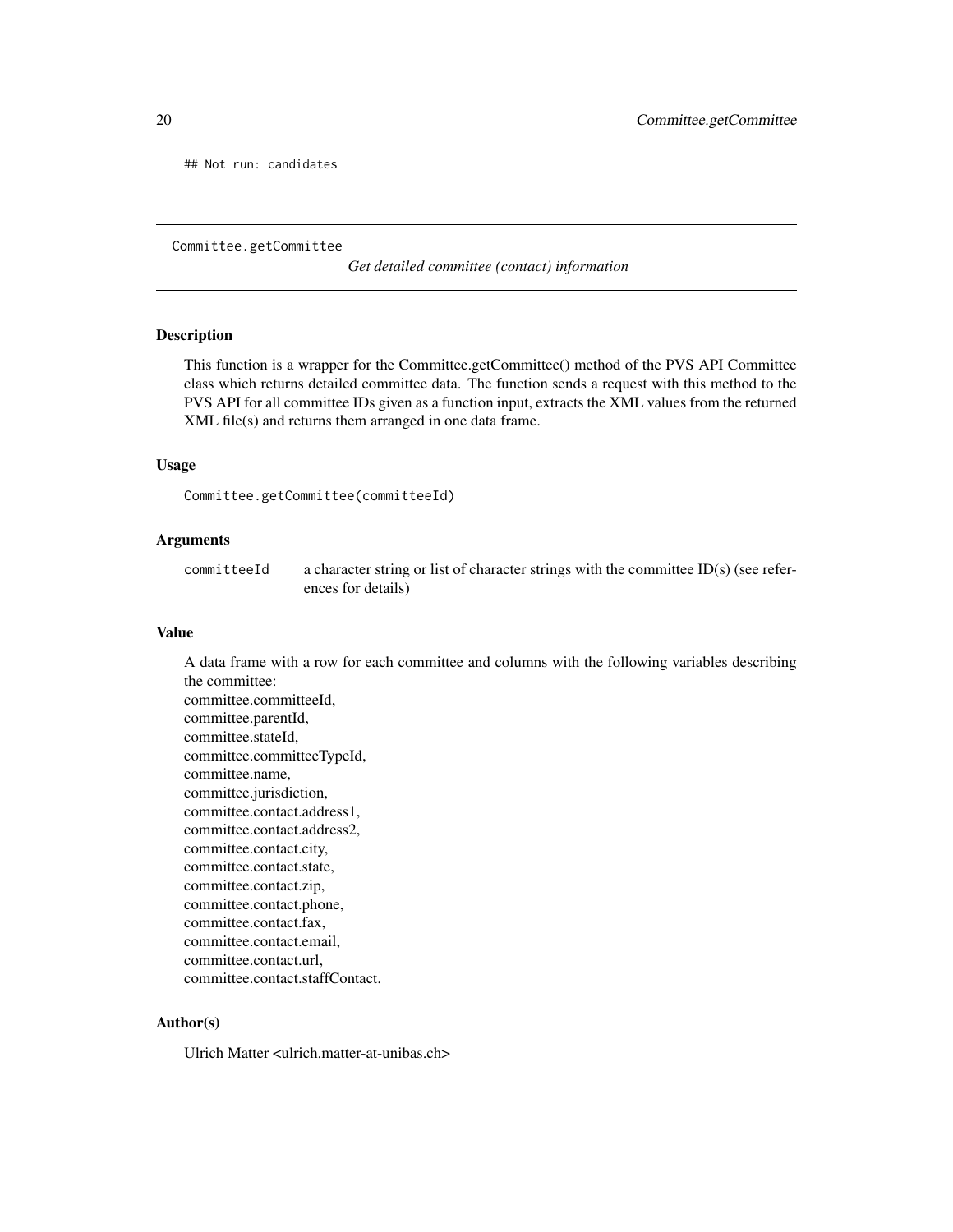```
## Not run: candidates
```

---

Committee.getCommittee *Get detailed committee (contact) information*

---

### Description

This function is a wrapper for the Committee.getCommittee() method of the PVS API Committee class which returns detailed committee data. The function sends a request with this method to the PVS API for all committee IDs given as a function input, extracts the XML values from the returned XML file(s) and returns them arranged in one data frame.

### Usage

```
Committee.getCommittee(committeeId)
```

### Arguments

| | |
|---|---|
| committeeId | a character string or list of character strings with the committee ID(s) (see references for details) |

### Value

A data frame with a row for each committee and columns with the following variables describing the committee:
committee.committeeId,
committee.parentId,
committee.stateId,
committee.committeeTypeId,
committee.name,
committee.jurisdiction,
committee.contact.address1,
committee.contact.address2,
committee.contact.city,
committee.contact.state,
committee.contact.zip,
committee.contact.phone,
committee.contact.fax,
committee.contact.email,
committee.contact.url,
committee.contact.staffContact.

### Author(s)

Ulrich Matter <ulrich.matter-at-unibas.ch>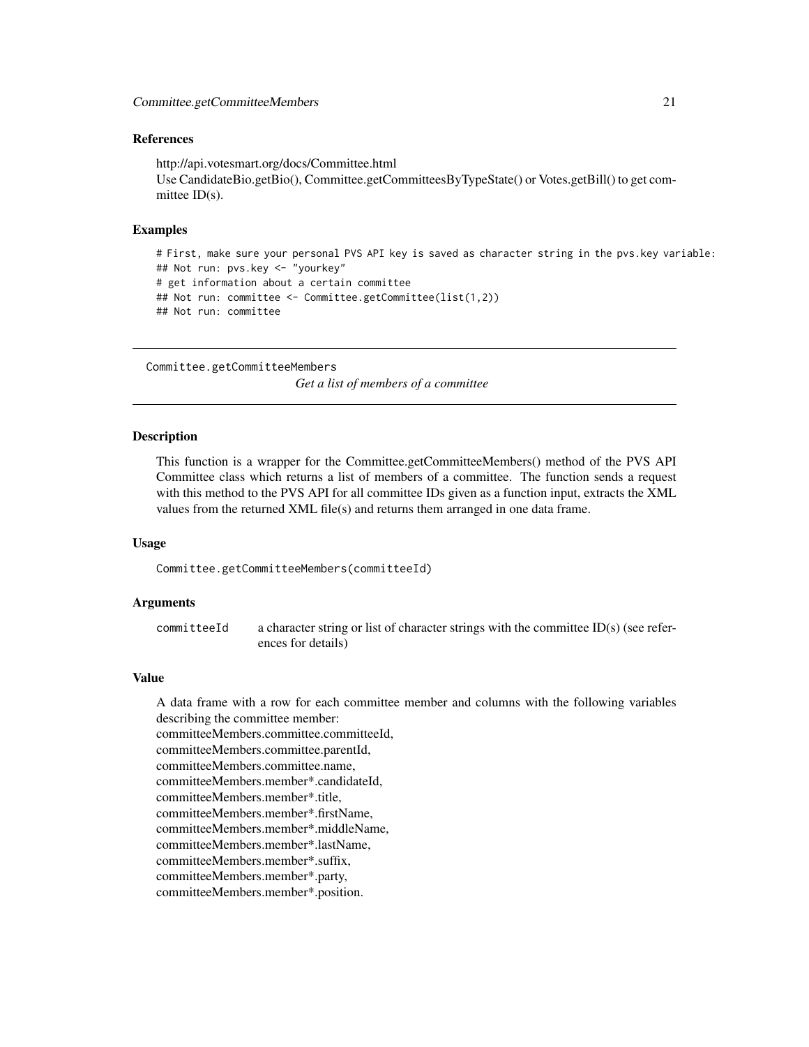### References

http://api.votesmart.org/docs/Committee.html
Use CandidateBio.getBio(), Committee.getCommitteesByTypeState() or Votes.getBill() to get committee ID(s).

### Examples

```
# First, make sure your personal PVS API key is saved as character string in the pvs.key variable:
## Not run: pvs.key <- "yourkey"
# get information about a certain committee
## Not run: committee <- Committee.getCommittee(list(1,2))
## Not run: committee
```

---

## Committee.getCommitteeMembers

*Get a list of members of a committee*

---

### Description

This function is a wrapper for the Committee.getCommitteeMembers() method of the PVS API Committee class which returns a list of members of a committee. The function sends a request with this method to the PVS API for all committee IDs given as a function input, extracts the XML values from the returned XML file(s) and returns them arranged in one data frame.

### Usage

```
Committee.getCommitteeMembers(committeeId)
```

### Arguments

| | |
|---|---|
| `committeeId` | a character string or list of character strings with the committee ID(s) (see references for details) |

### Value

A data frame with a row for each committee member and columns with the following variables describing the committee member:
committeeMembers.committee.committeeId,
committeeMembers.committee.parentId,
committeeMembers.committee.name,
committeeMembers.member*.candidateId,
committeeMembers.member*.title,
committeeMembers.member*.firstName,
committeeMembers.member*.middleName,
committeeMembers.member*.lastName,
committeeMembers.member*.suffix,
committeeMembers.member*.party,
committeeMembers.member*.position.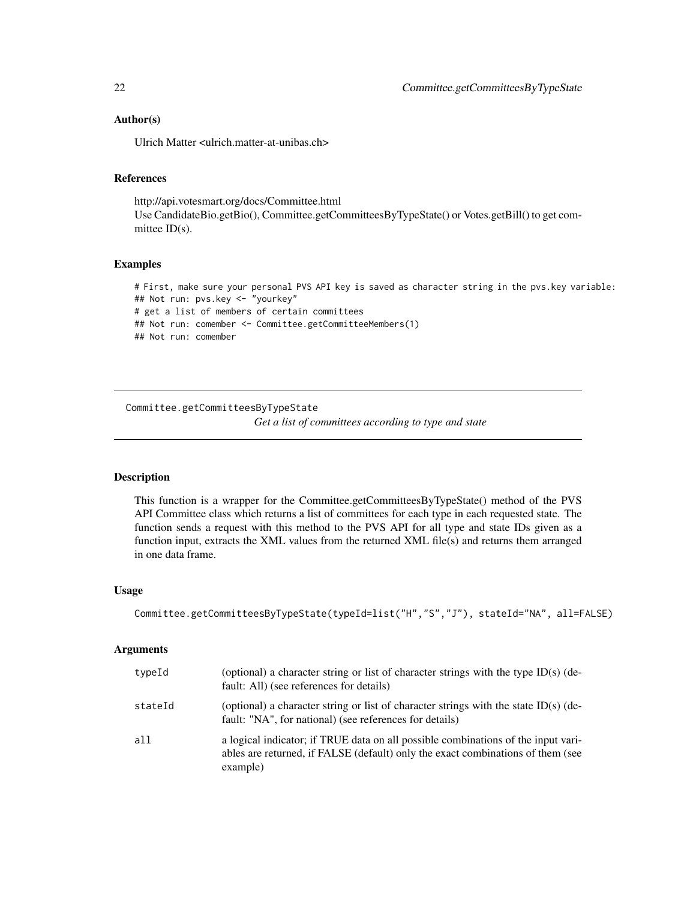### Author(s)

Ulrich Matter <ulrich.matter-at-unibas.ch>

### References

http://api.votesmart.org/docs/Committee.html
Use CandidateBio.getBio(), Committee.getCommitteesByTypeState() or Votes.getBill() to get committee ID(s).

### Examples

```
# First, make sure your personal PVS API key is saved as character string in the pvs.key variable:
## Not run: pvs.key <- "yourkey"
# get a list of members of certain committees
## Not run: comember <- Committee.getCommitteeMembers(1)
## Not run: comember
```

---

## Committee.getCommitteesByTypeState

*Get a list of committees according to type and state*

---

### Description

This function is a wrapper for the Committee.getCommitteesByTypeState() method of the PVS API Committee class which returns a list of committees for each type in each requested state. The function sends a request with this method to the PVS API for all type and state IDs given as a function input, extracts the XML values from the returned XML file(s) and returns them arranged in one data frame.

### Usage

```
Committee.getCommitteesByTypeState(typeId=list("H","S","J"), stateId="NA", all=FALSE)
```

### Arguments

| | |
|---|---|
| typeId | (optional) a character string or list of character strings with the type ID(s) (default: All) (see references for details) |
| stateId | (optional) a character string or list of character strings with the state ID(s) (default: "NA", for national) (see references for details) |
| all | a logical indicator; if TRUE data on all possible combinations of the input variables are returned, if FALSE (default) only the exact combinations of them (see example) |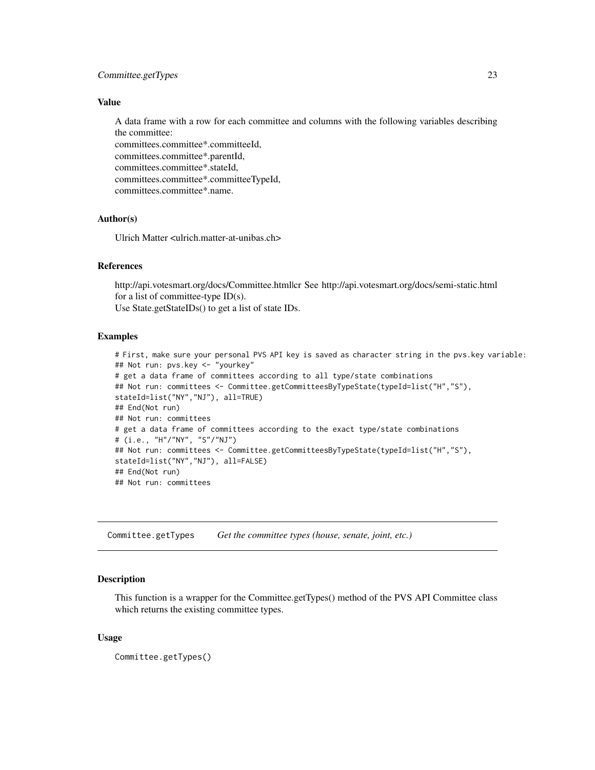### Value

A data frame with a row for each committee and columns with the following variables describing the committee:
committees.committee*.committeeId,
committees.committee*.parentId,
committees.committee*.stateId,
committees.committee*.committeeTypeId,
committees.committee*.name.

### Author(s)

Ulrich Matter <ulrich.matter-at-unibas.ch>

### References

http://api.votesmart.org/docs/Committee.html|cr See http://api.votesmart.org/docs/semi-static.html for a list of committee-type ID(s).
Use State.getStateIDs() to get a list of state IDs.

### Examples

```
# First, make sure your personal PVS API key is saved as character string in the pvs.key variable:
## Not run: pvs.key <- "yourkey"
# get a data frame of committees according to all type/state combinations
## Not run: committees <- Committee.getCommitteesByTypeState(typeId=list("H","S"),
stateId=list("NY","NJ"), all=TRUE)
## End(Not run)
## Not run: committees
# get a data frame of committees according to the exact type/state combinations
# (i.e., "H"/"NY", "S"/"NJ")
## Not run: committees <- Committee.getCommitteesByTypeState(typeId=list("H","S"),
stateId=list("NY","NJ"), all=FALSE)
## End(Not run)
## Not run: committees
```

---

## Committee.getTypes    *Get the committee types (house, senate, joint, etc.)*

---

### Description

This function is a wrapper for the Committee.getTypes() method of the PVS API Committee class which returns the existing committee types.

### Usage

```
Committee.getTypes()
```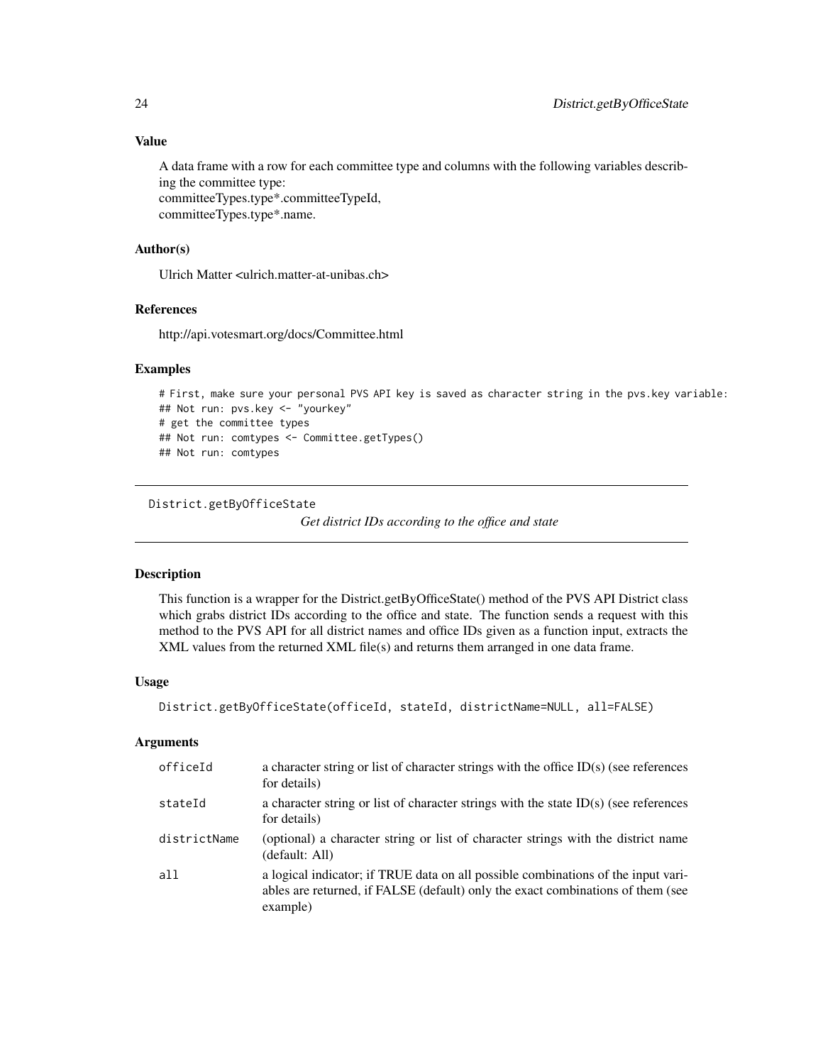## Value

A data frame with a row for each committee type and columns with the following variables describing the committee type:
committeeTypes.type*.committeeTypeId,
committeeTypes.type*.name.

## Author(s)

Ulrich Matter <ulrich.matter-at-unibas.ch>

## References

http://api.votesmart.org/docs/Committee.html

## Examples

```
# First, make sure your personal PVS API key is saved as character string in the pvs.key variable:
## Not run: pvs.key <- "yourkey"
# get the committee types
## Not run: comtypes <- Committee.getTypes()
## Not run: comtypes
```

---

# District.getByOfficeState

*Get district IDs according to the office and state*

---

## Description

This function is a wrapper for the District.getByOfficeState() method of the PVS API District class which grabs district IDs according to the office and state. The function sends a request with this method to the PVS API for all district names and office IDs given as a function input, extracts the XML values from the returned XML file(s) and returns them arranged in one data frame.

## Usage

```
District.getByOfficeState(officeId, stateId, districtName=NULL, all=FALSE)
```

## Arguments

| | |
|---|---|
| officeId | a character string or list of character strings with the office ID(s) (see references for details) |
| stateId | a character string or list of character strings with the state ID(s) (see references for details) |
| districtName | (optional) a character string or list of character strings with the district name (default: All) |
| all | a logical indicator; if TRUE data on all possible combinations of the input variables are returned, if FALSE (default) only the exact combinations of them (see example) |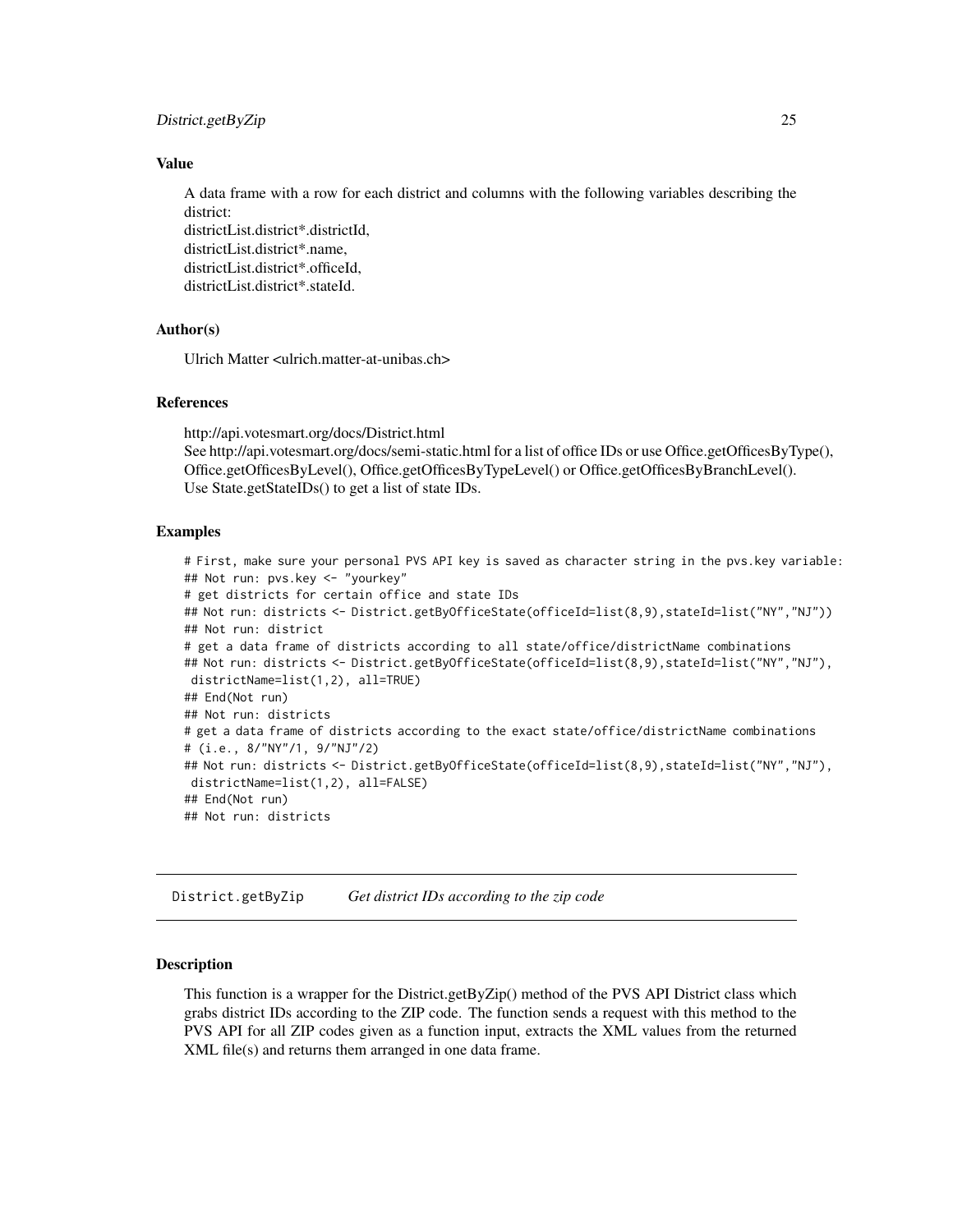### Value

A data frame with a row for each district and columns with the following variables describing the district:
districtList.district*.districtId,
districtList.district*.name,
districtList.district*.officeId,
districtList.district*.stateId.

### Author(s)

Ulrich Matter <ulrich.matter-at-unibas.ch>

### References

http://api.votesmart.org/docs/District.html
See http://api.votesmart.org/docs/semi-static.html for a list of office IDs or use Office.getOfficesByType(), Office.getOfficesByLevel(), Office.getOfficesByTypeLevel() or Office.getOfficesByBranchLevel().
Use State.getStateIDs() to get a list of state IDs.

### Examples

```
# First, make sure your personal PVS API key is saved as character string in the pvs.key variable:
## Not run: pvs.key <- "yourkey"
# get districts for certain office and state IDs
## Not run: districts <- District.getByOfficeState(officeId=list(8,9),stateId=list("NY","NJ"))
## Not run: district
# get a data frame of districts according to all state/office/districtName combinations
## Not run: districts <- District.getByOfficeState(officeId=list(8,9),stateId=list("NY","NJ"),
 districtName=list(1,2), all=TRUE)
## End(Not run)
## Not run: districts
# get a data frame of districts according to the exact state/office/districtName combinations
# (i.e., 8/"NY"/1, 9/"NJ"/2)
## Not run: districts <- District.getByOfficeState(officeId=list(8,9),stateId=list("NY","NJ"),
 districtName=list(1,2), all=FALSE)
## End(Not run)
## Not run: districts
```

---

## District.getByZip *Get district IDs according to the zip code*

### Description

This function is a wrapper for the District.getByZip() method of the PVS API District class which grabs district IDs according to the ZIP code. The function sends a request with this method to the PVS API for all ZIP codes given as a function input, extracts the XML values from the returned XML file(s) and returns them arranged in one data frame.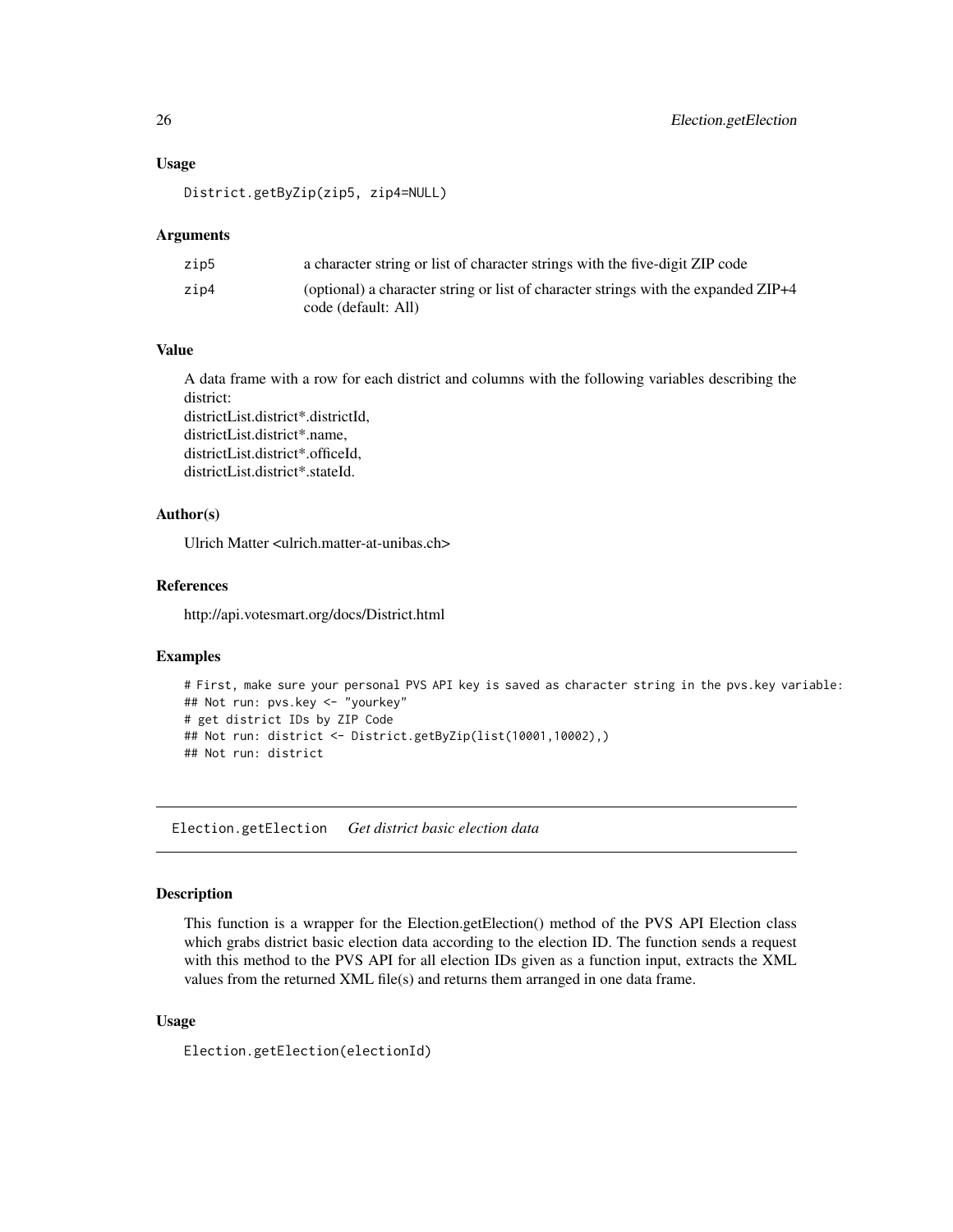### Usage

```
District.getByZip(zip5, zip4=NULL)
```

### Arguments

| | |
|---|---|
| zip5 | a character string or list of character strings with the five-digit ZIP code |
| zip4 | (optional) a character string or list of character strings with the expanded ZIP+4 code (default: All) |

### Value

A data frame with a row for each district and columns with the following variables describing the district:
districtList.district*.districtId,
districtList.district*.name,
districtList.district*.officeId,
districtList.district*.stateId.

### Author(s)

Ulrich Matter <ulrich.matter-at-unibas.ch>

### References

http://api.votesmart.org/docs/District.html

### Examples

```
# First, make sure your personal PVS API key is saved as character string in the pvs.key variable:
## Not run: pvs.key <- "yourkey"
# get district IDs by ZIP Code
## Not run: district <- District.getByZip(list(10001,10002),)
## Not run: district
```

---

## Election.getElection    *Get district basic election data*

---

### Description

This function is a wrapper for the Election.getElection() method of the PVS API Election class which grabs district basic election data according to the election ID. The function sends a request with this method to the PVS API for all election IDs given as a function input, extracts the XML values from the returned XML file(s) and returns them arranged in one data frame.

### Usage

```
Election.getElection(electionId)
```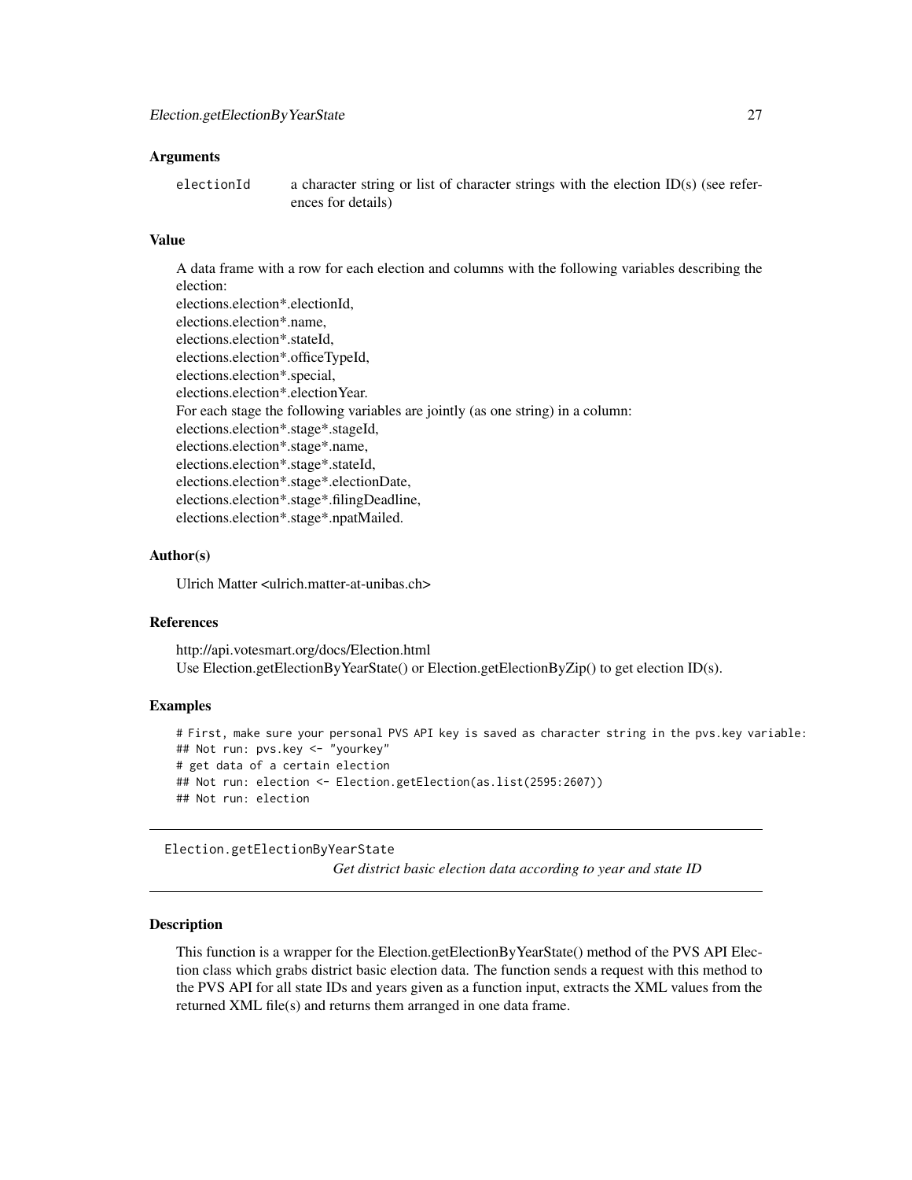### Arguments

electionId a character string or list of character strings with the election ID(s) (see references for details)

### Value

A data frame with a row for each election and columns with the following variables describing the election:
elections.election*.electionId,
elections.election*.name,
elections.election*.stateId,
elections.election*.officeTypeId,
elections.election*.special,
elections.election*.electionYear.
For each stage the following variables are jointly (as one string) in a column:
elections.election*.stage*.stageId,
elections.election*.stage*.name,
elections.election*.stage*.stateId,
elections.election*.stage*.electionDate,
elections.election*.stage*.filingDeadline,
elections.election*.stage*.npatMailed.

### Author(s)

Ulrich Matter <ulrich.matter-at-unibas.ch>

### References

http://api.votesmart.org/docs/Election.html
Use Election.getElectionByYearState() or Election.getElectionByZip() to get election ID(s).

### Examples

```
# First, make sure your personal PVS API key is saved as character string in the pvs.key variable:
## Not run: pvs.key <- "yourkey"
# get data of a certain election
## Not run: election <- Election.getElection(as.list(2595:2607))
## Not run: election
```

---

## Election.getElectionByYearState

*Get district basic election data according to year and state ID*

---

### Description

This function is a wrapper for the Election.getElectionByYearState() method of the PVS API Election class which grabs district basic election data. The function sends a request with this method to the PVS API for all state IDs and years given as a function input, extracts the XML values from the returned XML file(s) and returns them arranged in one data frame.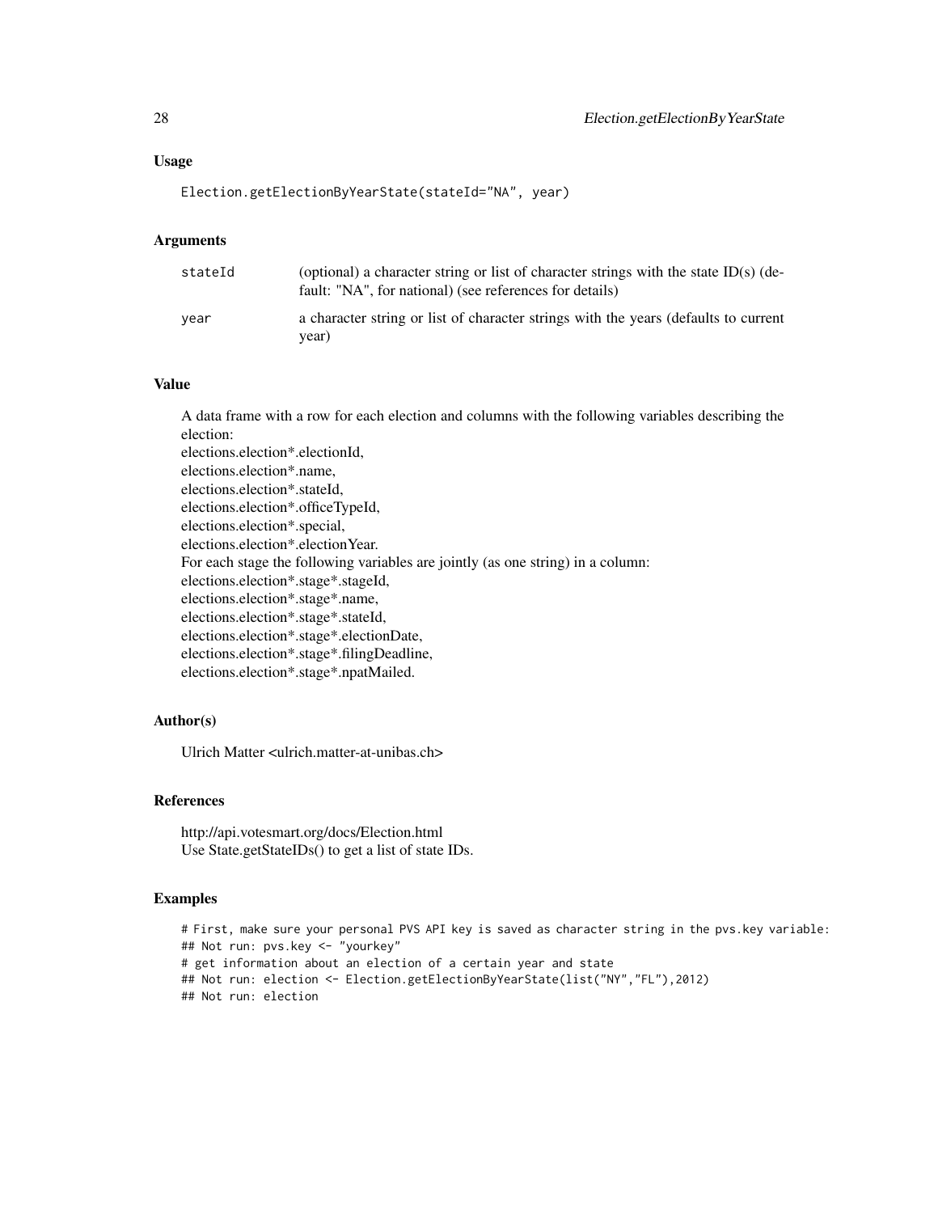### Usage

```
Election.getElectionByYearState(stateId="NA", year)
```

### Arguments

| | |
|---|---|
| stateId | (optional) a character string or list of character strings with the state ID(s) (default: "NA", for national) (see references for details) |
| year | a character string or list of character strings with the years (defaults to current year) |

### Value

A data frame with a row for each election and columns with the following variables describing the election:
elections.election*.electionId,
elections.election*.name,
elections.election*.stateId,
elections.election*.officeTypeId,
elections.election*.special,
elections.election*.electionYear.
For each stage the following variables are jointly (as one string) in a column:
elections.election*.stage*.stageId,
elections.election*.stage*.name,
elections.election*.stage*.stateId,
elections.election*.stage*.electionDate,
elections.election*.stage*.filingDeadline,
elections.election*.stage*.npatMailed.

### Author(s)

Ulrich Matter <ulrich.matter-at-unibas.ch>

### References

http://api.votesmart.org/docs/Election.html
Use State.getStateIDs() to get a list of state IDs.

### Examples

```
# First, make sure your personal PVS API key is saved as character string in the pvs.key variable:
## Not run: pvs.key <- "yourkey"
# get information about an election of a certain year and state
## Not run: election <- Election.getElectionByYearState(list("NY","FL"),2012)
## Not run: election
```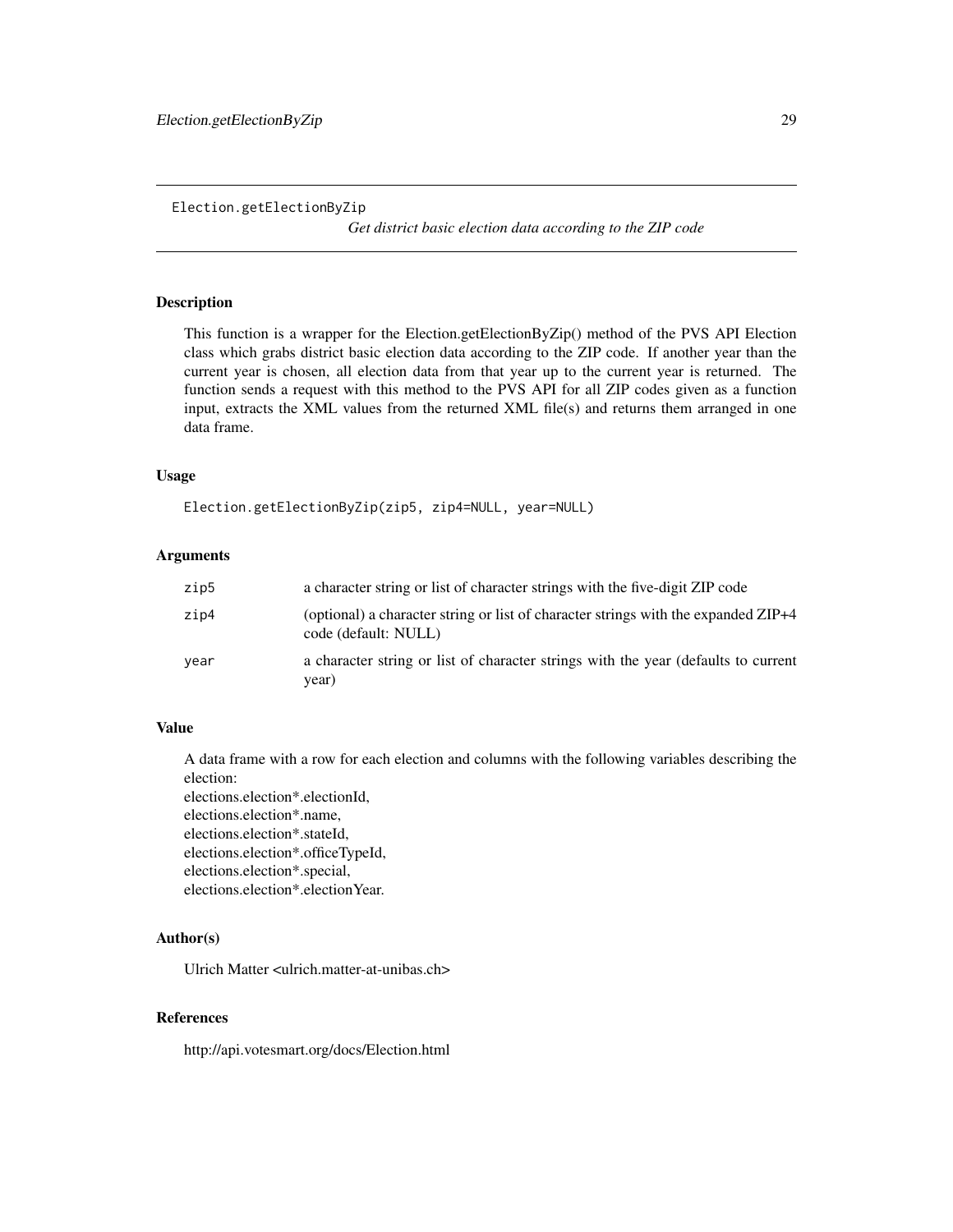Election.getElectionByZip *Get district basic election data according to the ZIP code*

## Description

This function is a wrapper for the Election.getElectionByZip() method of the PVS API Election class which grabs district basic election data according to the ZIP code. If another year than the current year is chosen, all election data from that year up to the current year is returned. The function sends a request with this method to the PVS API for all ZIP codes given as a function input, extracts the XML values from the returned XML file(s) and returns them arranged in one data frame.

## Usage

```
Election.getElectionByZip(zip5, zip4=NULL, year=NULL)
```

## Arguments

| | |
|---|---|
| zip5 | a character string or list of character strings with the five-digit ZIP code |
| zip4 | (optional) a character string or list of character strings with the expanded ZIP+4 code (default: NULL) |
| year | a character string or list of character strings with the year (defaults to current year) |

## Value

A data frame with a row for each election and columns with the following variables describing the election:
elections.election*.electionId,
elections.election*.name,
elections.election*.stateId,
elections.election*.officeTypeId,
elections.election*.special,
elections.election*.electionYear.

## Author(s)

Ulrich Matter <ulrich.matter-at-unibas.ch>

## References

http://api.votesmart.org/docs/Election.html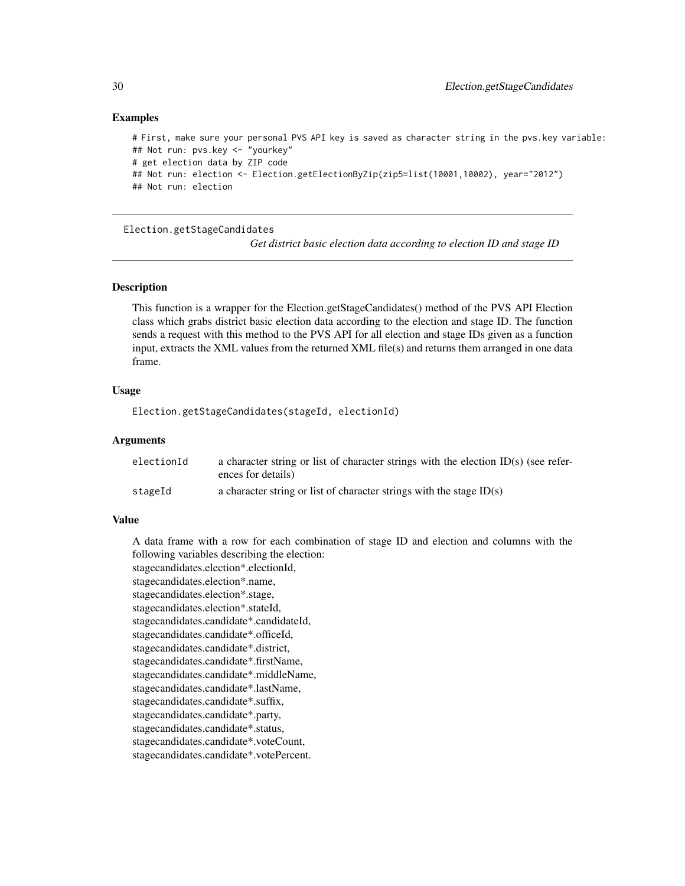### Examples

```
# First, make sure your personal PVS API key is saved as character string in the pvs.key variable:
## Not run: pvs.key <- "yourkey"
# get election data by ZIP code
## Not run: election <- Election.getElectionByZip(zip5=list(10001,10002), year="2012")
## Not run: election
```

---

## Election.getStageCandidates

*Get district basic election data according to election ID and stage ID*

---

### Description

This function is a wrapper for the Election.getStageCandidates() method of the PVS API Election class which grabs district basic election data according to the election and stage ID. The function sends a request with this method to the PVS API for all election and stage IDs given as a function input, extracts the XML values from the returned XML file(s) and returns them arranged in one data frame.

### Usage

```
Election.getStageCandidates(stageId, electionId)
```

### Arguments

| | |
|---|---|
| electionId | a character string or list of character strings with the election ID(s) (see references for details) |
| stageId | a character string or list of character strings with the stage ID(s) |

### Value

A data frame with a row for each combination of stage ID and election and columns with the following variables describing the election:
stagecandidates.election*.electionId,
stagecandidates.election*.name,
stagecandidates.election*.stage,
stagecandidates.election*.stateId,
stagecandidates.candidate*.candidateId,
stagecandidates.candidate*.officeId,
stagecandidates.candidate*.district,
stagecandidates.candidate*.firstName,
stagecandidates.candidate*.middleName,
stagecandidates.candidate*.lastName,
stagecandidates.candidate*.suffix,
stagecandidates.candidate*.party,
stagecandidates.candidate*.status,
stagecandidates.candidate*.voteCount,
stagecandidates.candidate*.votePercent.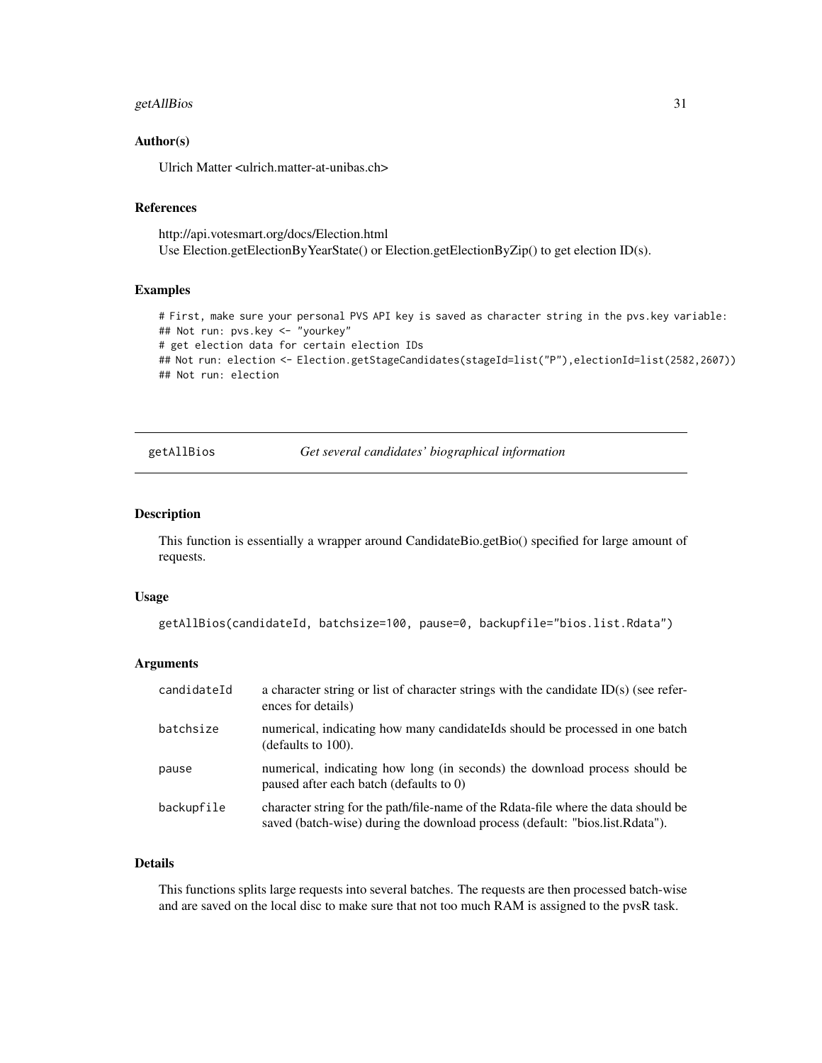### Author(s)

Ulrich Matter <ulrich.matter-at-unibas.ch>

### References

http://api.votesmart.org/docs/Election.html
Use Election.getElectionByYearState() or Election.getElectionByZip() to get election ID(s).

### Examples

```
# First, make sure your personal PVS API key is saved as character string in the pvs.key variable:
## Not run: pvs.key <- "yourkey"
# get election data for certain election IDs
## Not run: election <- Election.getStageCandidates(stageId=list("P"),electionId=list(2582,2607))
## Not run: election
```

---

## getAllBios — *Get several candidates' biographical information*

---

### Description

This function is essentially a wrapper around CandidateBio.getBio() specified for large amount of requests.

### Usage

```
getAllBios(candidateId, batchsize=100, pause=0, backupfile="bios.list.Rdata")
```

### Arguments

| | |
|---|---|
| candidateId | a character string or list of character strings with the candidate ID(s) (see references for details) |
| batchsize | numerical, indicating how many candidateIds should be processed in one batch (defaults to 100). |
| pause | numerical, indicating how long (in seconds) the download process should be paused after each batch (defaults to 0) |
| backupfile | character string for the path/file-name of the Rdata-file where the data should be saved (batch-wise) during the download process (default: "bios.list.Rdata"). |

### Details

This functions splits large requests into several batches. The requests are then processed batch-wise and are saved on the local disc to make sure that not too much RAM is assigned to the pvsR task.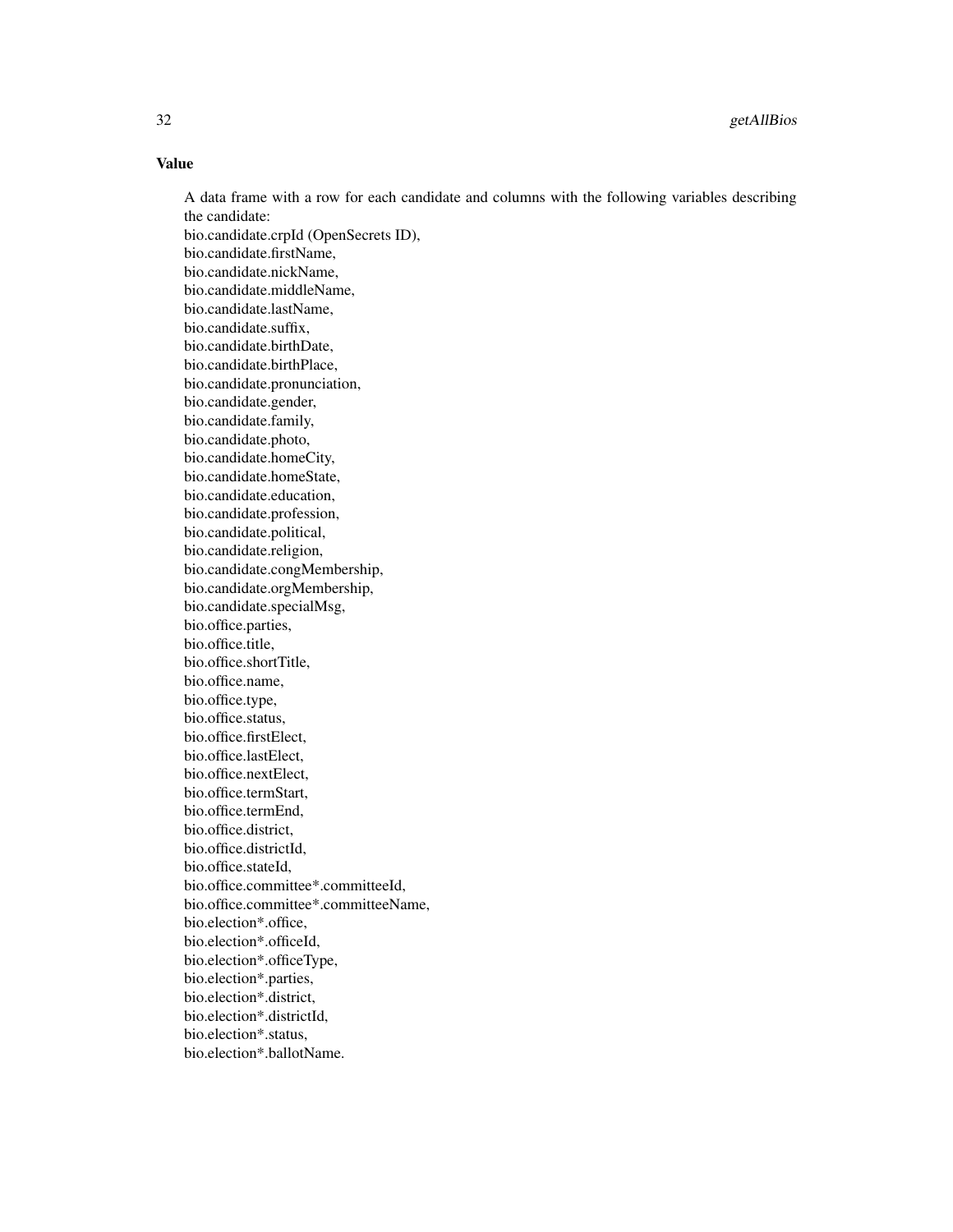## Value

A data frame with a row for each candidate and columns with the following variables describing the candidate:
bio.candidate.crpId (OpenSecrets ID),
bio.candidate.firstName,
bio.candidate.nickName,
bio.candidate.middleName,
bio.candidate.lastName,
bio.candidate.suffix,
bio.candidate.birthDate,
bio.candidate.birthPlace,
bio.candidate.pronunciation,
bio.candidate.gender,
bio.candidate.family,
bio.candidate.photo,
bio.candidate.homeCity,
bio.candidate.homeState,
bio.candidate.education,
bio.candidate.profession,
bio.candidate.political,
bio.candidate.religion,
bio.candidate.congMembership,
bio.candidate.orgMembership,
bio.candidate.specialMsg,
bio.office.parties,
bio.office.title,
bio.office.shortTitle,
bio.office.name,
bio.office.type,
bio.office.status,
bio.office.firstElect,
bio.office.lastElect,
bio.office.nextElect,
bio.office.termStart,
bio.office.termEnd,
bio.office.district,
bio.office.districtId,
bio.office.stateId,
bio.office.committee*.committeeId,
bio.office.committee*.committeeName,
bio.election*.office,
bio.election*.officeId,
bio.election*.officeType,
bio.election*.parties,
bio.election*.district,
bio.election*.districtId,
bio.election*.status,
bio.election*.ballotName.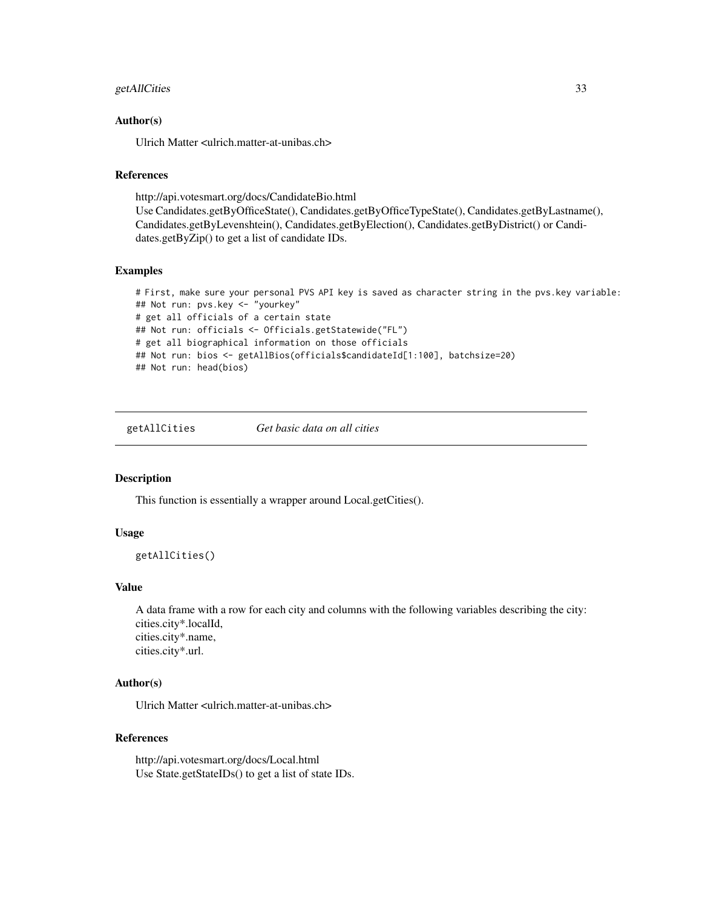### Author(s)

Ulrich Matter <ulrich.matter-at-unibas.ch>

### References

http://api.votesmart.org/docs/CandidateBio.html
Use Candidates.getByOfficeState(), Candidates.getByOfficeTypeState(), Candidates.getByLastname(), Candidates.getByLevenshtein(), Candidates.getByElection(), Candidates.getByDistrict() or Candidates.getByZip() to get a list of candidate IDs.

### Examples

```
# First, make sure your personal PVS API key is saved as character string in the pvs.key variable:
## Not run: pvs.key <- "yourkey"
# get all officials of a certain state
## Not run: officials <- Officials.getStatewide("FL")
# get all biographical information on those officials
## Not run: bios <- getAllBios(officials$candidateId[1:100], batchsize=20)
## Not run: head(bios)
```

---

## getAllCities *Get basic data on all cities*

### Description

This function is essentially a wrapper around Local.getCities().

### Usage

```
getAllCities()
```

### Value

A data frame with a row for each city and columns with the following variables describing the city:
cities.city*.localId,
cities.city*.name,
cities.city*.url.

### Author(s)

Ulrich Matter <ulrich.matter-at-unibas.ch>

### References

http://api.votesmart.org/docs/Local.html
Use State.getStateIDs() to get a list of state IDs.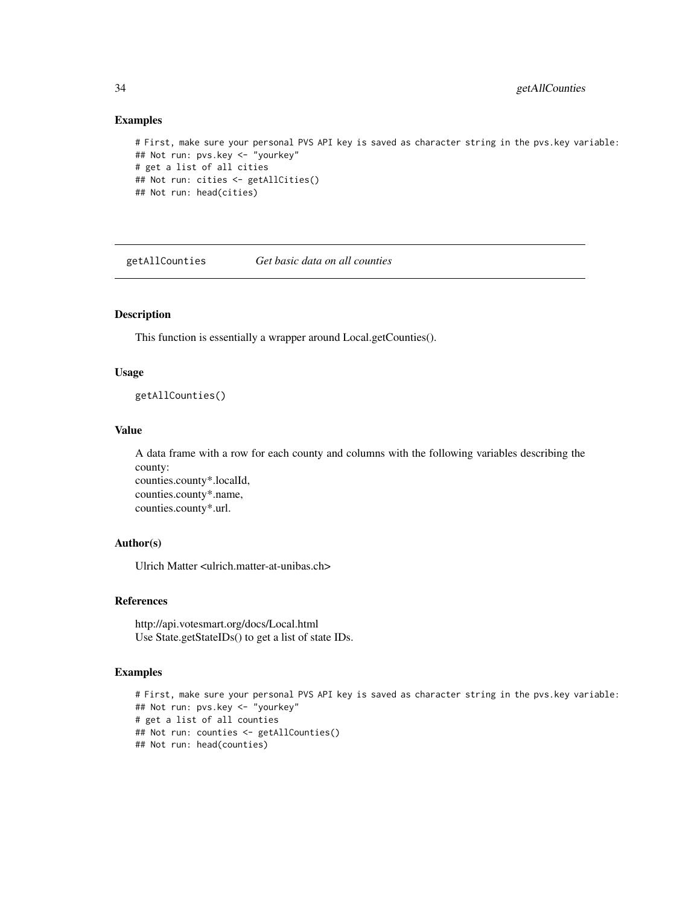## Examples

```
# First, make sure your personal PVS API key is saved as character string in the pvs.key variable:
## Not run: pvs.key <- "yourkey"
# get a list of all cities
## Not run: cities <- getAllCities()
## Not run: head(cities)
```

---

## getAllCounties *Get basic data on all counties*

---

### Description

This function is essentially a wrapper around Local.getCounties().

### Usage

```
getAllCounties()
```

### Value

A data frame with a row for each county and columns with the following variables describing the county:
counties.county*.localId,
counties.county*.name,
counties.county*.url.

### Author(s)

Ulrich Matter <ulrich.matter-at-unibas.ch>

### References

http://api.votesmart.org/docs/Local.html
Use State.getStateIDs() to get a list of state IDs.

### Examples

```
# First, make sure your personal PVS API key is saved as character string in the pvs.key variable:
## Not run: pvs.key <- "yourkey"
# get a list of all counties
## Not run: counties <- getAllCounties()
## Not run: head(counties)
```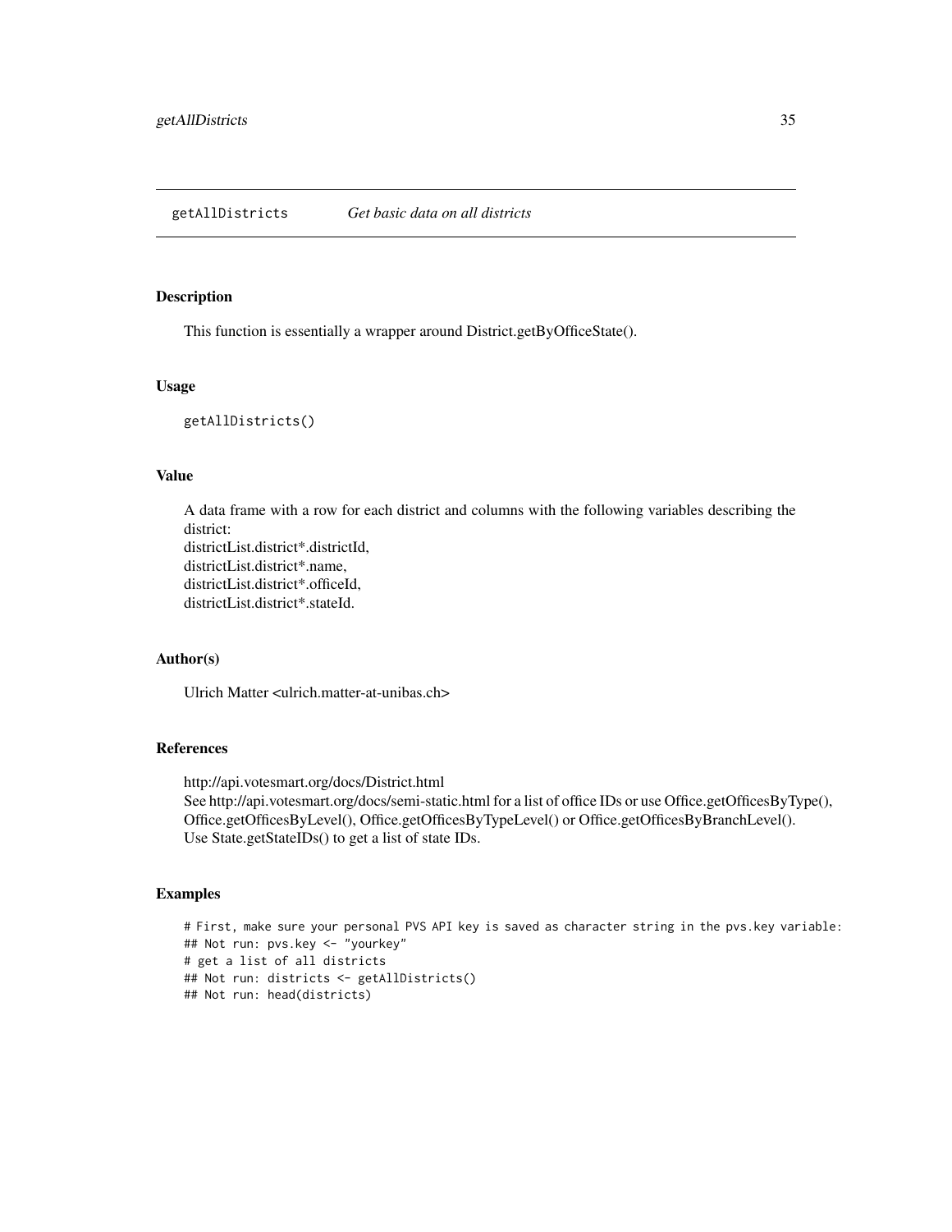## getAllDistricts *Get basic data on all districts*

### Description

This function is essentially a wrapper around District.getByOfficeState().

### Usage

```
getAllDistricts()
```

### Value

A data frame with a row for each district and columns with the following variables describing the district:
districtList.district*.districtId,
districtList.district*.name,
districtList.district*.officeId,
districtList.district*.stateId.

### Author(s)

Ulrich Matter <ulrich.matter-at-unibas.ch>

### References

http://api.votesmart.org/docs/District.html
See http://api.votesmart.org/docs/semi-static.html for a list of office IDs or use Office.getOfficesByType(), Office.getOfficesByLevel(), Office.getOfficesByTypeLevel() or Office.getOfficesByBranchLevel().
Use State.getStateIDs() to get a list of state IDs.

### Examples

```
# First, make sure your personal PVS API key is saved as character string in the pvs.key variable:
## Not run: pvs.key <- "yourkey"
# get a list of all districts
## Not run: districts <- getAllDistricts()
## Not run: head(districts)
```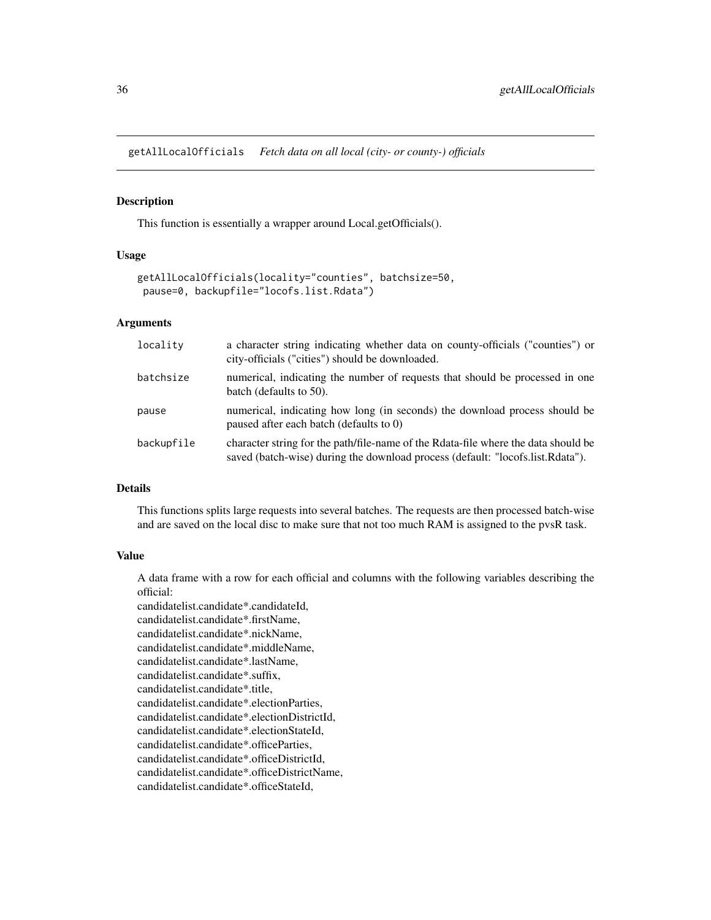## getAllLocalOfficials *Fetch data on all local (city- or county-) officials*

### Description

This function is essentially a wrapper around Local.getOfficials().

### Usage

```
getAllLocalOfficials(locality="counties", batchsize=50,
 pause=0, backupfile="locofs.list.Rdata")
```

### Arguments

| | |
|---|---|
| locality | a character string indicating whether data on county-officials ("counties") or city-officials ("cities") should be downloaded. |
| batchsize | numerical, indicating the number of requests that should be processed in one batch (defaults to 50). |
| pause | numerical, indicating how long (in seconds) the download process should be paused after each batch (defaults to 0) |
| backupfile | character string for the path/file-name of the Rdata-file where the data should be saved (batch-wise) during the download process (default: "locofs.list.Rdata"). |

### Details

This functions splits large requests into several batches. The requests are then processed batch-wise and are saved on the local disc to make sure that not too much RAM is assigned to the pvsR task.

### Value

A data frame with a row for each official and columns with the following variables describing the official:
candidatelist.candidate*.candidateId,
candidatelist.candidate*.firstName,
candidatelist.candidate*.nickName,
candidatelist.candidate*.middleName,
candidatelist.candidate*.lastName,
candidatelist.candidate*.suffix,
candidatelist.candidate*.title,
candidatelist.candidate*.electionParties,
candidatelist.candidate*.electionDistrictId,
candidatelist.candidate*.electionStateId,
candidatelist.candidate*.officeParties,
candidatelist.candidate*.officeDistrictId,
candidatelist.candidate*.officeDistrictName,
candidatelist.candidate*.officeStateId,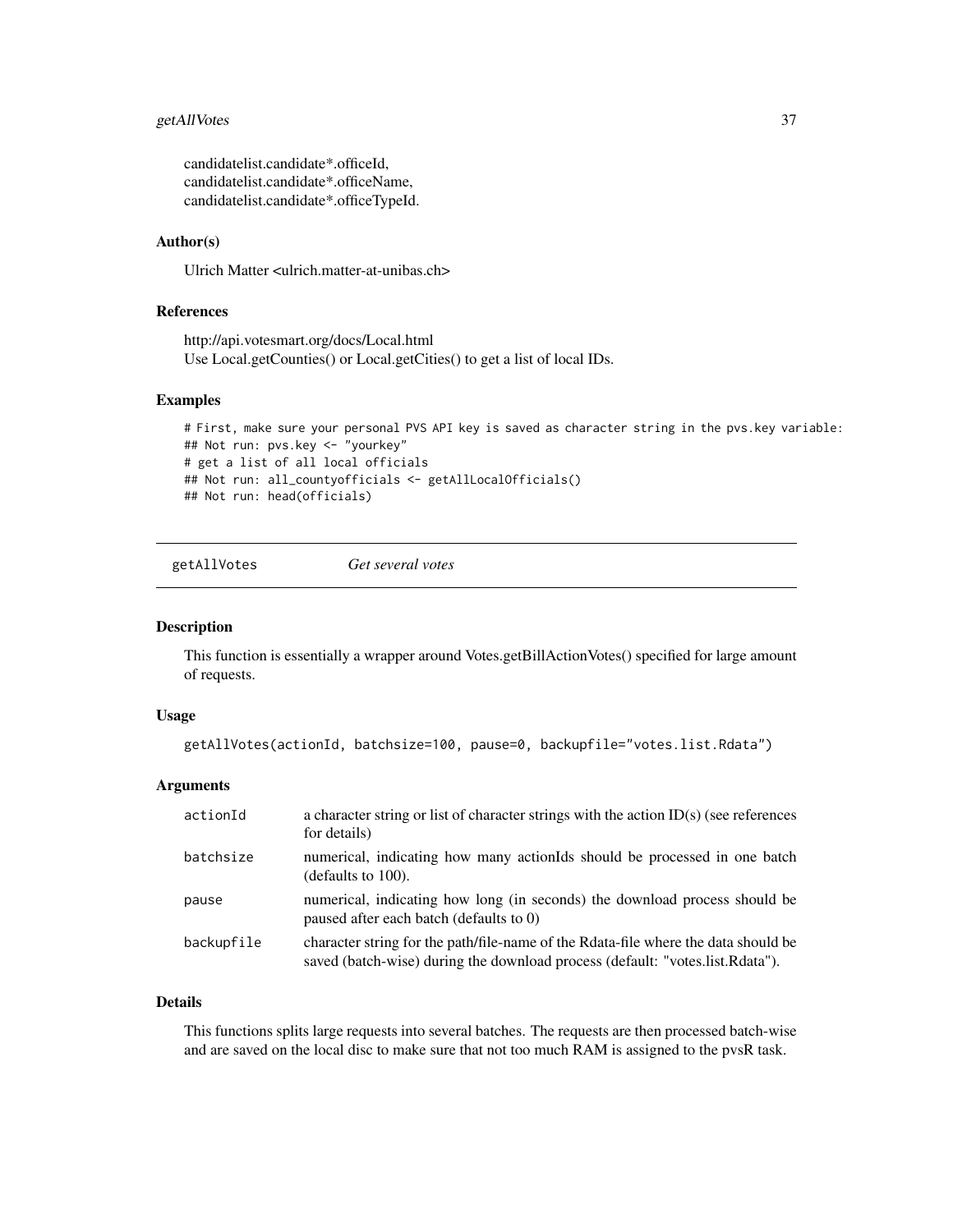candidatelist.candidate*.officeId,
candidatelist.candidate*.officeName,
candidatelist.candidate*.officeTypeId.

### Author(s)

Ulrich Matter <ulrich.matter-at-unibas.ch>

### References

http://api.votesmart.org/docs/Local.html
Use Local.getCounties() or Local.getCities() to get a list of local IDs.

### Examples

```
# First, make sure your personal PVS API key is saved as character string in the pvs.key variable:
## Not run: pvs.key <- "yourkey"
# get a list of all local officials
## Not run: all_countyofficials <- getAllLocalOfficials()
## Not run: head(officials)
```

---

## getAllVotes *Get several votes*

### Description

This function is essentially a wrapper around Votes.getBillActionVotes() specified for large amount of requests.

### Usage

```
getAllVotes(actionId, batchsize=100, pause=0, backupfile="votes.list.Rdata")
```

### Arguments

| | |
|---|---|
| actionId | a character string or list of character strings with the action ID(s) (see references for details) |
| batchsize | numerical, indicating how many actionIds should be processed in one batch (defaults to 100). |
| pause | numerical, indicating how long (in seconds) the download process should be paused after each batch (defaults to 0) |
| backupfile | character string for the path/file-name of the Rdata-file where the data should be saved (batch-wise) during the download process (default: "votes.list.Rdata"). |

### Details

This functions splits large requests into several batches. The requests are then processed batch-wise and are saved on the local disc to make sure that not too much RAM is assigned to the pvsR task.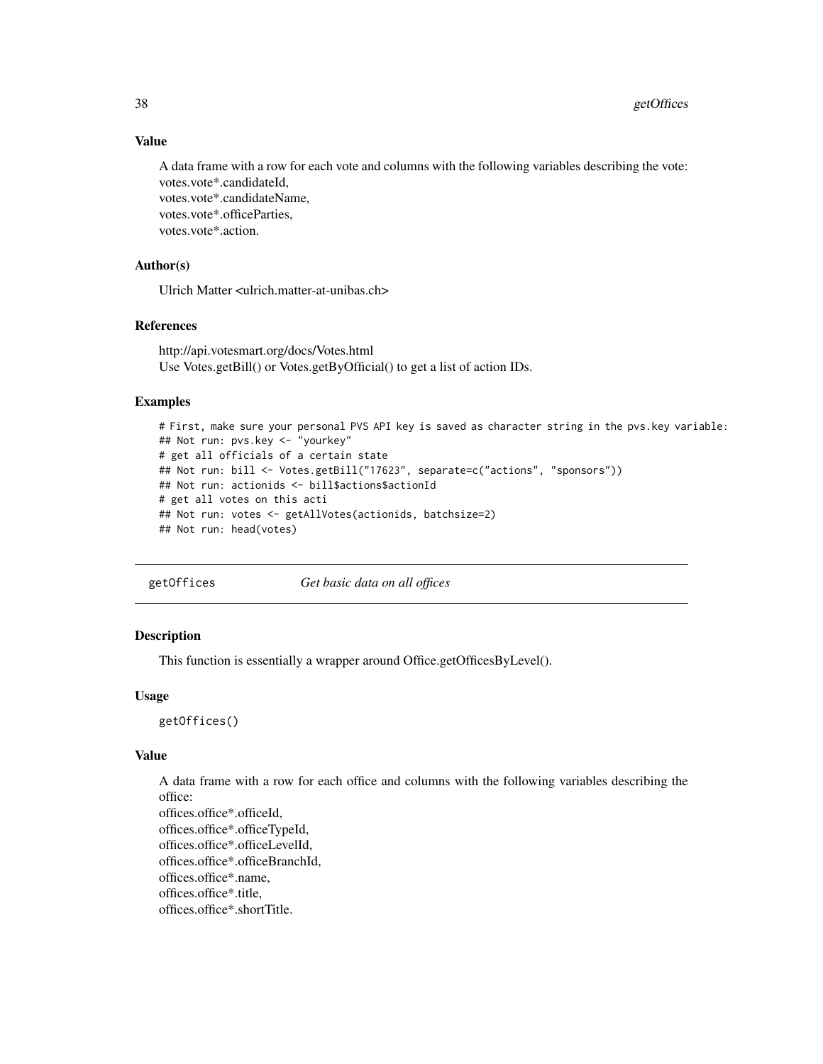### Value

A data frame with a row for each vote and columns with the following variables describing the vote:
votes.vote*.candidateId,
votes.vote*.candidateName,
votes.vote*.officeParties,
votes.vote*.action.

### Author(s)

Ulrich Matter <ulrich.matter-at-unibas.ch>

### References

http://api.votesmart.org/docs/Votes.html
Use Votes.getBill() or Votes.getByOfficial() to get a list of action IDs.

### Examples

```
# First, make sure your personal PVS API key is saved as character string in the pvs.key variable:
## Not run: pvs.key <- "yourkey"
# get all officials of a certain state
## Not run: bill <- Votes.getBill("17623", separate=c("actions", "sponsors"))
## Not run: actionids <- bill$actions$actionId
# get all votes on this acti
## Not run: votes <- getAllVotes(actionids, batchsize=2)
## Not run: head(votes)
```

---

## getOffices — *Get basic data on all offices*

### Description

This function is essentially a wrapper around Office.getOfficesByLevel().

### Usage

```
getOffices()
```

### Value

A data frame with a row for each office and columns with the following variables describing the office:
offices.office*.officeId,
offices.office*.officeTypeId,
offices.office*.officeLevelId,
offices.office*.officeBranchId,
offices.office*.name,
offices.office*.title,
offices.office*.shortTitle.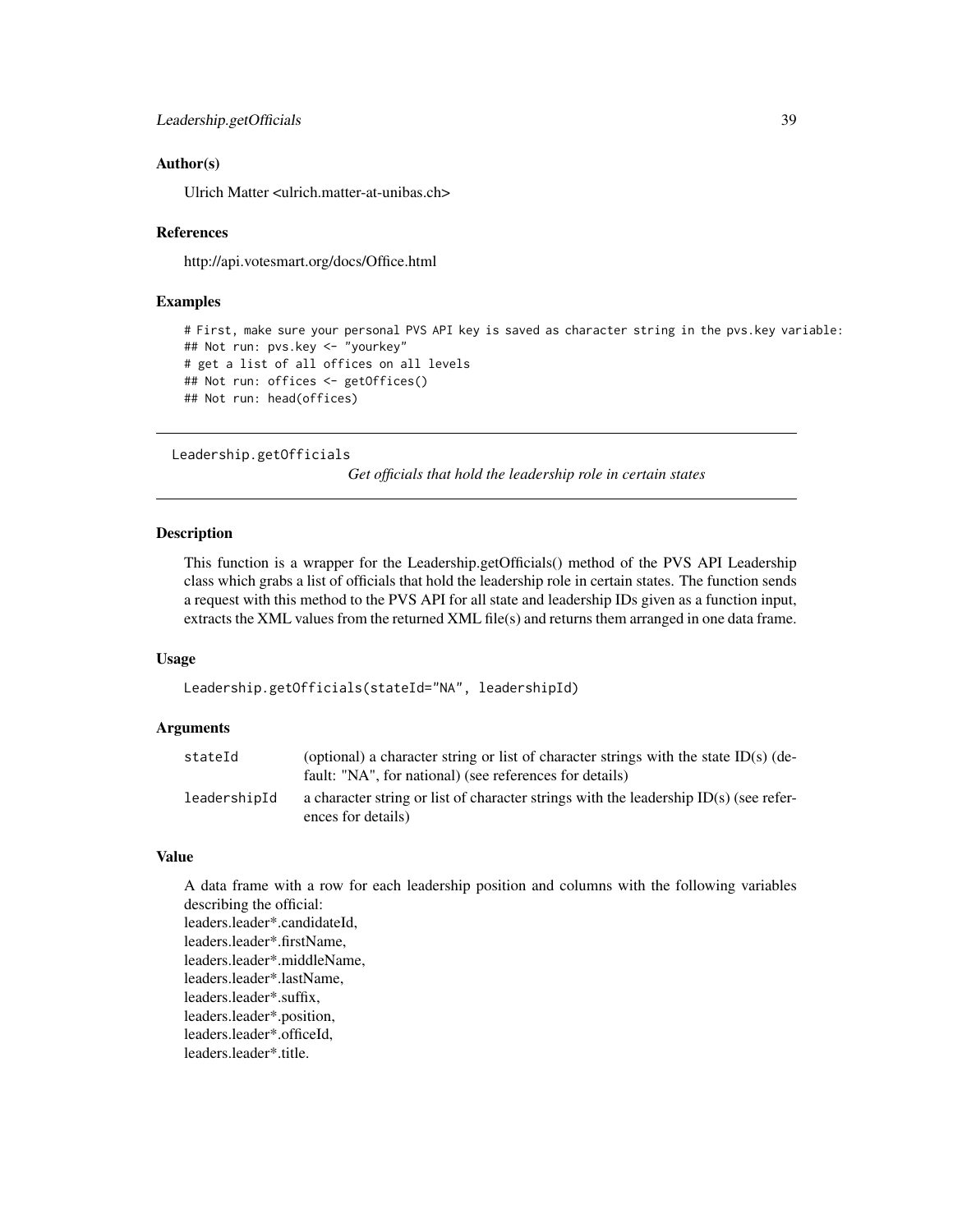### Author(s)

Ulrich Matter <ulrich.matter-at-unibas.ch>

### References

http://api.votesmart.org/docs/Office.html

### Examples

```
# First, make sure your personal PVS API key is saved as character string in the pvs.key variable:
## Not run: pvs.key <- "yourkey"
# get a list of all offices on all levels
## Not run: offices <- getOffices()
## Not run: head(offices)
```

---

## Leadership.getOfficials

*Get officials that hold the leadership role in certain states*

### Description

This function is a wrapper for the Leadership.getOfficials() method of the PVS API Leadership class which grabs a list of officials that hold the leadership role in certain states. The function sends a request with this method to the PVS API for all state and leadership IDs given as a function input, extracts the XML values from the returned XML file(s) and returns them arranged in one data frame.

### Usage

```
Leadership.getOfficials(stateId="NA", leadershipId)
```

### Arguments

| | |
|---|---|
| stateId | (optional) a character string or list of character strings with the state ID(s) (default: "NA", for national) (see references for details) |
| leadershipId | a character string or list of character strings with the leadership ID(s) (see references for details) |

### Value

A data frame with a row for each leadership position and columns with the following variables describing the official:
leaders.leader*.candidateId,
leaders.leader*.firstName,
leaders.leader*.middleName,
leaders.leader*.lastName,
leaders.leader*.suffix,
leaders.leader*.position,
leaders.leader*.officeId,
leaders.leader*.title.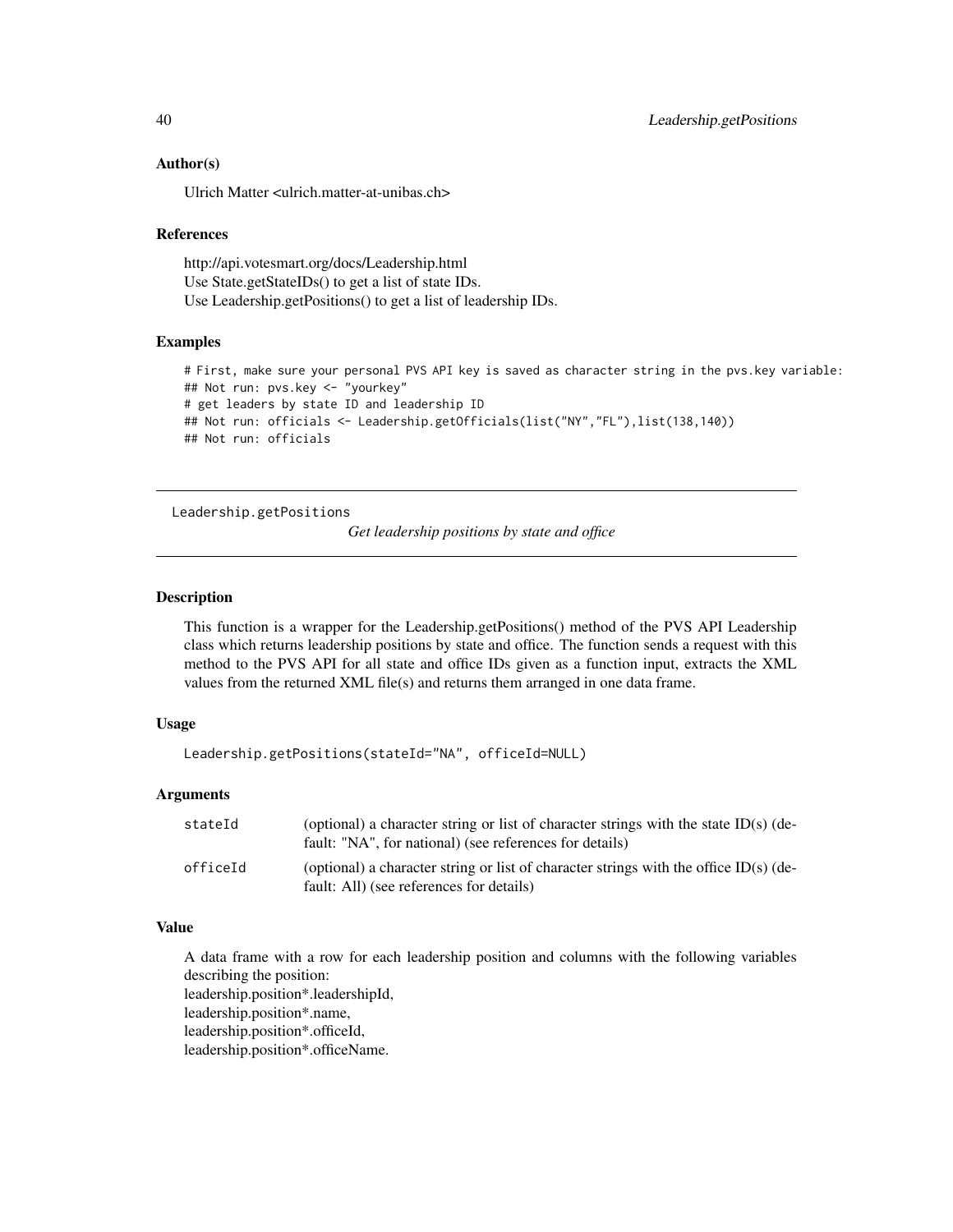### Author(s)

Ulrich Matter <ulrich.matter-at-unibas.ch>

### References

http://api.votesmart.org/docs/Leadership.html
Use State.getStateIDs() to get a list of state IDs.
Use Leadership.getPositions() to get a list of leadership IDs.

### Examples

```
# First, make sure your personal PVS API key is saved as character string in the pvs.key variable:
## Not run: pvs.key <- "yourkey"
# get leaders by state ID and leadership ID
## Not run: officials <- Leadership.getOfficials(list("NY","FL"),list(138,140))
## Not run: officials
```

---

## Leadership.getPositions

*Get leadership positions by state and office*

---

### Description

This function is a wrapper for the Leadership.getPositions() method of the PVS API Leadership class which returns leadership positions by state and office. The function sends a request with this method to the PVS API for all state and office IDs given as a function input, extracts the XML values from the returned XML file(s) and returns them arranged in one data frame.

### Usage

```
Leadership.getPositions(stateId="NA", officeId=NULL)
```

### Arguments

| | |
|---|---|
| stateId | (optional) a character string or list of character strings with the state ID(s) (default: "NA", for national) (see references for details) |
| officeId | (optional) a character string or list of character strings with the office ID(s) (default: All) (see references for details) |

### Value

A data frame with a row for each leadership position and columns with the following variables describing the position:
leadership.position*.leadershipId,
leadership.position*.name,
leadership.position*.officeId,
leadership.position*.officeName.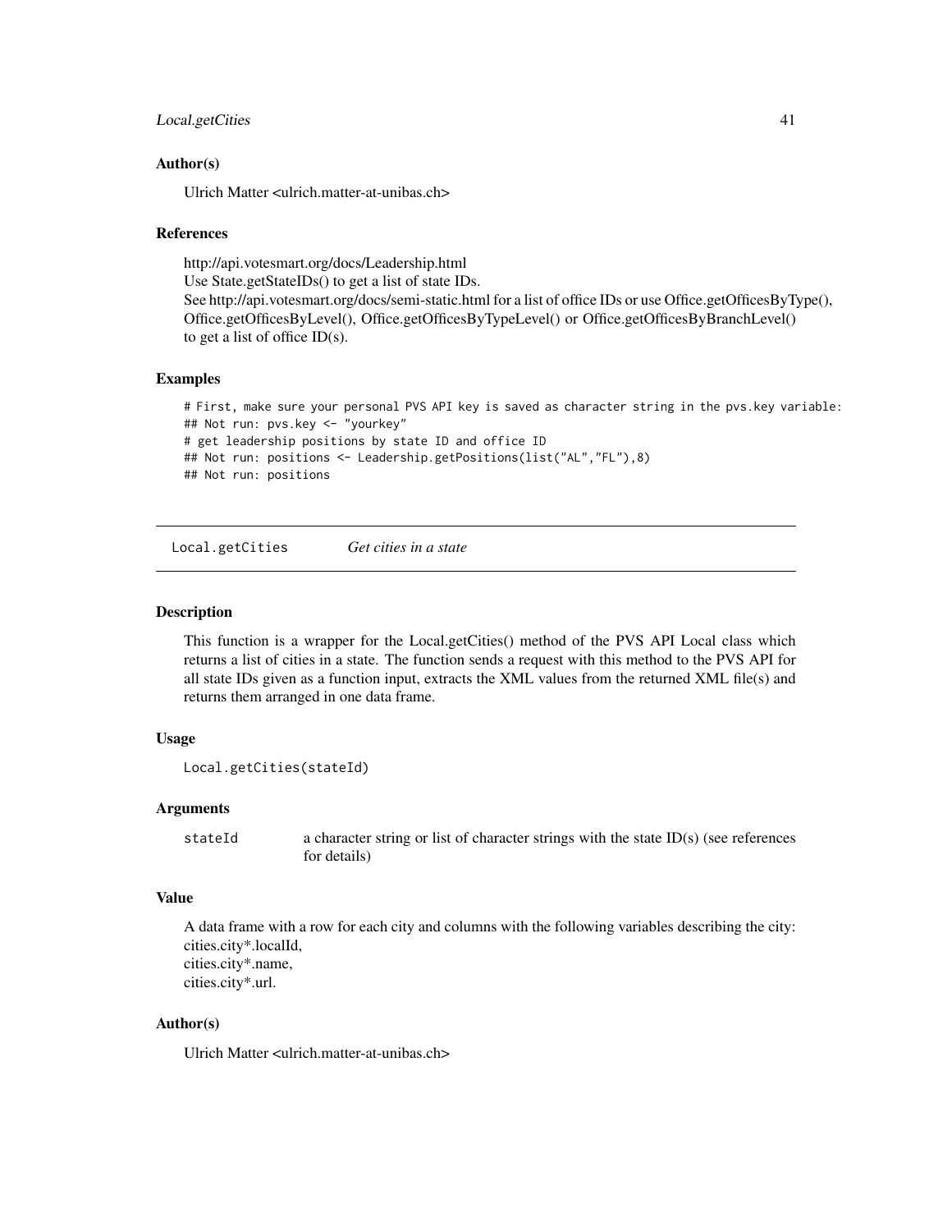### Author(s)

Ulrich Matter <ulrich.matter-at-unibas.ch>

### References

http://api.votesmart.org/docs/Leadership.html
Use State.getStateIDs() to get a list of state IDs.
See http://api.votesmart.org/docs/semi-static.html for a list of office IDs or use Office.getOfficesByType(), Office.getOfficesByLevel(), Office.getOfficesByTypeLevel() or Office.getOfficesByBranchLevel() to get a list of office ID(s).

### Examples

```
# First, make sure your personal PVS API key is saved as character string in the pvs.key variable:
## Not run: pvs.key <- "yourkey"
# get leadership positions by state ID and office ID
## Not run: positions <- Leadership.getPositions(list("AL","FL"),8)
## Not run: positions
```

---

## Local.getCities *Get cities in a state*

---

### Description

This function is a wrapper for the Local.getCities() method of the PVS API Local class which returns a list of cities in a state. The function sends a request with this method to the PVS API for all state IDs given as a function input, extracts the XML values from the returned XML file(s) and returns them arranged in one data frame.

### Usage

```
Local.getCities(stateId)
```

### Arguments

| | |
|---|---|
| stateId | a character string or list of character strings with the state ID(s) (see references for details) |

### Value

A data frame with a row for each city and columns with the following variables describing the city:
cities.city*.localId,
cities.city*.name,
cities.city*.url.

### Author(s)

Ulrich Matter <ulrich.matter-at-unibas.ch>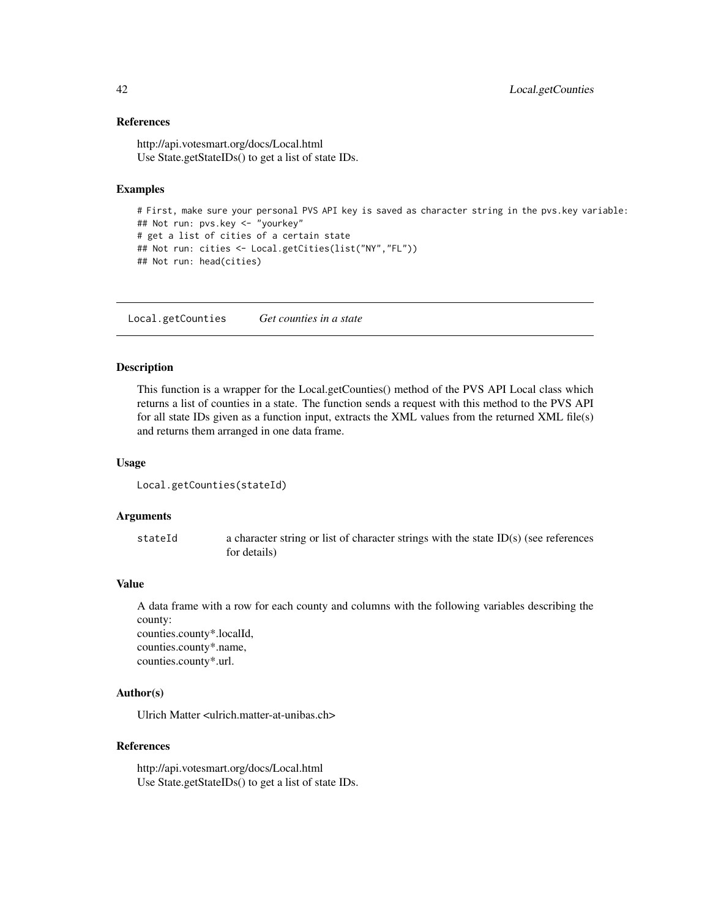### References

http://api.votesmart.org/docs/Local.html
Use State.getStateIDs() to get a list of state IDs.

### Examples

```
# First, make sure your personal PVS API key is saved as character string in the pvs.key variable:
## Not run: pvs.key <- "yourkey"
# get a list of cities of a certain state
## Not run: cities <- Local.getCities(list("NY","FL"))
## Not run: head(cities)
```

---

## Local.getCounties *Get counties in a state*

### Description

This function is a wrapper for the Local.getCounties() method of the PVS API Local class which returns a list of counties in a state. The function sends a request with this method to the PVS API for all state IDs given as a function input, extracts the XML values from the returned XML file(s) and returns them arranged in one data frame.

### Usage

```
Local.getCounties(stateId)
```

### Arguments

| | |
|---|---|
| stateId | a character string or list of character strings with the state ID(s) (see references for details) |

### Value

A data frame with a row for each county and columns with the following variables describing the county:
counties.county*.localId,
counties.county*.name,
counties.county*.url.

### Author(s)

Ulrich Matter <ulrich.matter-at-unibas.ch>

### References

http://api.votesmart.org/docs/Local.html
Use State.getStateIDs() to get a list of state IDs.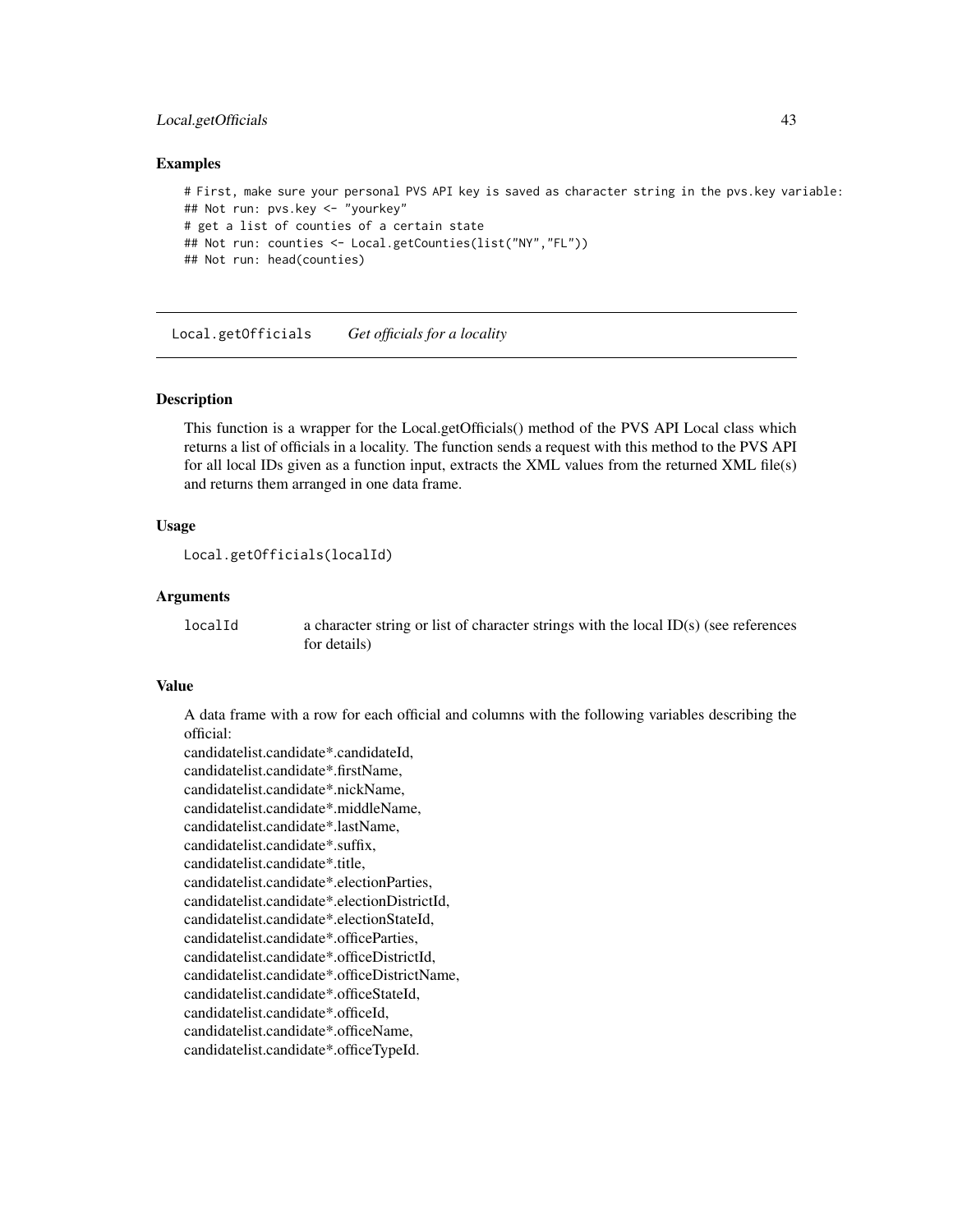### Examples

```
# First, make sure your personal PVS API key is saved as character string in the pvs.key variable:
## Not run: pvs.key <- "yourkey"
# get a list of counties of a certain state
## Not run: counties <- Local.getCounties(list("NY","FL"))
## Not run: head(counties)
```

---

## Local.getOfficials *Get officials for a locality*

---

### Description

This function is a wrapper for the Local.getOfficials() method of the PVS API Local class which returns a list of officials in a locality. The function sends a request with this method to the PVS API for all local IDs given as a function input, extracts the XML values from the returned XML file(s) and returns them arranged in one data frame.

### Usage

```
Local.getOfficials(localId)
```

### Arguments

| | |
|---|---|
| localId | a character string or list of character strings with the local ID(s) (see references for details) |

### Value

A data frame with a row for each official and columns with the following variables describing the official:
candidatelist.candidate*.candidateId,
candidatelist.candidate*.firstName,
candidatelist.candidate*.nickName,
candidatelist.candidate*.middleName,
candidatelist.candidate*.lastName,
candidatelist.candidate*.suffix,
candidatelist.candidate*.title,
candidatelist.candidate*.electionParties,
candidatelist.candidate*.electionDistrictId,
candidatelist.candidate*.electionStateId,
candidatelist.candidate*.officeParties,
candidatelist.candidate*.officeDistrictId,
candidatelist.candidate*.officeDistrictName,
candidatelist.candidate*.officeStateId,
candidatelist.candidate*.officeId,
candidatelist.candidate*.officeName,
candidatelist.candidate*.officeTypeId.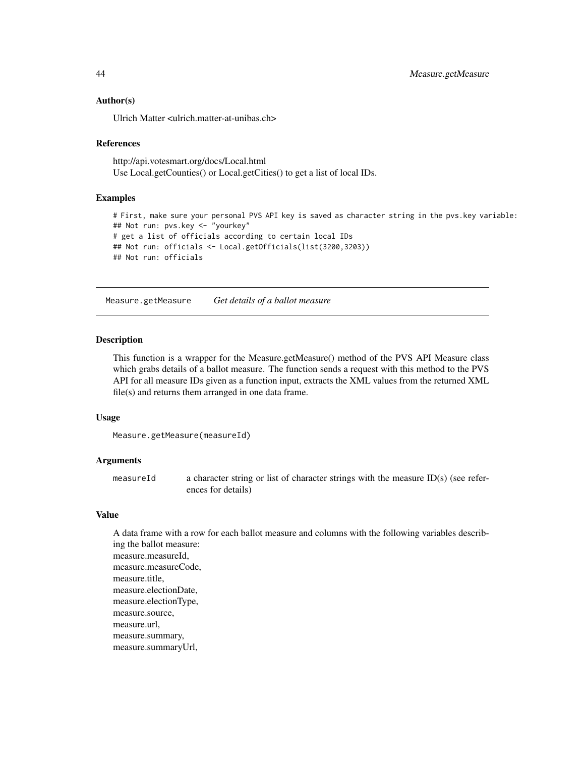### Author(s)

Ulrich Matter <ulrich.matter-at-unibas.ch>

### References

http://api.votesmart.org/docs/Local.html
Use Local.getCounties() or Local.getCities() to get a list of local IDs.

### Examples

```
# First, make sure your personal PVS API key is saved as character string in the pvs.key variable:
## Not run: pvs.key <- "yourkey"
# get a list of officials according to certain local IDs
## Not run: officials <- Local.getOfficials(list(3200,3203))
## Not run: officials
```

---

## Measure.getMeasure *Get details of a ballot measure*

---

### Description

This function is a wrapper for the Measure.getMeasure() method of the PVS API Measure class which grabs details of a ballot measure. The function sends a request with this method to the PVS API for all measure IDs given as a function input, extracts the XML values from the returned XML file(s) and returns them arranged in one data frame.

### Usage

```
Measure.getMeasure(measureId)
```

### Arguments

| | |
|---|---|
| measureId | a character string or list of character strings with the measure ID(s) (see references for details) |

### Value

A data frame with a row for each ballot measure and columns with the following variables describing the ballot measure:
measure.measureId,
measure.measureCode,
measure.title,
measure.electionDate,
measure.electionType,
measure.source,
measure.url,
measure.summary,
measure.summaryUrl,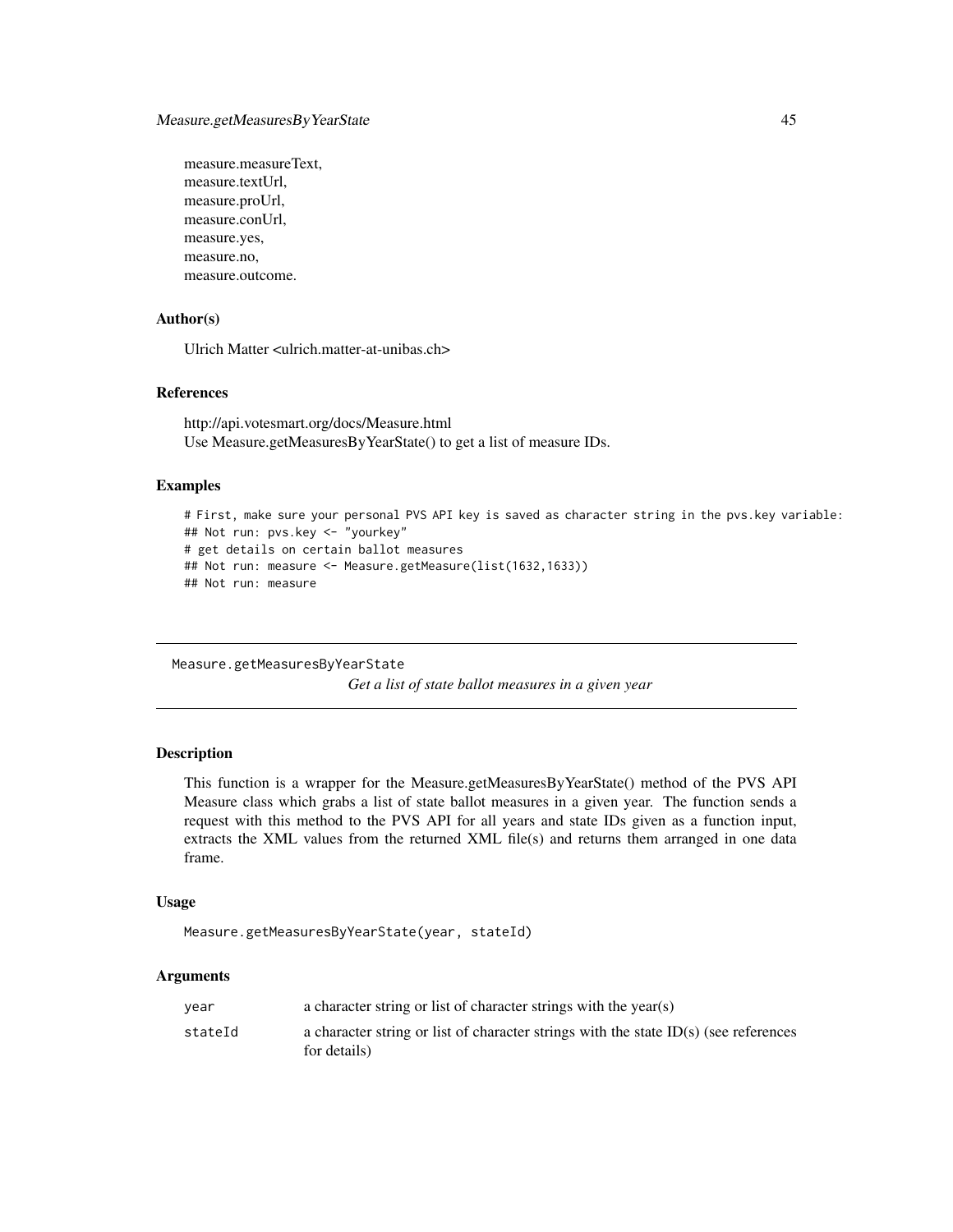measure.measureText,
measure.textUrl,
measure.proUrl,
measure.conUrl,
measure.yes,
measure.no,
measure.outcome.

### Author(s)

Ulrich Matter <ulrich.matter-at-unibas.ch>

### References

http://api.votesmart.org/docs/Measure.html
Use Measure.getMeasuresByYearState() to get a list of measure IDs.

### Examples

```
# First, make sure your personal PVS API key is saved as character string in the pvs.key variable:
## Not run: pvs.key <- "yourkey"
# get details on certain ballot measures
## Not run: measure <- Measure.getMeasure(list(1632,1633))
## Not run: measure
```

---

## Measure.getMeasuresByYearState

*Get a list of state ballot measures in a given year*

---

### Description

This function is a wrapper for the Measure.getMeasuresByYearState() method of the PVS API Measure class which grabs a list of state ballot measures in a given year. The function sends a request with this method to the PVS API for all years and state IDs given as a function input, extracts the XML values from the returned XML file(s) and returns them arranged in one data frame.

### Usage

```
Measure.getMeasuresByYearState(year, stateId)
```

### Arguments

| | |
|---|---|
| year | a character string or list of character strings with the year(s) |
| stateId | a character string or list of character strings with the state ID(s) (see references for details) |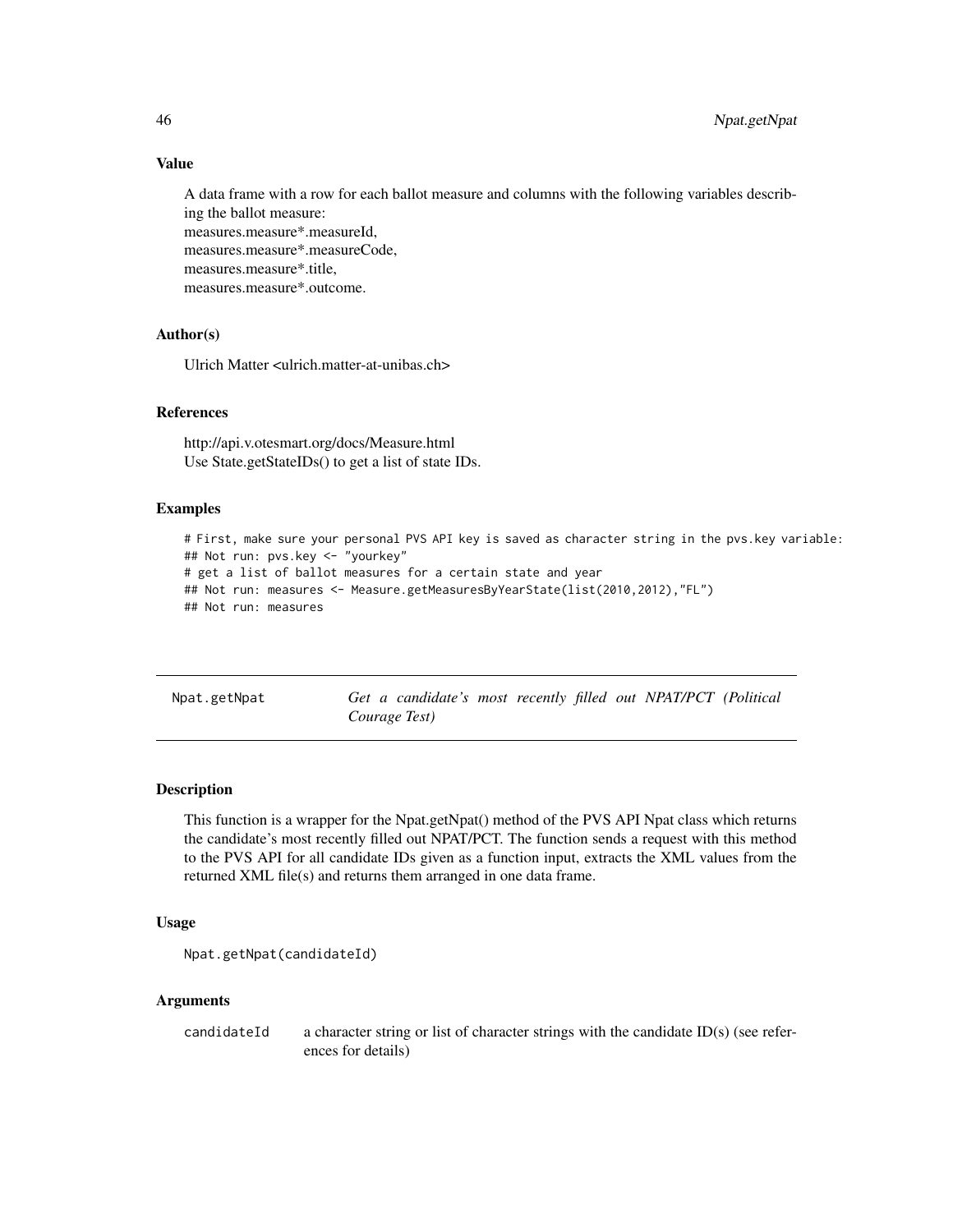## Value

A data frame with a row for each ballot measure and columns with the following variables describing the ballot measure:
measures.measure*.measureId,
measures.measure*.measureCode,
measures.measure*.title,
measures.measure*.outcome.

## Author(s)

Ulrich Matter <ulrich.matter-at-unibas.ch>

## References

http://api.v.otesmart.org/docs/Measure.html
Use State.getStateIDs() to get a list of state IDs.

## Examples

```
# First, make sure your personal PVS API key is saved as character string in the pvs.key variable:
## Not run: pvs.key <- "yourkey"
# get a list of ballot measures for a certain state and year
## Not run: measures <- Measure.getMeasuresByYearState(list(2010,2012),"FL")
## Not run: measures
```

---

# Npat.getNpat — *Get a candidate's most recently filled out NPAT/PCT (Political Courage Test)*

---

## Description

This function is a wrapper for the Npat.getNpat() method of the PVS API Npat class which returns the candidate's most recently filled out NPAT/PCT. The function sends a request with this method to the PVS API for all candidate IDs given as a function input, extracts the XML values from the returned XML file(s) and returns them arranged in one data frame.

## Usage

```
Npat.getNpat(candidateId)
```

## Arguments

| | |
|---|---|
| candidateId | a character string or list of character strings with the candidate ID(s) (see references for details) |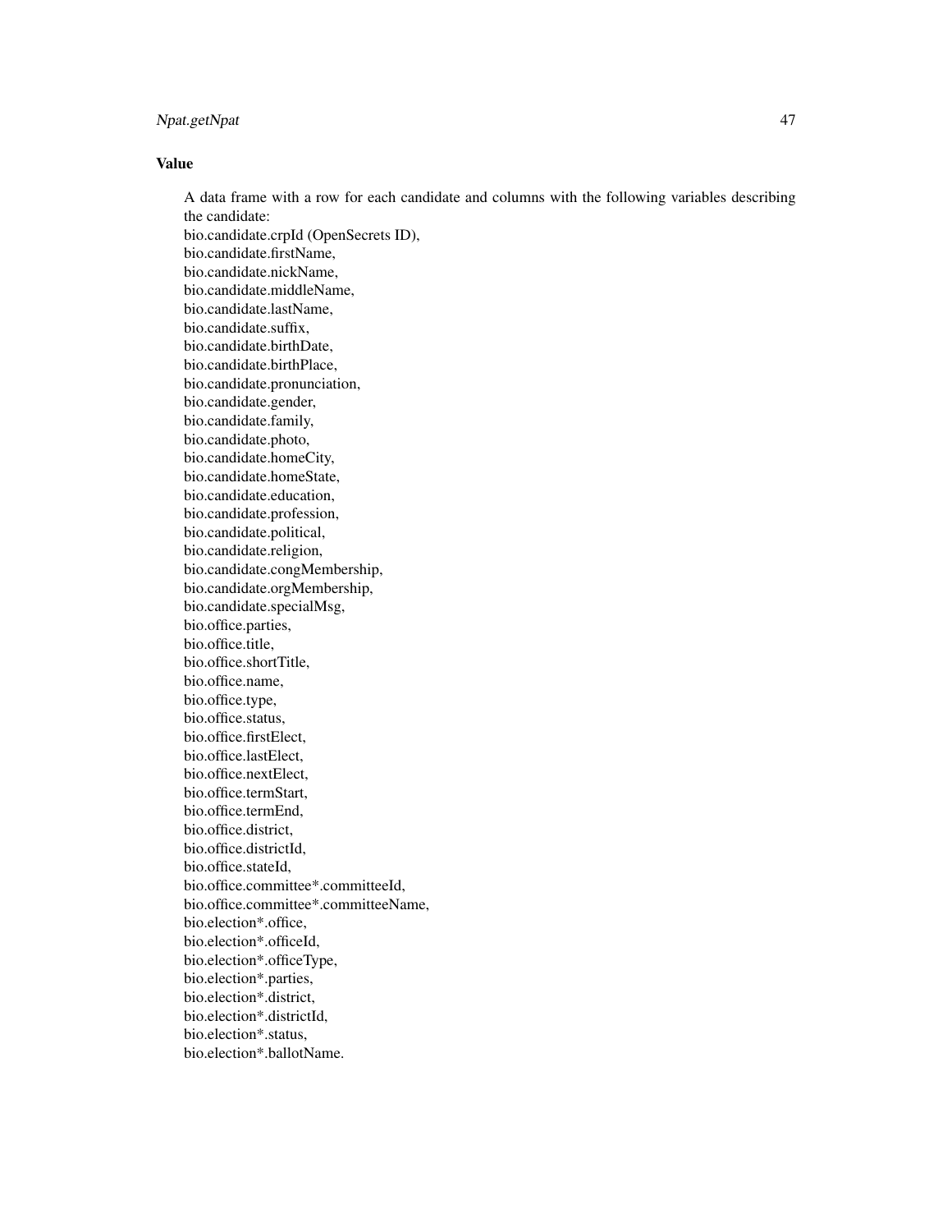### Value

A data frame with a row for each candidate and columns with the following variables describing the candidate:
bio.candidate.crpId (OpenSecrets ID),
bio.candidate.firstName,
bio.candidate.nickName,
bio.candidate.middleName,
bio.candidate.lastName,
bio.candidate.suffix,
bio.candidate.birthDate,
bio.candidate.birthPlace,
bio.candidate.pronunciation,
bio.candidate.gender,
bio.candidate.family,
bio.candidate.photo,
bio.candidate.homeCity,
bio.candidate.homeState,
bio.candidate.education,
bio.candidate.profession,
bio.candidate.political,
bio.candidate.religion,
bio.candidate.congMembership,
bio.candidate.orgMembership,
bio.candidate.specialMsg,
bio.office.parties,
bio.office.title,
bio.office.shortTitle,
bio.office.name,
bio.office.type,
bio.office.status,
bio.office.firstElect,
bio.office.lastElect,
bio.office.nextElect,
bio.office.termStart,
bio.office.termEnd,
bio.office.district,
bio.office.districtId,
bio.office.stateId,
bio.office.committee*.committeeId,
bio.office.committee*.committeeName,
bio.election*.office,
bio.election*.officeId,
bio.election*.officeType,
bio.election*.parties,
bio.election*.district,
bio.election*.districtId,
bio.election*.status,
bio.election*.ballotName.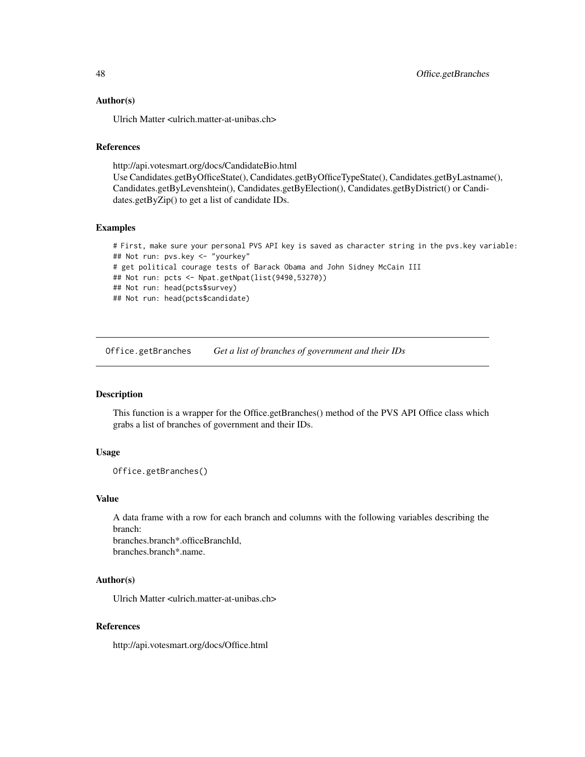### Author(s)

Ulrich Matter <ulrich.matter-at-unibas.ch>

### References

http://api.votesmart.org/docs/CandidateBio.html
Use Candidates.getByOfficeState(), Candidates.getByOfficeTypeState(), Candidates.getByLastname(), Candidates.getByLevenshtein(), Candidates.getByElection(), Candidates.getByDistrict() or Candidates.getByZip() to get a list of candidate IDs.

### Examples

```
# First, make sure your personal PVS API key is saved as character string in the pvs.key variable:
## Not run: pvs.key <- "yourkey"
# get political courage tests of Barack Obama and John Sidney McCain III
## Not run: pcts <- Npat.getNpat(list(9490,53270))
## Not run: head(pcts$survey)
## Not run: head(pcts$candidate)
```

---

## Office.getBranches — *Get a list of branches of government and their IDs*

---

### Description

This function is a wrapper for the Office.getBranches() method of the PVS API Office class which grabs a list of branches of government and their IDs.

### Usage

```
Office.getBranches()
```

### Value

A data frame with a row for each branch and columns with the following variables describing the branch:
branches.branch*.officeBranchId,
branches.branch*.name.

### Author(s)

Ulrich Matter <ulrich.matter-at-unibas.ch>

### References

http://api.votesmart.org/docs/Office.html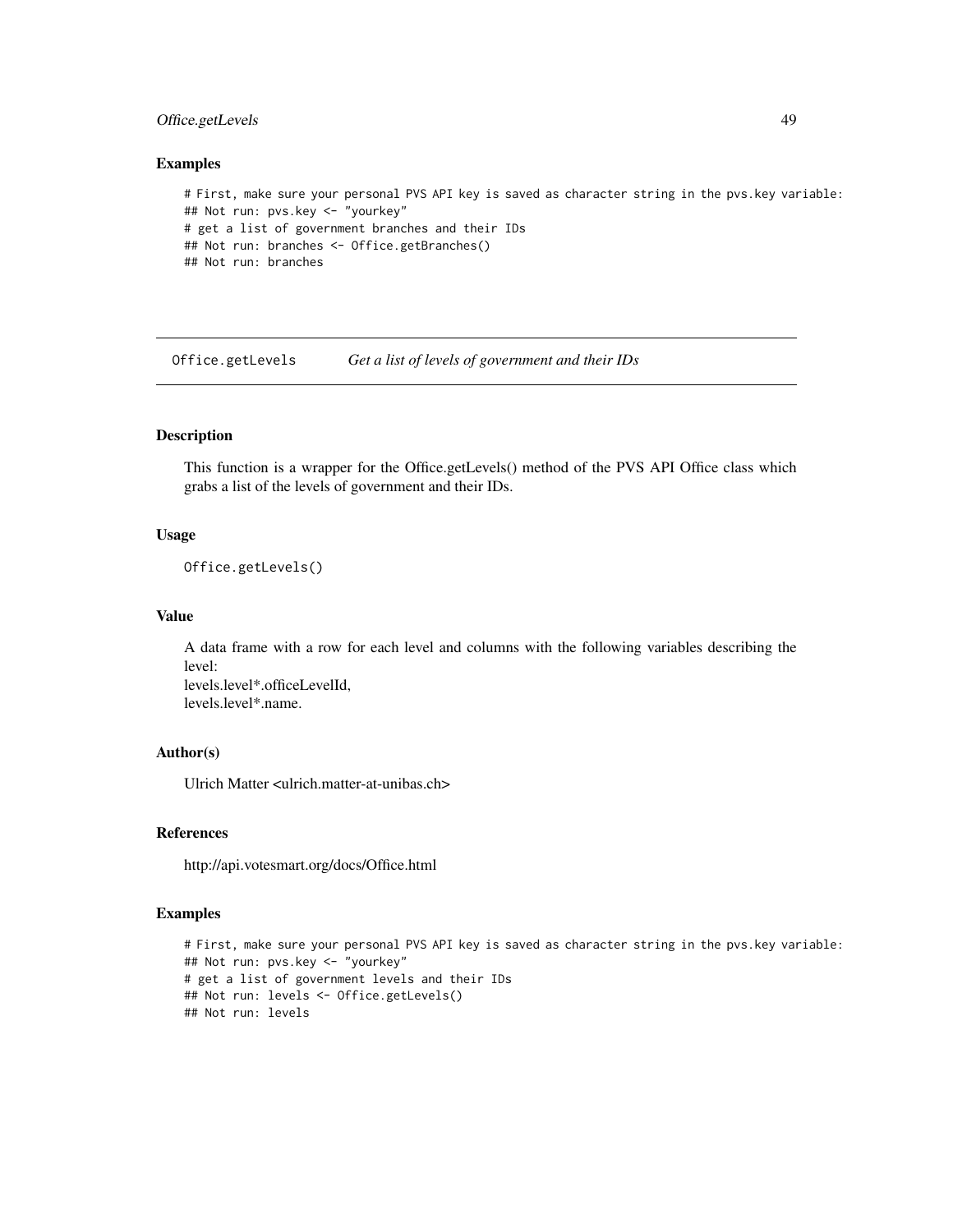### Examples

```
# First, make sure your personal PVS API key is saved as character string in the pvs.key variable:
## Not run: pvs.key <- "yourkey"
# get a list of government branches and their IDs
## Not run: branches <- Office.getBranches()
## Not run: branches
```

---

## Office.getLevels *Get a list of levels of government and their IDs*

---

### Description

This function is a wrapper for the Office.getLevels() method of the PVS API Office class which grabs a list of the levels of government and their IDs.

### Usage

```
Office.getLevels()
```

### Value

A data frame with a row for each level and columns with the following variables describing the level:
levels.level*.officeLevelId,
levels.level*.name.

### Author(s)

Ulrich Matter <ulrich.matter-at-unibas.ch>

### References

http://api.votesmart.org/docs/Office.html

### Examples

```
# First, make sure your personal PVS API key is saved as character string in the pvs.key variable:
## Not run: pvs.key <- "yourkey"
# get a list of government levels and their IDs
## Not run: levels <- Office.getLevels()
## Not run: levels
```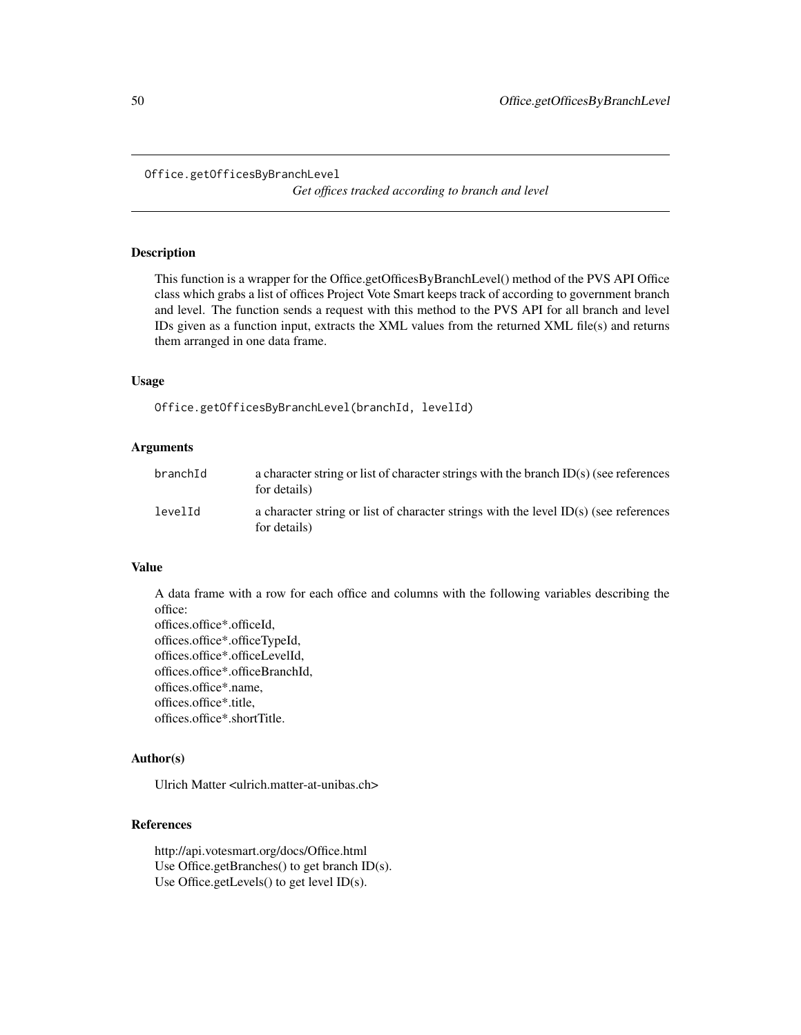## Office.getOfficesByBranchLevel

*Get offices tracked according to branch and level*

### Description

This function is a wrapper for the Office.getOfficesByBranchLevel() method of the PVS API Office class which grabs a list of offices Project Vote Smart keeps track of according to government branch and level. The function sends a request with this method to the PVS API for all branch and level IDs given as a function input, extracts the XML values from the returned XML file(s) and returns them arranged in one data frame.

### Usage

```
Office.getOfficesByBranchLevel(branchId, levelId)
```

### Arguments

| | |
|---|---|
| branchId | a character string or list of character strings with the branch ID(s) (see references for details) |
| levelId | a character string or list of character strings with the level ID(s) (see references for details) |

### Value

A data frame with a row for each office and columns with the following variables describing the office:
offices.office*.officeId,
offices.office*.officeTypeId,
offices.office*.officeLevelId,
offices.office*.officeBranchId,
offices.office*.name,
offices.office*.title,
offices.office*.shortTitle.

### Author(s)

Ulrich Matter <ulrich.matter-at-unibas.ch>

### References

http://api.votesmart.org/docs/Office.html
Use Office.getBranches() to get branch ID(s).
Use Office.getLevels() to get level ID(s).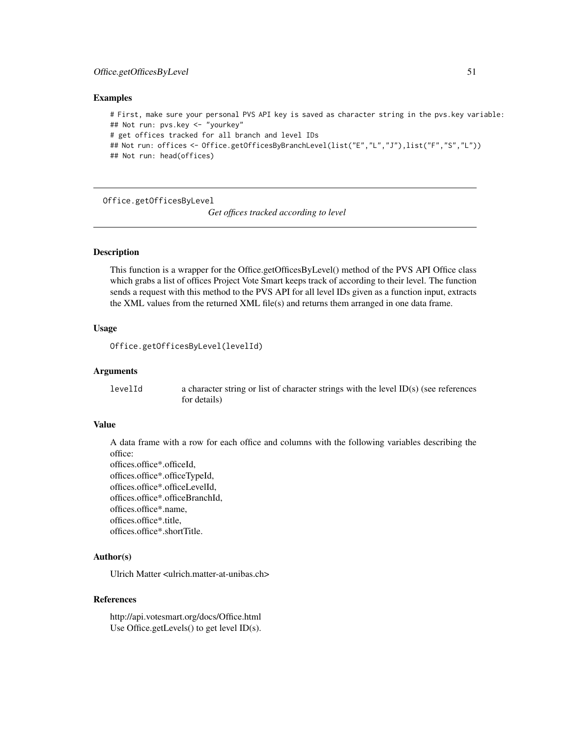## Examples

```
# First, make sure your personal PVS API key is saved as character string in the pvs.key variable:
## Not run: pvs.key <- "yourkey"
# get offices tracked for all branch and level IDs
## Not run: offices <- Office.getOfficesByBranchLevel(list("E","L","J"),list("F","S","L"))
## Not run: head(offices)
```

---

Office.getOfficesByLevel &nbsp;&nbsp;&nbsp;&nbsp;&nbsp;&nbsp;&nbsp;&nbsp; *Get offices tracked according to level*

---

## Description

This function is a wrapper for the Office.getOfficesByLevel() method of the PVS API Office class which grabs a list of offices Project Vote Smart keeps track of according to their level. The function sends a request with this method to the PVS API for all level IDs given as a function input, extracts the XML values from the returned XML file(s) and returns them arranged in one data frame.

## Usage

```
Office.getOfficesByLevel(levelId)
```

## Arguments

| | |
|---|---|
| levelId | a character string or list of character strings with the level ID(s) (see references for details) |

## Value

A data frame with a row for each office and columns with the following variables describing the office:
offices.office*.officeId,
offices.office*.officeTypeId,
offices.office*.officeLevelId,
offices.office*.officeBranchId,
offices.office*.name,
offices.office*.title,
offices.office*.shortTitle.

## Author(s)

Ulrich Matter <ulrich.matter-at-unibas.ch>

## References

http://api.votesmart.org/docs/Office.html
Use Office.getLevels() to get level ID(s).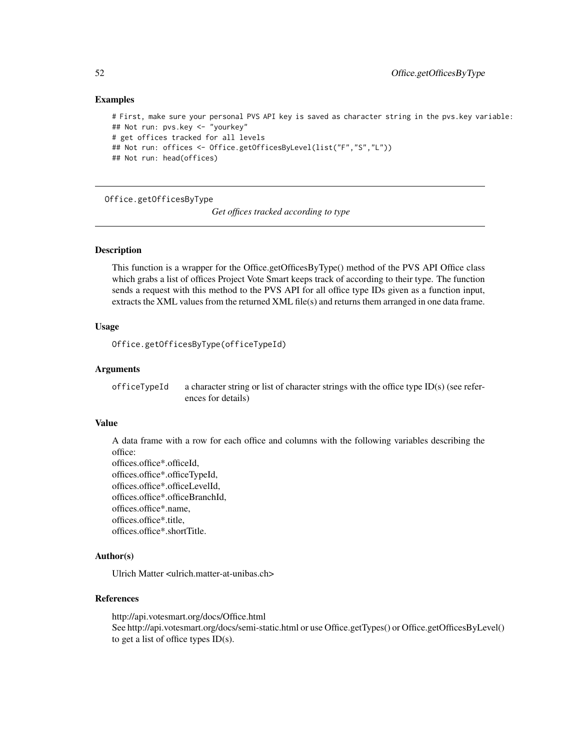## Examples

```
# First, make sure your personal PVS API key is saved as character string in the pvs.key variable:
## Not run: pvs.key <- "yourkey"
# get offices tracked for all levels
## Not run: offices <- Office.getOfficesByLevel(list("F","S","L"))
## Not run: head(offices)
```

---

# Office.getOfficesByType

*Get offices tracked according to type*

---

## Description

This function is a wrapper for the Office.getOfficesByType() method of the PVS API Office class which grabs a list of offices Project Vote Smart keeps track of according to their type. The function sends a request with this method to the PVS API for all office type IDs given as a function input, extracts the XML values from the returned XML file(s) and returns them arranged in one data frame.

## Usage

```
Office.getOfficesByType(officeTypeId)
```

## Arguments

`officeTypeId` a character string or list of character strings with the office type ID(s) (see references for details)

## Value

A data frame with a row for each office and columns with the following variables describing the office:
offices.office*.officeId,
offices.office*.officeTypeId,
offices.office*.officeLevelId,
offices.office*.officeBranchId,
offices.office*.name,
offices.office*.title,
offices.office*.shortTitle.

## Author(s)

Ulrich Matter <ulrich.matter-at-unibas.ch>

## References

http://api.votesmart.org/docs/Office.html
See http://api.votesmart.org/docs/semi-static.html or use Office.getTypes() or Office.getOfficesByLevel() to get a list of office types ID(s).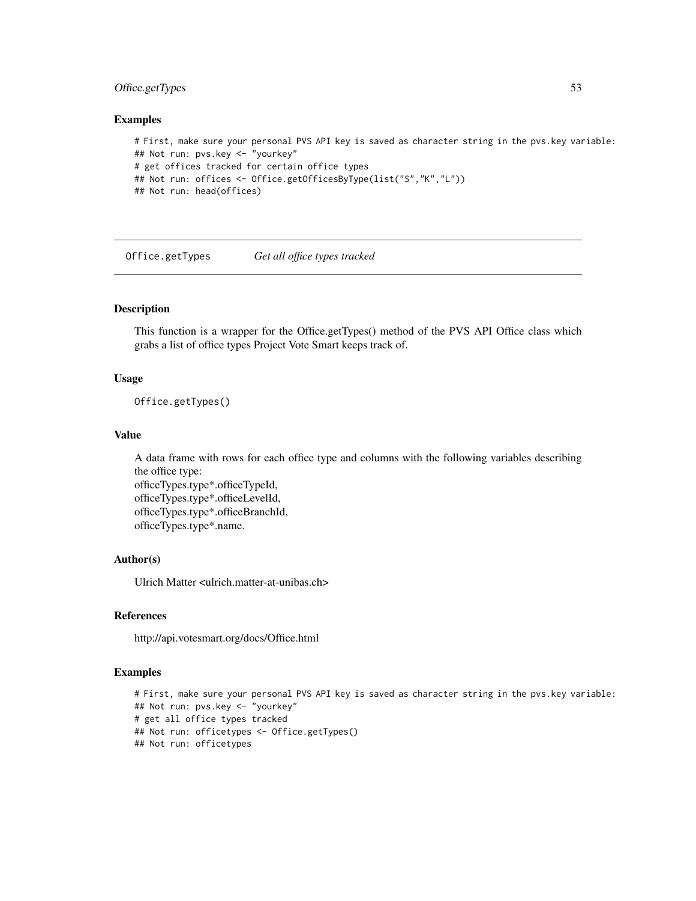## Examples

```
# First, make sure your personal PVS API key is saved as character string in the pvs.key variable:
## Not run: pvs.key <- "yourkey"
# get offices tracked for certain office types
## Not run: offices <- Office.getOfficesByType(list("S","K","L"))
## Not run: head(offices)
```

---

`Office.getTypes` *Get all office types tracked*

---

## Description

This function is a wrapper for the Office.getTypes() method of the PVS API Office class which grabs a list of office types Project Vote Smart keeps track of.

## Usage

```
Office.getTypes()
```

## Value

A data frame with rows for each office type and columns with the following variables describing the office type:
officeTypes.type*.officeTypeId,
officeTypes.type*.officeLevelId,
officeTypes.type*.officeBranchId,
officeTypes.type*.name.

## Author(s)

Ulrich Matter <ulrich.matter-at-unibas.ch>

## References

http://api.votesmart.org/docs/Office.html

## Examples

```
# First, make sure your personal PVS API key is saved as character string in the pvs.key variable:
## Not run: pvs.key <- "yourkey"
# get all office types tracked
## Not run: officetypes <- Office.getTypes()
## Not run: officetypes
```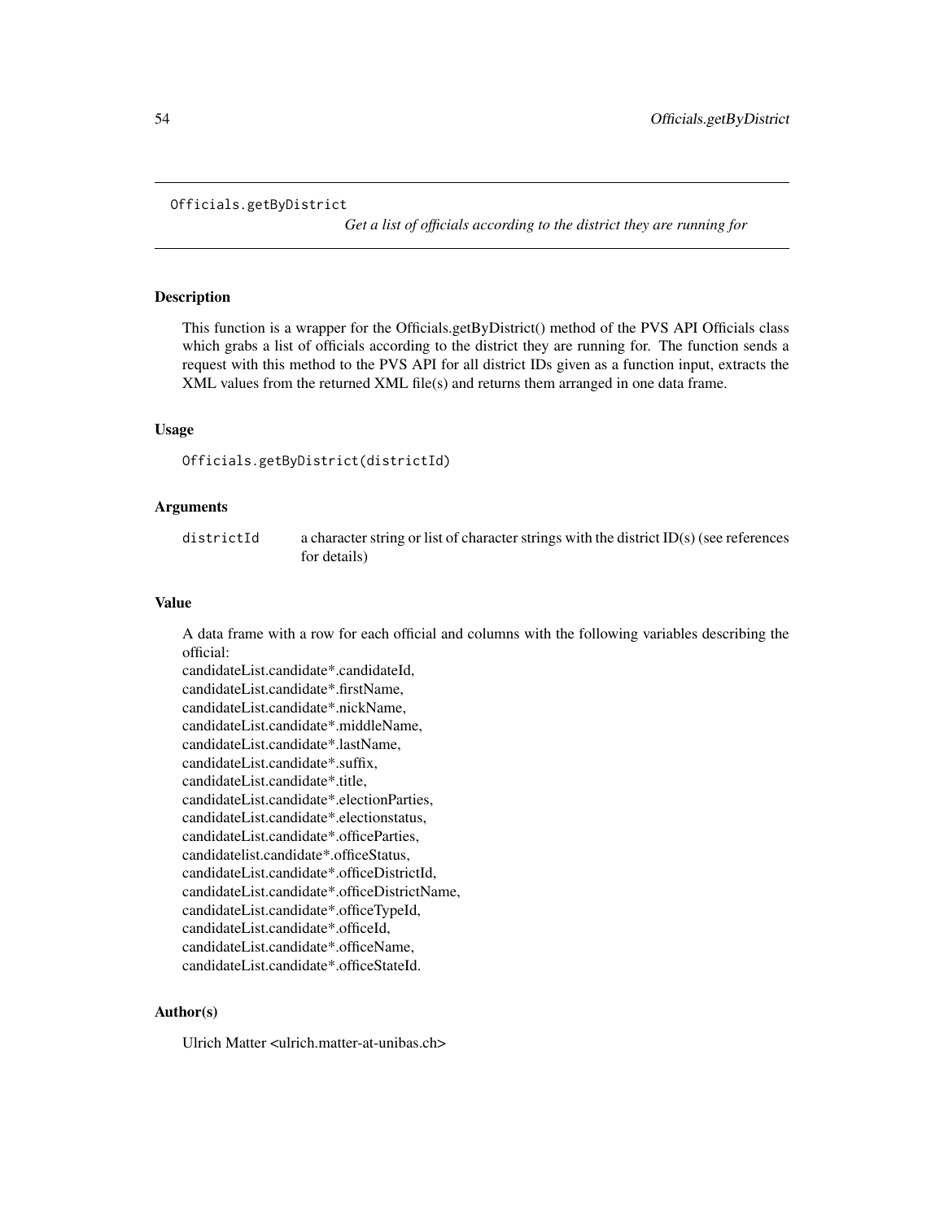Officials.getByDistract

# Officials.getByDistrict

*Get a list of officials according to the district they are running for*

## Description

This function is a wrapper for the Officials.getByDistrict() method of the PVS API Officials class which grabs a list of officials according to the district they are running for. The function sends a request with this method to the PVS API for all district IDs given as a function input, extracts the XML values from the returned XML file(s) and returns them arranged in one data frame.

## Usage

```
Officials.getByDistrict(districtId)
```

## Arguments

| | |
|---|---|
| districtId | a character string or list of character strings with the district ID(s) (see references for details) |

## Value

A data frame with a row for each official and columns with the following variables describing the official:
candidateList.candidate*.candidateId,
candidateList.candidate*.firstName,
candidateList.candidate*.nickName,
candidateList.candidate*.middleName,
candidateList.candidate*.lastName,
candidateList.candidate*.suffix,
candidateList.candidate*.title,
candidateList.candidate*.electionParties,
candidateList.candidate*.electionstatus,
candidateList.candidate*.officeParties,
candidatelist.candidate*.officeStatus,
candidateList.candidate*.officeDistrictId,
candidateList.candidate*.officeDistrictName,
candidateList.candidate*.officeTypeId,
candidateList.candidate*.officeId,
candidateList.candidate*.officeName,
candidateList.candidate*.officeStateId.

## Author(s)

Ulrich Matter <ulrich.matter-at-unibas.ch>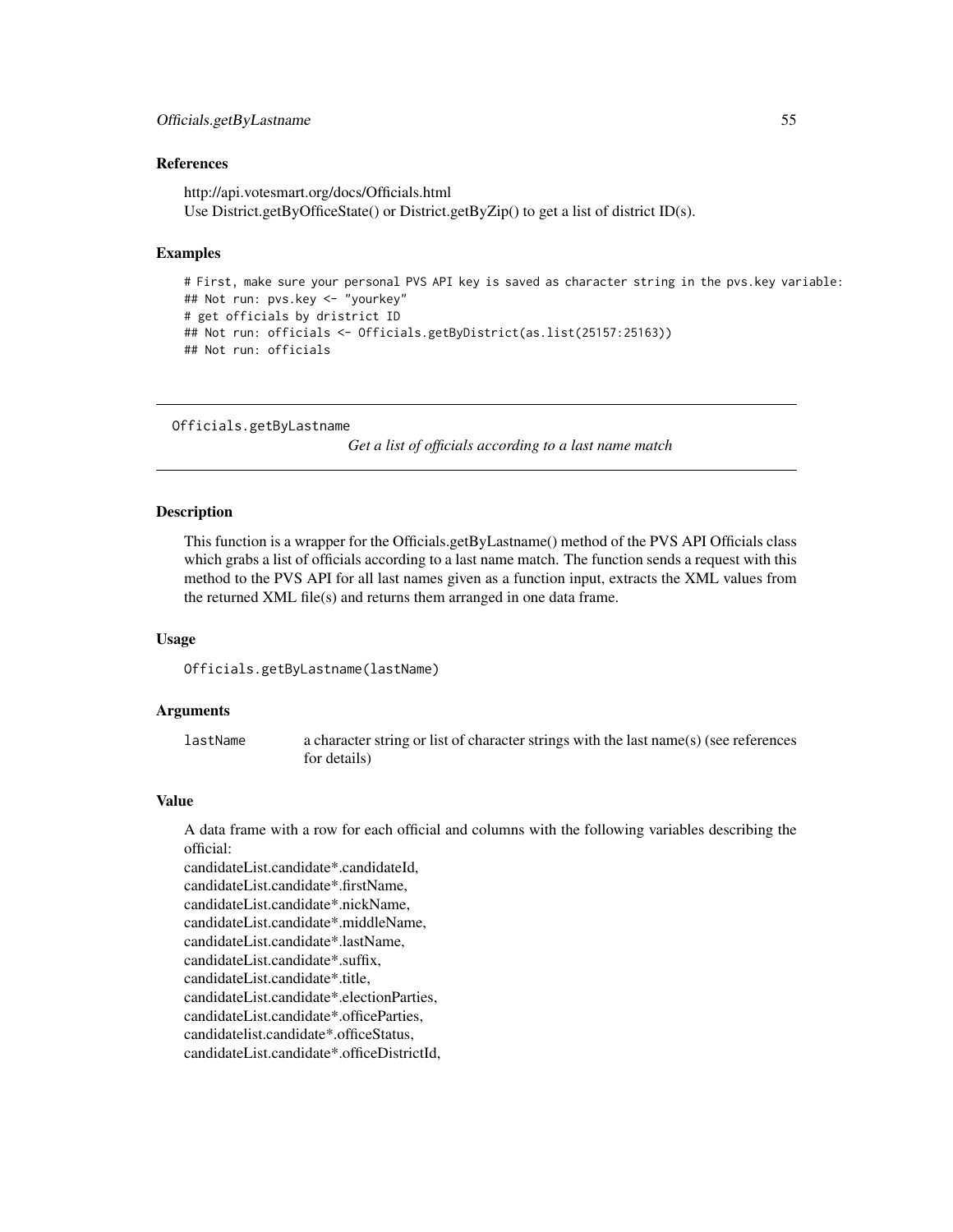### References

http://api.votesmart.org/docs/Officials.html
Use District.getByOfficeState() or District.getByZip() to get a list of district ID(s).

### Examples

```
# First, make sure your personal PVS API key is saved as character string in the pvs.key variable:
## Not run: pvs.key <- "yourkey"
# get officials by dristrict ID
## Not run: officials <- Officials.getByDistrict(as.list(25157:25163))
## Not run: officials
```

---

## Officials.getByLastname

*Get a list of officials according to a last name match*

---

### Description

This function is a wrapper for the Officials.getByLastname() method of the PVS API Officials class which grabs a list of officials according to a last name match. The function sends a request with this method to the PVS API for all last names given as a function input, extracts the XML values from the returned XML file(s) and returns them arranged in one data frame.

### Usage

```
Officials.getByLastname(lastName)
```

### Arguments

| | |
|---|---|
| `lastName` | a character string or list of character strings with the last name(s) (see references for details) |

### Value

A data frame with a row for each official and columns with the following variables describing the official:
candidateList.candidate*.candidateId,
candidateList.candidate*.firstName,
candidateList.candidate*.nickName,
candidateList.candidate*.middleName,
candidateList.candidate*.lastName,
candidateList.candidate*.suffix,
candidateList.candidate*.title,
candidateList.candidate*.electionParties,
candidateList.candidate*.officeParties,
candidatelist.candidate*.officeStatus,
candidateList.candidate*.officeDistrictId,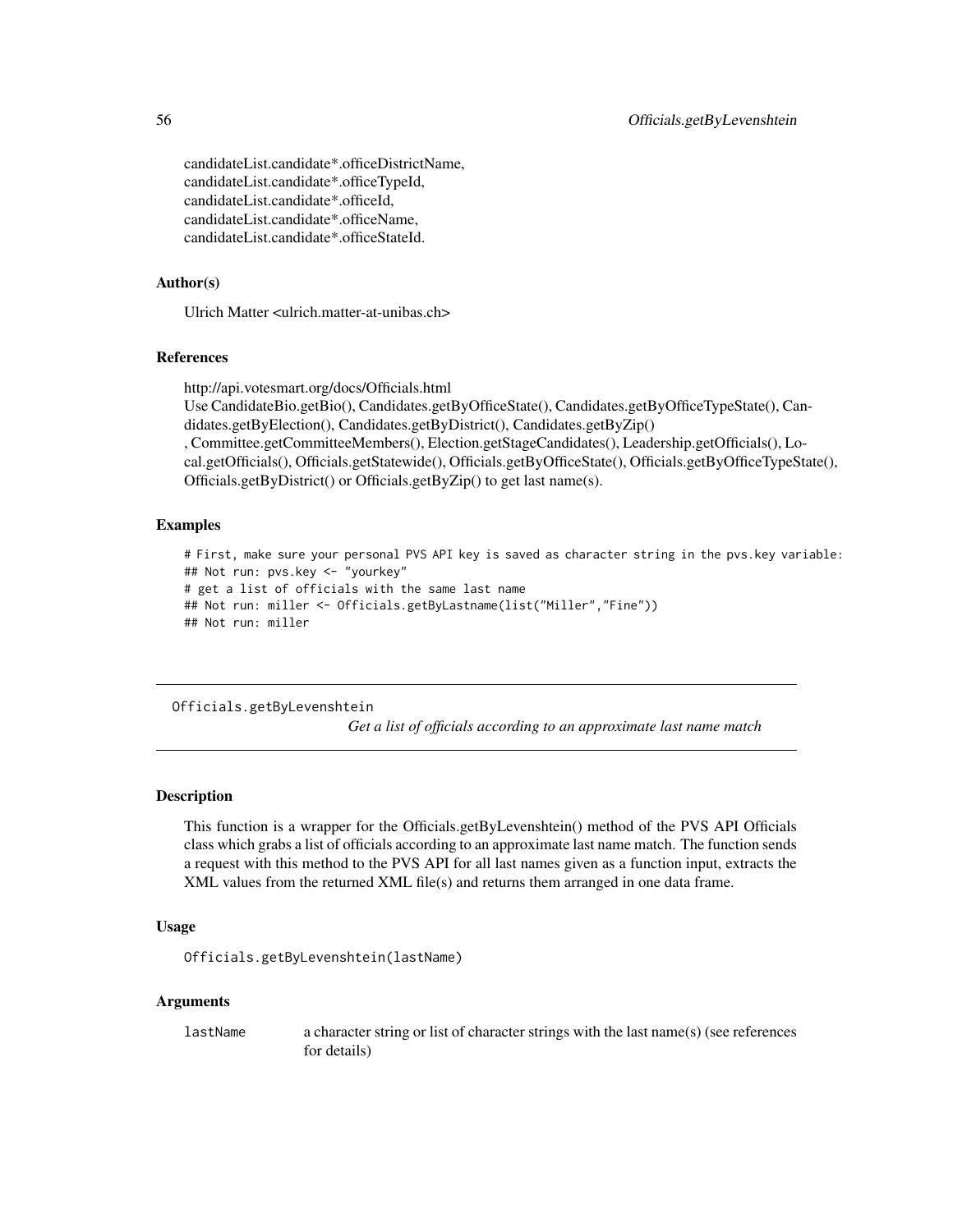candidateList.candidate*.officeDistrictName,
candidateList.candidate*.officeTypeId,
candidateList.candidate*.officeId,
candidateList.candidate*.officeName,
candidateList.candidate*.officeStateId.

### Author(s)

Ulrich Matter <ulrich.matter-at-unibas.ch>

### References

http://api.votesmart.org/docs/Officials.html
Use CandidateBio.getBio(), Candidates.getByOfficeState(), Candidates.getByOfficeTypeState(), Candidates.getByElection(), Candidates.getByDistrict(), Candidates.getByZip()
, Committee.getCommitteeMembers(), Election.getStageCandidates(), Leadership.getOfficials(), Local.getOfficials(), Officials.getStatewide(), Officials.getByOfficeState(), Officials.getByOfficeTypeState(), Officials.getByDistrict() or Officials.getByZip() to get last name(s).

### Examples

```
# First, make sure your personal PVS API key is saved as character string in the pvs.key variable:
## Not run: pvs.key <- "yourkey"
# get a list of officials with the same last name
## Not run: miller <- Officials.getByLastname(list("Miller","Fine"))
## Not run: miller
```

---

## Officials.getByLevenshtein

*Get a list of officials according to an approximate last name match*

---

### Description

This function is a wrapper for the Officials.getByLevenshtein() method of the PVS API Officials class which grabs a list of officials according to an approximate last name match. The function sends a request with this method to the PVS API for all last names given as a function input, extracts the XML values from the returned XML file(s) and returns them arranged in one data frame.

### Usage

```
Officials.getByLevenshtein(lastName)
```

### Arguments

| | |
|---|---|
| lastName | a character string or list of character strings with the last name(s) (see references for details) |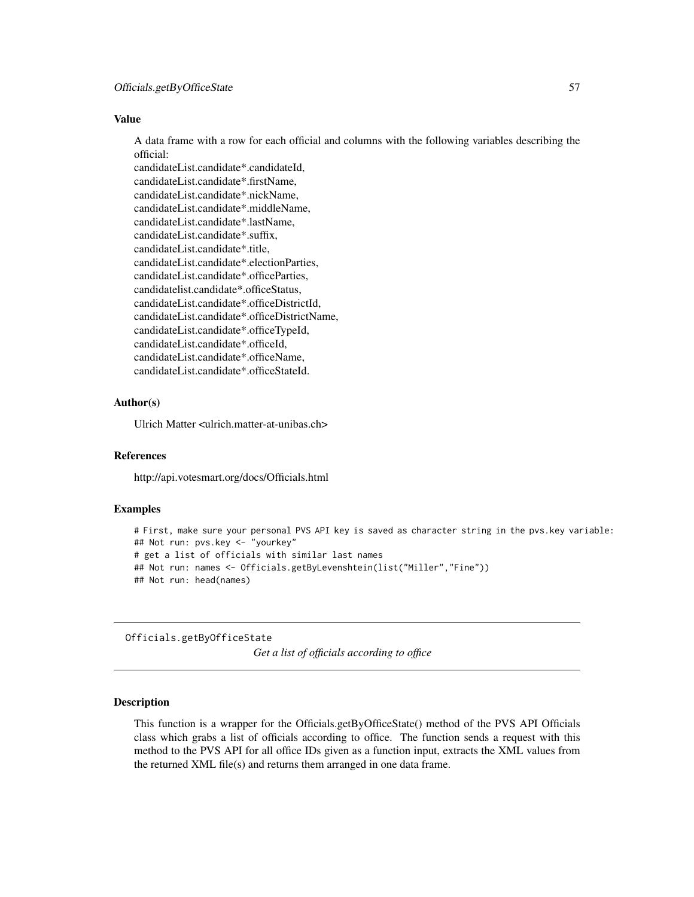### Value

A data frame with a row for each official and columns with the following variables describing the official:
candidateList.candidate*.candidateId,
candidateList.candidate*.firstName,
candidateList.candidate*.nickName,
candidateList.candidate*.middleName,
candidateList.candidate*.lastName,
candidateList.candidate*.suffix,
candidateList.candidate*.title,
candidateList.candidate*.electionParties,
candidateList.candidate*.officeParties,
candidatelist.candidate*.officeStatus,
candidateList.candidate*.officeDistrictId,
candidateList.candidate*.officeDistrictName,
candidateList.candidate*.officeTypeId,
candidateList.candidate*.officeId,
candidateList.candidate*.officeName,
candidateList.candidate*.officeStateId.

### Author(s)

Ulrich Matter <ulrich.matter-at-unibas.ch>

### References

http://api.votesmart.org/docs/Officials.html

### Examples

```
# First, make sure your personal PVS API key is saved as character string in the pvs.key variable:
## Not run: pvs.key <- "yourkey"
# get a list of officials with similar last names
## Not run: names <- Officials.getByLevenshtein(list("Miller","Fine"))
## Not run: head(names)
```

---

## Officials.getByOfficeState

*Get a list of officials according to office*

---

### Description

This function is a wrapper for the Officials.getByOfficeState() method of the PVS API Officials class which grabs a list of officials according to office. The function sends a request with this method to the PVS API for all office IDs given as a function input, extracts the XML values from the returned XML file(s) and returns them arranged in one data frame.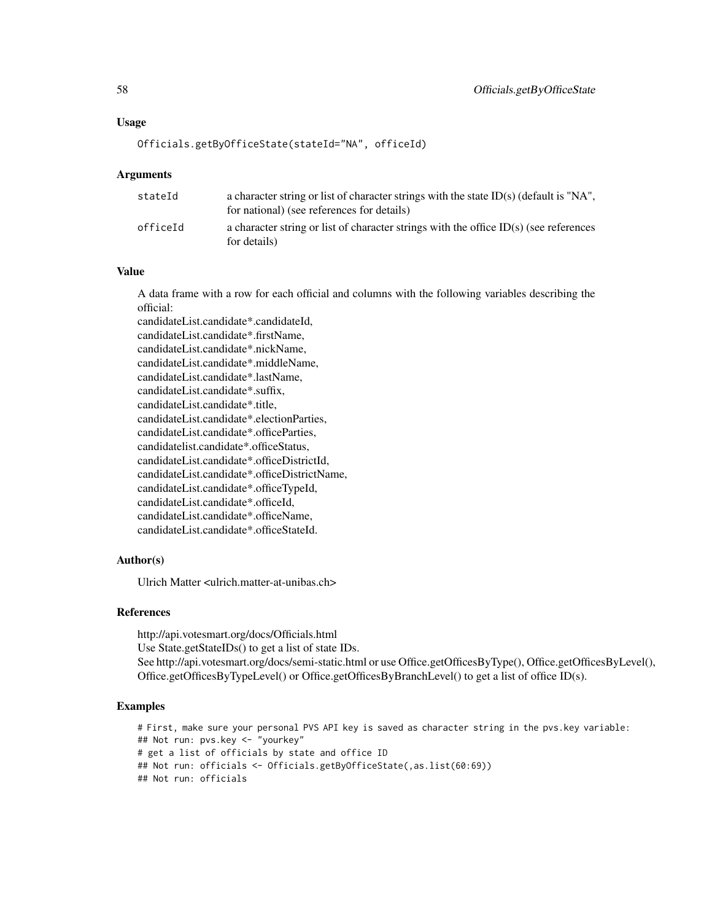## Usage

```
Officials.getByOfficeState(stateId="NA", officeId)
```

## Arguments

| | |
|---|---|
| stateId | a character string or list of character strings with the state ID(s) (default is "NA", for national) (see references for details) |
| officeId | a character string or list of character strings with the office ID(s) (see references for details) |

## Value

A data frame with a row for each official and columns with the following variables describing the official:
candidateList.candidate*.candidateId,
candidateList.candidate*.firstName,
candidateList.candidate*.nickName,
candidateList.candidate*.middleName,
candidateList.candidate*.lastName,
candidateList.candidate*.suffix,
candidateList.candidate*.title,
candidateList.candidate*.electionParties,
candidateList.candidate*.officeParties,
candidatelist.candidate*.officeStatus,
candidateList.candidate*.officeDistrictId,
candidateList.candidate*.officeDistrictName,
candidateList.candidate*.officeTypeId,
candidateList.candidate*.officeId,
candidateList.candidate*.officeName,
candidateList.candidate*.officeStateId.

## Author(s)

Ulrich Matter <ulrich.matter-at-unibas.ch>

## References

http://api.votesmart.org/docs/Officials.html
Use State.getStateIDs() to get a list of state IDs.
See http://api.votesmart.org/docs/semi-static.html or use Office.getOfficesByType(), Office.getOfficesByLevel(), Office.getOfficesByTypeLevel() or Office.getOfficesByBranchLevel() to get a list of office ID(s).

## Examples

```
# First, make sure your personal PVS API key is saved as character string in the pvs.key variable:
## Not run: pvs.key <- "yourkey"
# get a list of officials by state and office ID
## Not run: officials <- Officials.getByOfficeState(,as.list(60:69))
## Not run: officials
```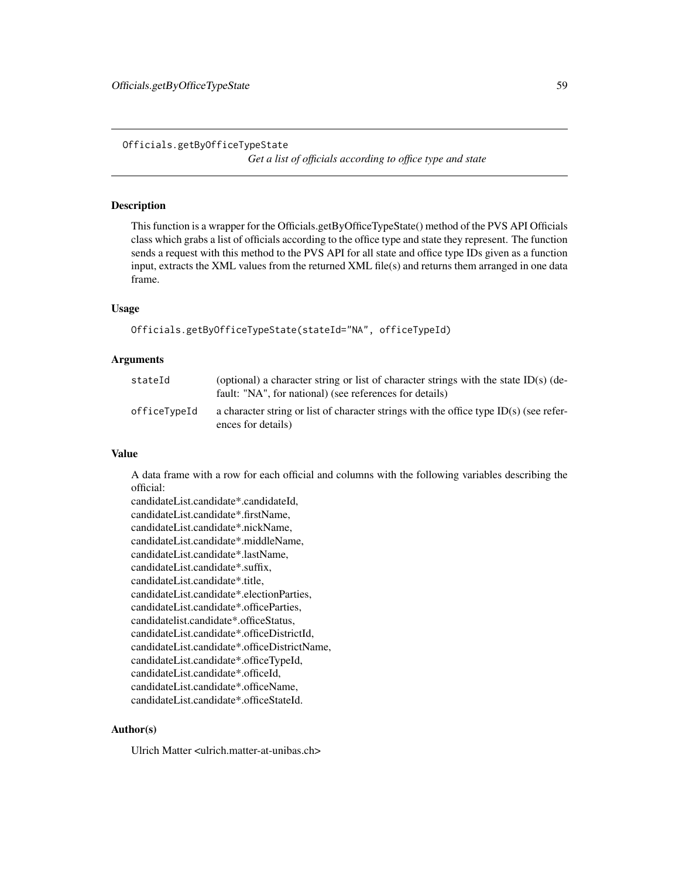Officials.getByOfficeTypeState    *Get a list of officials according to office type and state*

## Description

This function is a wrapper for the Officials.getByOfficeTypeState() method of the PVS API Officials class which grabs a list of officials according to the office type and state they represent. The function sends a request with this method to the PVS API for all state and office type IDs given as a function input, extracts the XML values from the returned XML file(s) and returns them arranged in one data frame.

## Usage

```
Officials.getByOfficeTypeState(stateId="NA", officeTypeId)
```

## Arguments

| | |
|---|---|
| `stateId` | (optional) a character string or list of character strings with the state ID(s) (default: "NA", for national) (see references for details) |
| `officeTypeId` | a character string or list of character strings with the office type ID(s) (see references for details) |

## Value

A data frame with a row for each official and columns with the following variables describing the official:
candidateList.candidate*.candidateId,
candidateList.candidate*.firstName,
candidateList.candidate*.nickName,
candidateList.candidate*.middleName,
candidateList.candidate*.lastName,
candidateList.candidate*.suffix,
candidateList.candidate*.title,
candidateList.candidate*.electionParties,
candidateList.candidate*.officeParties,
candidatelist.candidate*.officeStatus,
candidateList.candidate*.officeDistrictId,
candidateList.candidate*.officeDistrictName,
candidateList.candidate*.officeTypeId,
candidateList.candidate*.officeId,
candidateList.candidate*.officeName,
candidateList.candidate*.officeStateId.

## Author(s)

Ulrich Matter <ulrich.matter-at-unibas.ch>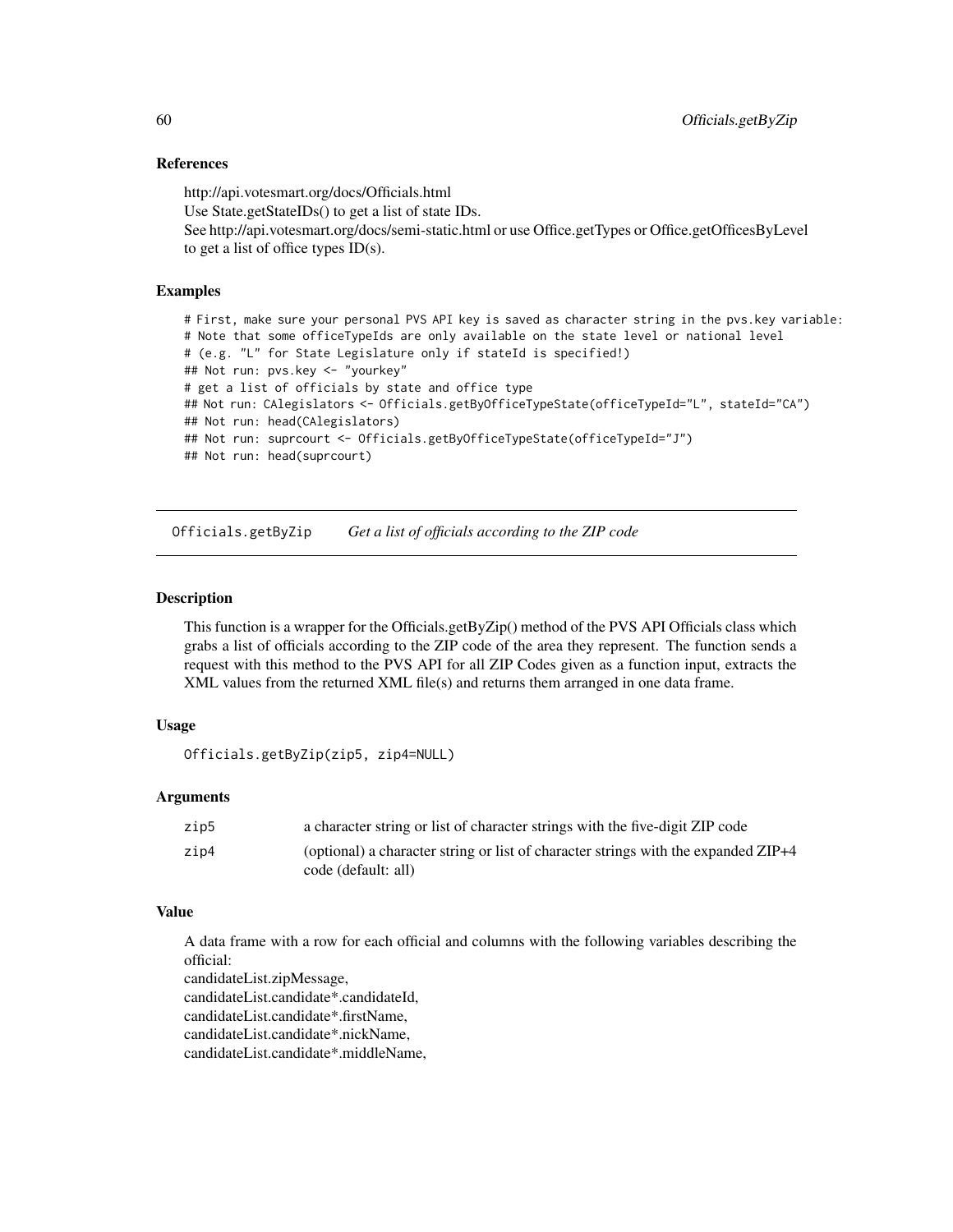### References

http://api.votesmart.org/docs/Officials.html
Use State.getStateIDs() to get a list of state IDs.
See http://api.votesmart.org/docs/semi-static.html or use Office.getTypes or Office.getOfficesByLevel to get a list of office types ID(s).

### Examples

```
# First, make sure your personal PVS API key is saved as character string in the pvs.key variable:
# Note that some officeTypeIds are only available on the state level or national level
# (e.g. "L" for State Legislature only if stateId is specified!)
## Not run: pvs.key <- "yourkey"
# get a list of officials by state and office type
## Not run: CAlegislators <- Officials.getByOfficeTypeState(officeTypeId="L", stateId="CA")
## Not run: head(CAlegislators)
## Not run: suprcourt <- Officials.getByOfficeTypeState(officeTypeId="J")
## Not run: head(suprcourt)
```

---

## Officials.getByZip — *Get a list of officials according to the ZIP code*

---

### Description

This function is a wrapper for the Officials.getByZip() method of the PVS API Officials class which grabs a list of officials according to the ZIP code of the area they represent. The function sends a request with this method to the PVS API for all ZIP Codes given as a function input, extracts the XML values from the returned XML file(s) and returns them arranged in one data frame.

### Usage

```
Officials.getByZip(zip5, zip4=NULL)
```

### Arguments

| | |
|---|---|
| zip5 | a character string or list of character strings with the five-digit ZIP code |
| zip4 | (optional) a character string or list of character strings with the expanded ZIP+4 code (default: all) |

### Value

A data frame with a row for each official and columns with the following variables describing the official:
candidateList.zipMessage,
candidateList.candidate*.candidateId,
candidateList.candidate*.firstName,
candidateList.candidate*.nickName,
candidateList.candidate*.middleName,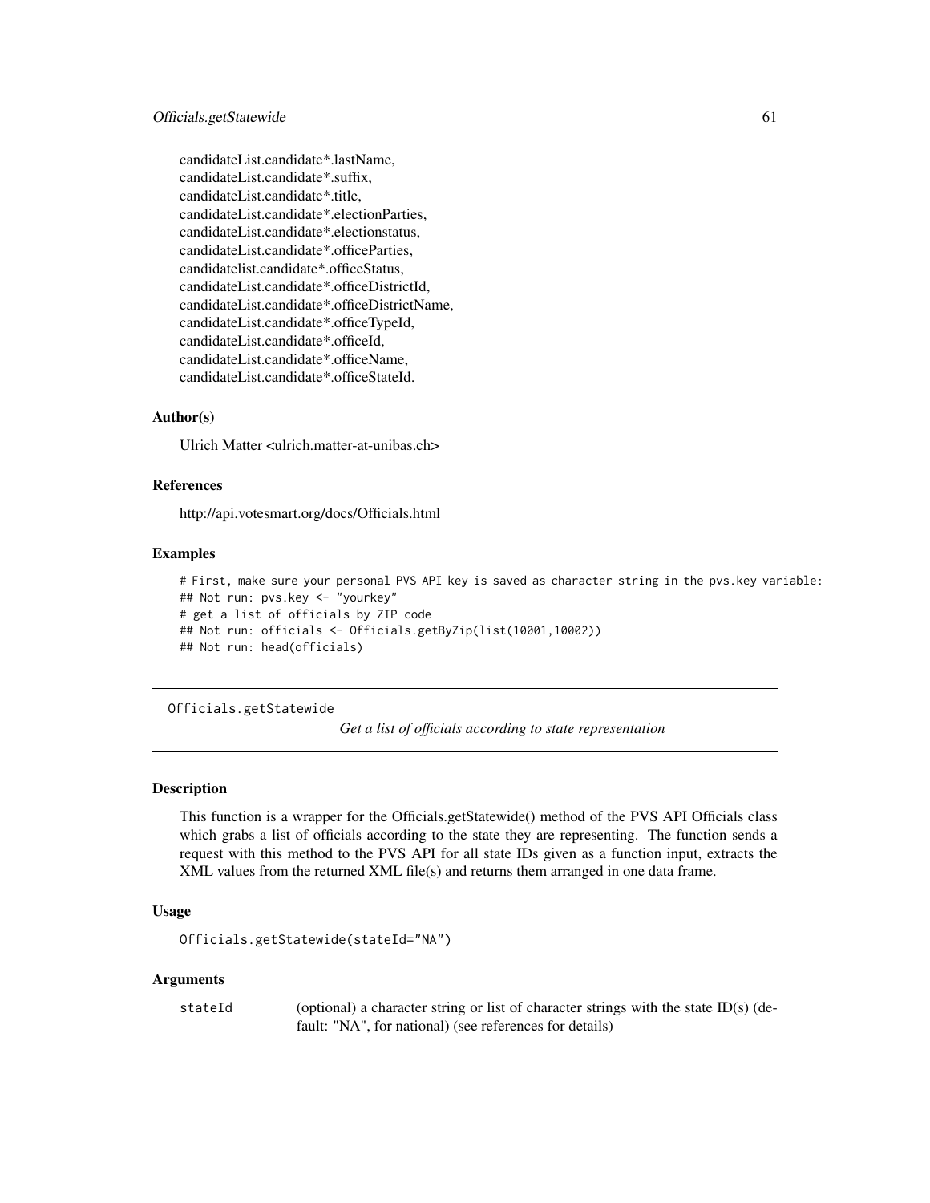candidateList.candidate*.lastName,
candidateList.candidate*.suffix,
candidateList.candidate*.title,
candidateList.candidate*.electionParties,
candidateList.candidate*.electionstatus,
candidateList.candidate*.officeParties,
candidatelist.candidate*.officeStatus,
candidateList.candidate*.officeDistrictId,
candidateList.candidate*.officeDistrictName,
candidateList.candidate*.officeTypeId,
candidateList.candidate*.officeId,
candidateList.candidate*.officeName,
candidateList.candidate*.officeStateId.

### Author(s)

Ulrich Matter <ulrich.matter-at-unibas.ch>

### References

http://api.votesmart.org/docs/Officials.html

### Examples

```
# First, make sure your personal PVS API key is saved as character string in the pvs.key variable:
## Not run: pvs.key <- "yourkey"
# get a list of officials by ZIP code
## Not run: officials <- Officials.getByZip(list(10001,10002))
## Not run: head(officials)
```

---

## Officials.getStatewide

*Get a list of officials according to state representation*

### Description

This function is a wrapper for the Officials.getStatewide() method of the PVS API Officials class which grabs a list of officials according to the state they are representing. The function sends a request with this method to the PVS API for all state IDs given as a function input, extracts the XML values from the returned XML file(s) and returns them arranged in one data frame.

### Usage

```
Officials.getStatewide(stateId="NA")
```

### Arguments

| | |
|---|---|
| stateId | (optional) a character string or list of character strings with the state ID(s) (default: "NA", for national) (see references for details) |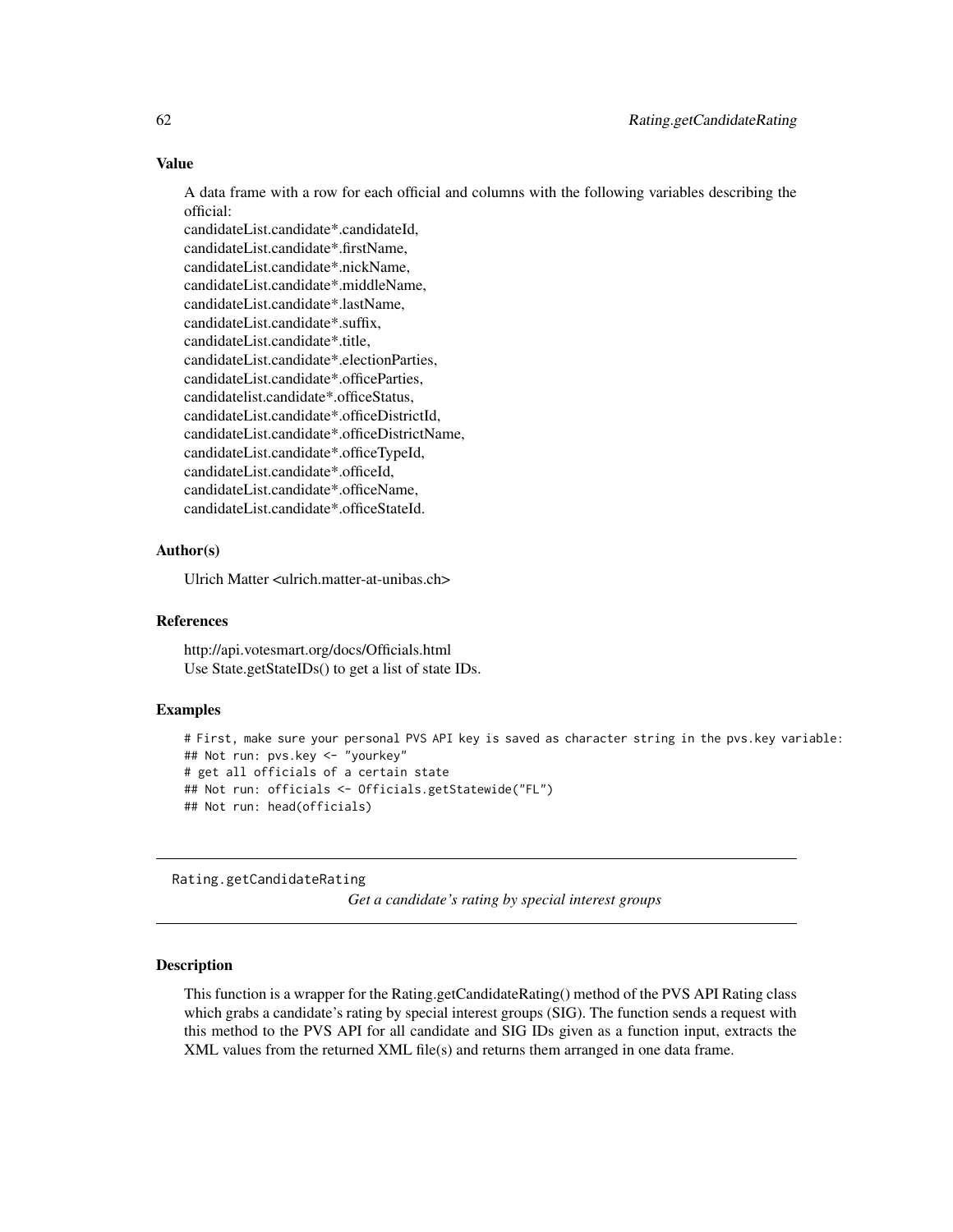### Value

A data frame with a row for each official and columns with the following variables describing the official:
candidateList.candidate*.candidateId,
candidateList.candidate*.firstName,
candidateList.candidate*.nickName,
candidateList.candidate*.middleName,
candidateList.candidate*.lastName,
candidateList.candidate*.suffix,
candidateList.candidate*.title,
candidateList.candidate*.electionParties,
candidateList.candidate*.officeParties,
candidatelist.candidate*.officeStatus,
candidateList.candidate*.officeDistrictId,
candidateList.candidate*.officeDistrictName,
candidateList.candidate*.officeTypeId,
candidateList.candidate*.officeId,
candidateList.candidate*.officeName,
candidateList.candidate*.officeStateId.

### Author(s)

Ulrich Matter <ulrich.matter-at-unibas.ch>

### References

http://api.votesmart.org/docs/Officials.html
Use State.getStateIDs() to get a list of state IDs.

### Examples

```
# First, make sure your personal PVS API key is saved as character string in the pvs.key variable:
## Not run: pvs.key <- "yourkey"
# get all officials of a certain state
## Not run: officials <- Officials.getStatewide("FL")
## Not run: head(officials)
```

---

## Rating.getCandidateRating

*Get a candidate's rating by special interest groups*

---

### Description

This function is a wrapper for the Rating.getCandidateRating() method of the PVS API Rating class which grabs a candidate's rating by special interest groups (SIG). The function sends a request with this method to the PVS API for all candidate and SIG IDs given as a function input, extracts the XML values from the returned XML file(s) and returns them arranged in one data frame.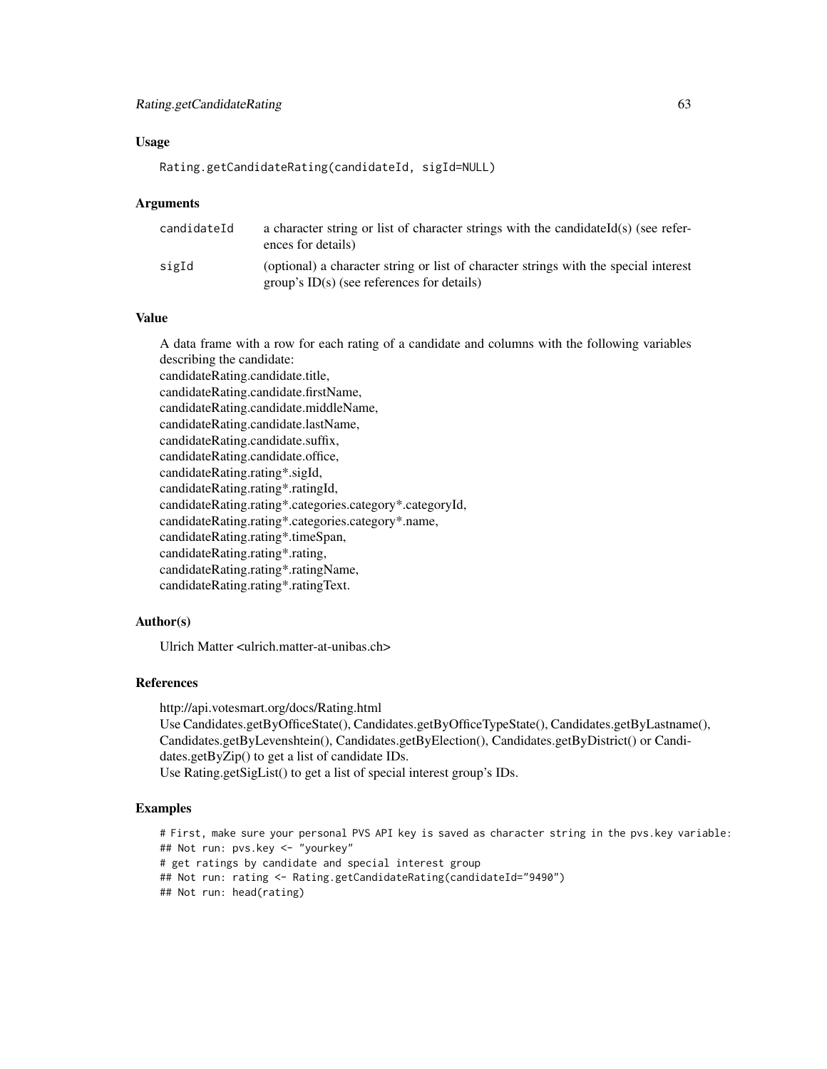### Usage

```
Rating.getCandidateRating(candidateId, sigId=NULL)
```

### Arguments

| | |
|---|---|
| candidateId | a character string or list of character strings with the candidateId(s) (see references for details) |
| sigId | (optional) a character string or list of character strings with the special interest group's ID(s) (see references for details) |

### Value

A data frame with a row for each rating of a candidate and columns with the following variables describing the candidate:
candidateRating.candidate.title,
candidateRating.candidate.firstName,
candidateRating.candidate.middleName,
candidateRating.candidate.lastName,
candidateRating.candidate.suffix,
candidateRating.candidate.office,
candidateRating.rating*.sigId,
candidateRating.rating*.ratingId,
candidateRating.rating*.categories.category*.categoryId,
candidateRating.rating*.categories.category*.name,
candidateRating.rating*.timeSpan,
candidateRating.rating*.rating,
candidateRating.rating*.ratingName,
candidateRating.rating*.ratingText.

### Author(s)

Ulrich Matter <ulrich.matter-at-unibas.ch>

### References

http://api.votesmart.org/docs/Rating.html
Use Candidates.getByOfficeState(), Candidates.getByOfficeTypeState(), Candidates.getByLastname(), Candidates.getByLevenshtein(), Candidates.getByElection(), Candidates.getByDistrict() or Candidates.getByZip() to get a list of candidate IDs.
Use Rating.getSigList() to get a list of special interest group's IDs.

### Examples

```
# First, make sure your personal PVS API key is saved as character string in the pvs.key variable:
## Not run: pvs.key <- "yourkey"
# get ratings by candidate and special interest group
## Not run: rating <- Rating.getCandidateRating(candidateId="9490")
## Not run: head(rating)
```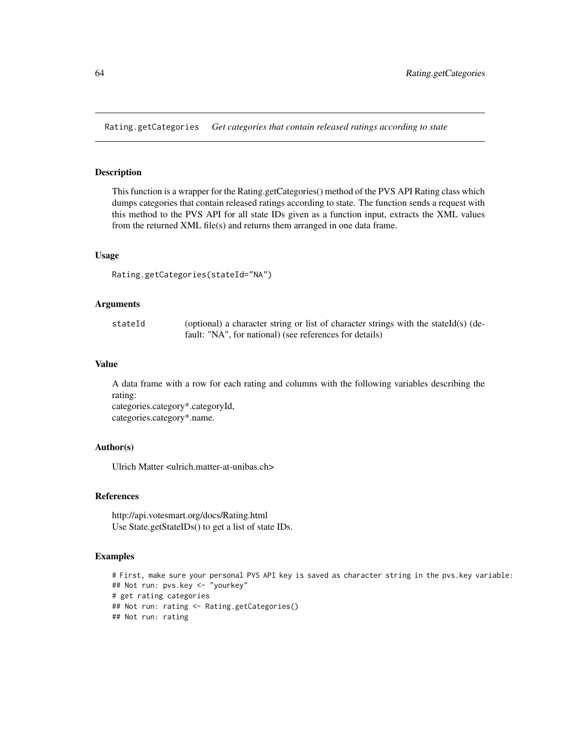Rating.getCategories *Get categories that contain released ratings according to state*

### Description

This function is a wrapper for the Rating.getCategories() method of the PVS API Rating class which dumps categories that contain released ratings according to state. The function sends a request with this method to the PVS API for all state IDs given as a function input, extracts the XML values from the returned XML file(s) and returns them arranged in one data frame.

### Usage

```
Rating.getCategories(stateId="NA")
```

### Arguments

| | |
|---|---|
| stateId | (optional) a character string or list of character strings with the stateId(s) (default: "NA", for national) (see references for details) |

### Value

A data frame with a row for each rating and columns with the following variables describing the rating:
categories.category*.categoryId,
categories.category*.name.

### Author(s)

Ulrich Matter <ulrich.matter-at-unibas.ch>

### References

http://api.votesmart.org/docs/Rating.html
Use State.getStateIDs() to get a list of state IDs.

### Examples

```
# First, make sure your personal PVS API key is saved as character string in the pvs.key variable:
## Not run: pvs.key <- "yourkey"
# get rating categories
## Not run: rating <- Rating.getCategories()
## Not run: rating
```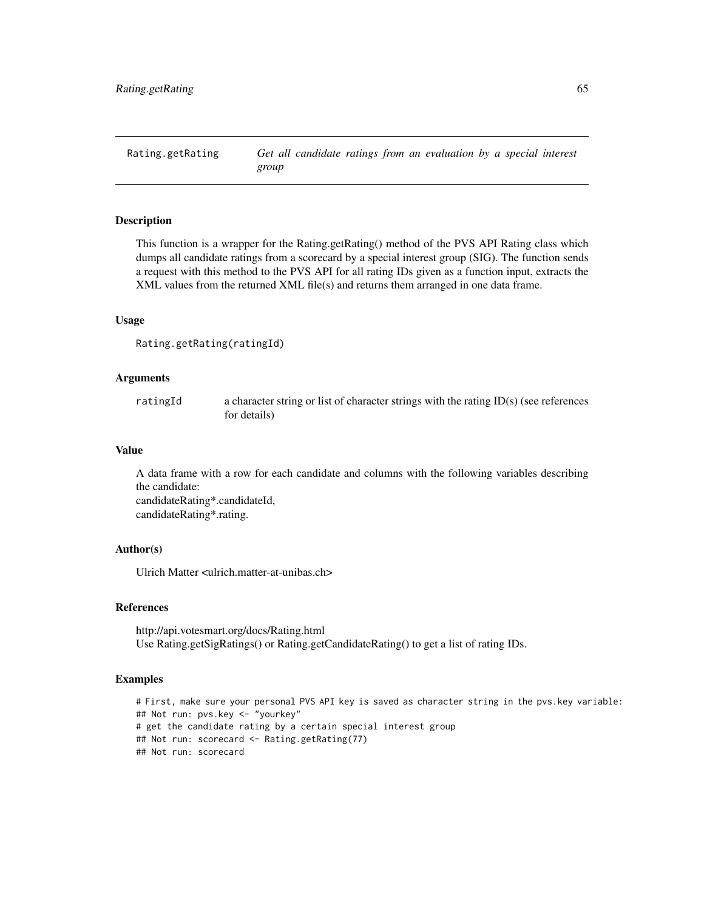Rating.getRating — *Get all candidate ratings from an evaluation by a special interest group*

## Description

This function is a wrapper for the Rating.getRating() method of the PVS API Rating class which dumps all candidate ratings from a scorecard by a special interest group (SIG). The function sends a request with this method to the PVS API for all rating IDs given as a function input, extracts the XML values from the returned XML file(s) and returns them arranged in one data frame.

## Usage

```
Rating.getRating(ratingId)
```

## Arguments

| | |
|---|---|
| ratingId | a character string or list of character strings with the rating ID(s) (see references for details) |

## Value

A data frame with a row for each candidate and columns with the following variables describing the candidate:
candidateRating*.candidateId,
candidateRating*.rating.

## Author(s)

Ulrich Matter <ulrich.matter-at-unibas.ch>

## References

http://api.votesmart.org/docs/Rating.html
Use Rating.getSigRatings() or Rating.getCandidateRating() to get a list of rating IDs.

## Examples

```
# First, make sure your personal PVS API key is saved as character string in the pvs.key variable:
## Not run: pvs.key <- "yourkey"
# get the candidate rating by a certain special interest group
## Not run: scorecard <- Rating.getRating(77)
## Not run: scorecard
```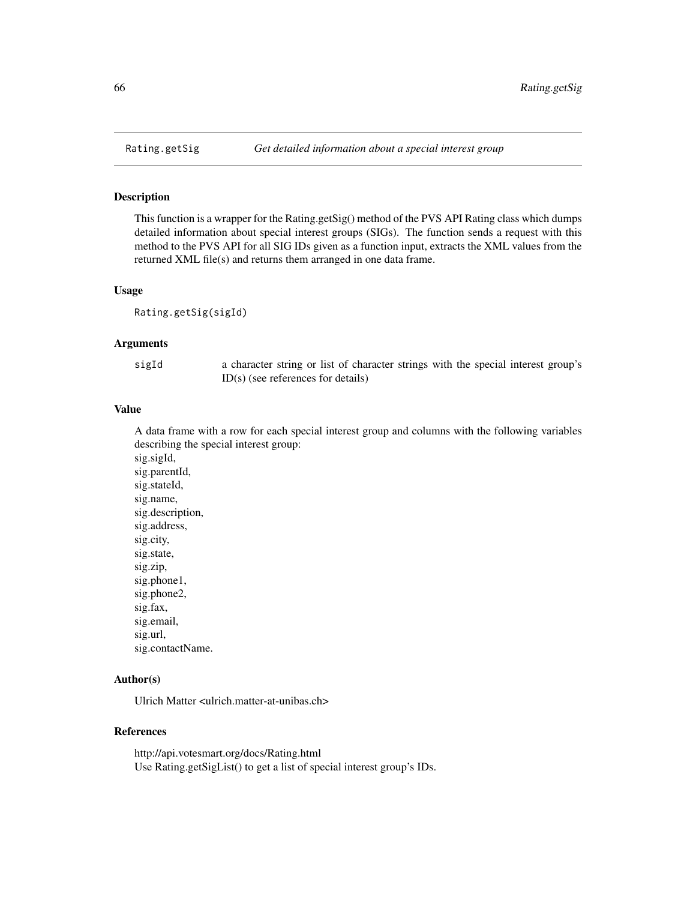Rating.getSig *Get detailed information about a special interest group*

### Description

This function is a wrapper for the Rating.getSig() method of the PVS API Rating class which dumps detailed information about special interest groups (SIGs). The function sends a request with this method to the PVS API for all SIG IDs given as a function input, extracts the XML values from the returned XML file(s) and returns them arranged in one data frame.

### Usage

```
Rating.getSig(sigId)
```

### Arguments

| | |
|---|---|
| sigId | a character string or list of character strings with the special interest group's ID(s) (see references for details) |

### Value

A data frame with a row for each special interest group and columns with the following variables describing the special interest group:
sig.sigId,
sig.parentId,
sig.stateId,
sig.name,
sig.description,
sig.address,
sig.city,
sig.state,
sig.zip,
sig.phone1,
sig.phone2,
sig.fax,
sig.email,
sig.url,
sig.contactName.

### Author(s)

Ulrich Matter <ulrich.matter-at-unibas.ch>

### References

http://api.votesmart.org/docs/Rating.html
Use Rating.getSigList() to get a list of special interest group's IDs.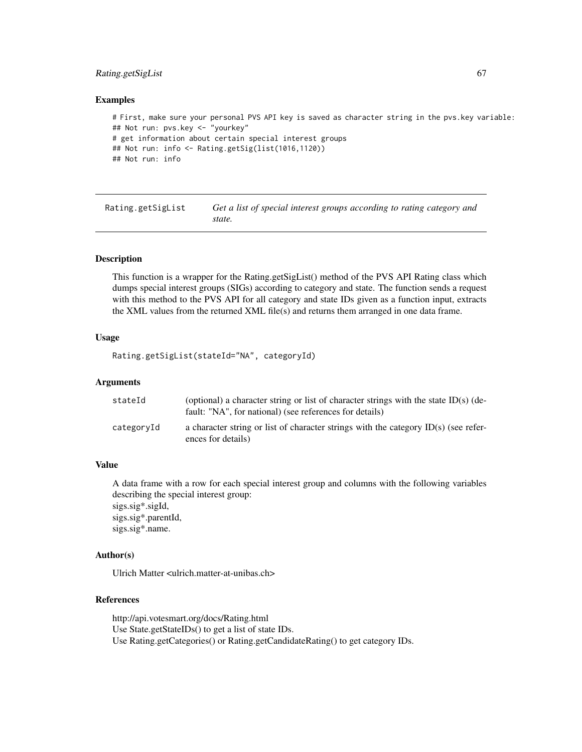## Examples

```
# First, make sure your personal PVS API key is saved as character string in the pvs.key variable:
## Not run: pvs.key <- "yourkey"
# get information about certain special interest groups
## Not run: info <- Rating.getSig(list(1016,1120))
## Not run: info
```

---

`Rating.getSigList` *Get a list of special interest groups according to rating category and state.*

---

### Description

This function is a wrapper for the Rating.getSigList() method of the PVS API Rating class which dumps special interest groups (SIGs) according to category and state. The function sends a request with this method to the PVS API for all category and state IDs given as a function input, extracts the XML values from the returned XML file(s) and returns them arranged in one data frame.

### Usage

```
Rating.getSigList(stateId="NA", categoryId)
```

### Arguments

| | |
|---|---|
| stateId | (optional) a character string or list of character strings with the state ID(s) (default: "NA", for national) (see references for details) |
| categoryId | a character string or list of character strings with the category ID(s) (see references for details) |

### Value

A data frame with a row for each special interest group and columns with the following variables describing the special interest group:
sigs.sig*.sigId,
sigs.sig*.parentId,
sigs.sig*.name.

### Author(s)

Ulrich Matter <ulrich.matter-at-unibas.ch>

### References

http://api.votesmart.org/docs/Rating.html
Use State.getStateIDs() to get a list of state IDs.
Use Rating.getCategories() or Rating.getCandidateRating() to get category IDs.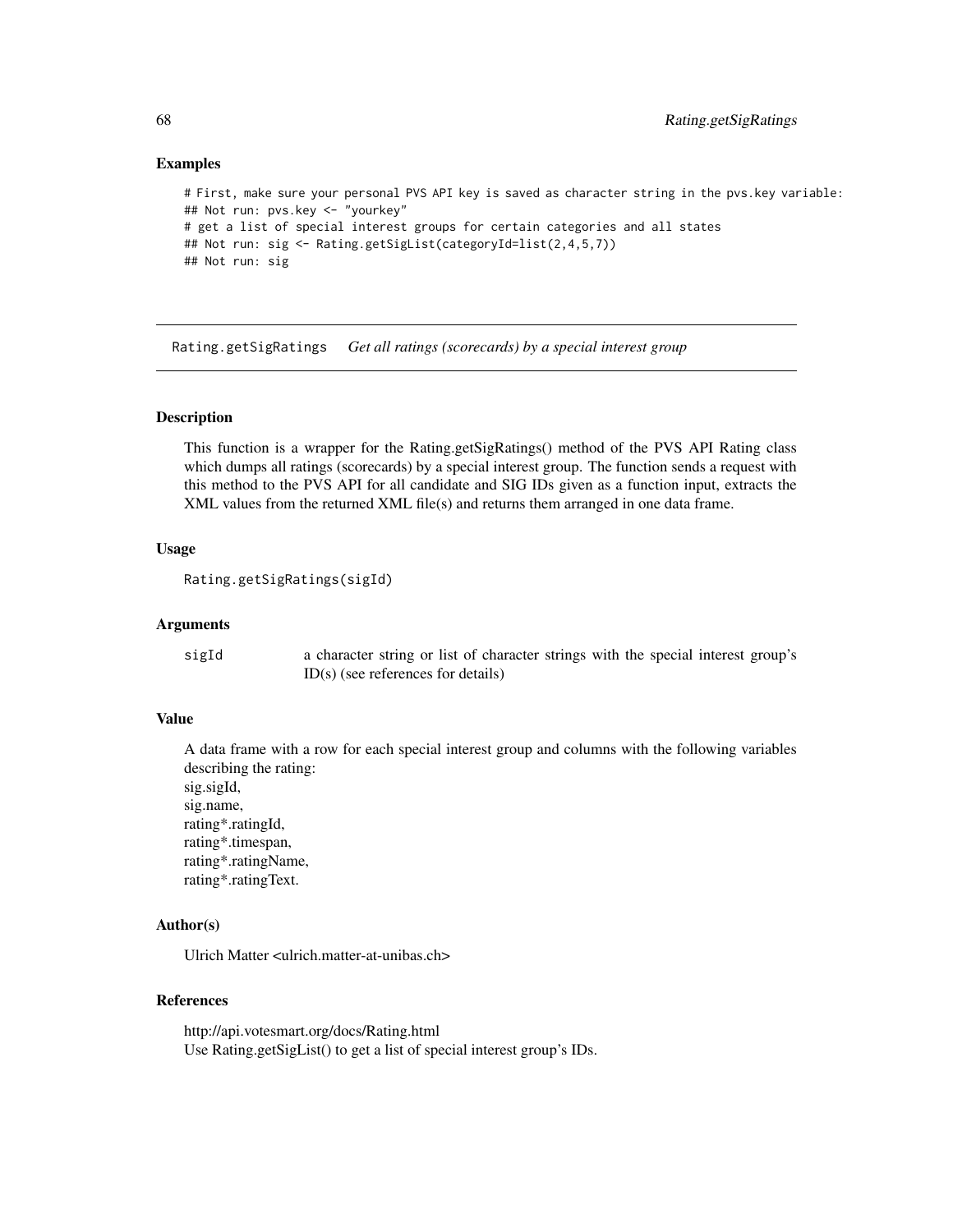## Examples

```
# First, make sure your personal PVS API key is saved as character string in the pvs.key variable:
## Not run: pvs.key <- "yourkey"
# get a list of special interest groups for certain categories and all states
## Not run: sig <- Rating.getSigList(categoryId=list(2,4,5,7))
## Not run: sig
```

---

# Rating.getSigRatings    *Get all ratings (scorecards) by a special interest group*

---

## Description

This function is a wrapper for the Rating.getSigRatings() method of the PVS API Rating class which dumps all ratings (scorecards) by a special interest group. The function sends a request with this method to the PVS API for all candidate and SIG IDs given as a function input, extracts the XML values from the returned XML file(s) and returns them arranged in one data frame.

## Usage

```
Rating.getSigRatings(sigId)
```

## Arguments

| | |
|---|---|
| sigId | a character string or list of character strings with the special interest group's ID(s) (see references for details) |

## Value

A data frame with a row for each special interest group and columns with the following variables describing the rating:
sig.sigId,
sig.name,
rating*.ratingId,
rating*.timespan,
rating*.ratingName,
rating*.ratingText.

## Author(s)

Ulrich Matter <ulrich.matter-at-unibas.ch>

## References

http://api.votesmart.org/docs/Rating.html
Use Rating.getSigList() to get a list of special interest group's IDs.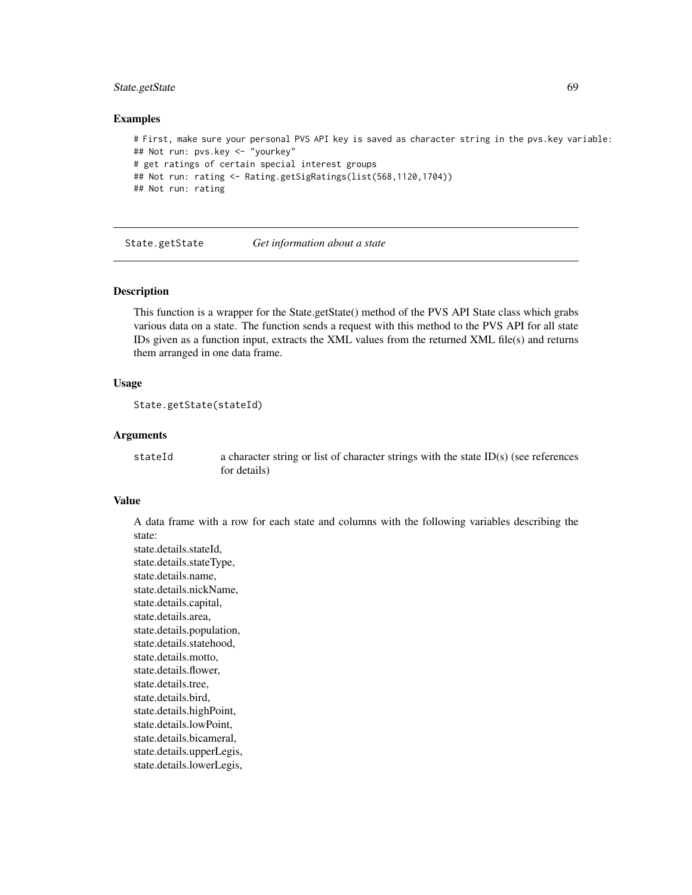## Examples

```
# First, make sure your personal PVS API key is saved as character string in the pvs.key variable:
## Not run: pvs.key <- "yourkey"
# get ratings of certain special interest groups
## Not run: rating <- Rating.getSigRatings(list(568,1120,1704))
## Not run: rating
```

---

`State.getState` *Get information about a state*

---

### Description

This function is a wrapper for the State.getState() method of the PVS API State class which grabs various data on a state. The function sends a request with this method to the PVS API for all state IDs given as a function input, extracts the XML values from the returned XML file(s) and returns them arranged in one data frame.

### Usage

```
State.getState(stateId)
```

### Arguments

| | |
|---|---|
| `stateId` | a character string or list of character strings with the state ID(s) (see references for details) |

### Value

A data frame with a row for each state and columns with the following variables describing the state:
state.details.stateId,
state.details.stateType,
state.details.name,
state.details.nickName,
state.details.capital,
state.details.area,
state.details.population,
state.details.statehood,
state.details.motto,
state.details.flower,
state.details.tree,
state.details.bird,
state.details.highPoint,
state.details.lowPoint,
state.details.bicameral,
state.details.upperLegis,
state.details.lowerLegis,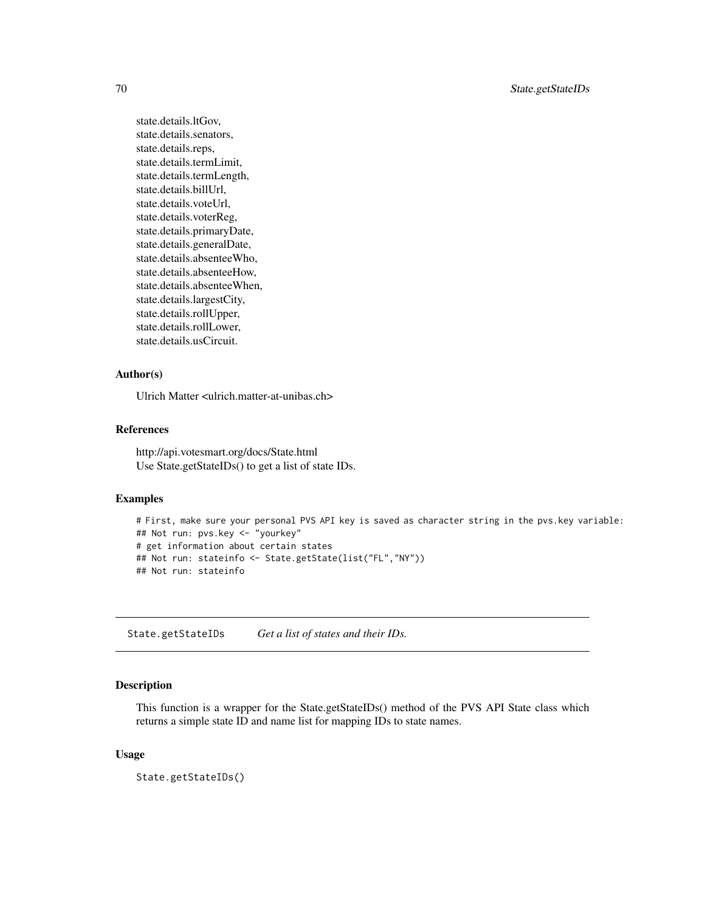state.details.ltGov,
state.details.senators,
state.details.reps,
state.details.termLimit,
state.details.termLength,
state.details.billUrl,
state.details.voteUrl,
state.details.voterReg,
state.details.primaryDate,
state.details.generalDate,
state.details.absenteeWho,
state.details.absenteeHow,
state.details.absenteeWhen,
state.details.largestCity,
state.details.rollUpper,
state.details.rollLower,
state.details.usCircuit.

### Author(s)

Ulrich Matter <ulrich.matter-at-unibas.ch>

### References

http://api.votesmart.org/docs/State.html
Use State.getStateIDs() to get a list of state IDs.

### Examples

```
# First, make sure your personal PVS API key is saved as character string in the pvs.key variable:
## Not run: pvs.key <- "yourkey"
# get information about certain states
## Not run: stateinfo <- State.getState(list("FL","NY"))
## Not run: stateinfo
```

---

## State.getStateIDs    *Get a list of states and their IDs.*

---

### Description

This function is a wrapper for the State.getStateIDs() method of the PVS API State class which returns a simple state ID and name list for mapping IDs to state names.

### Usage

```
State.getStateIDs()
```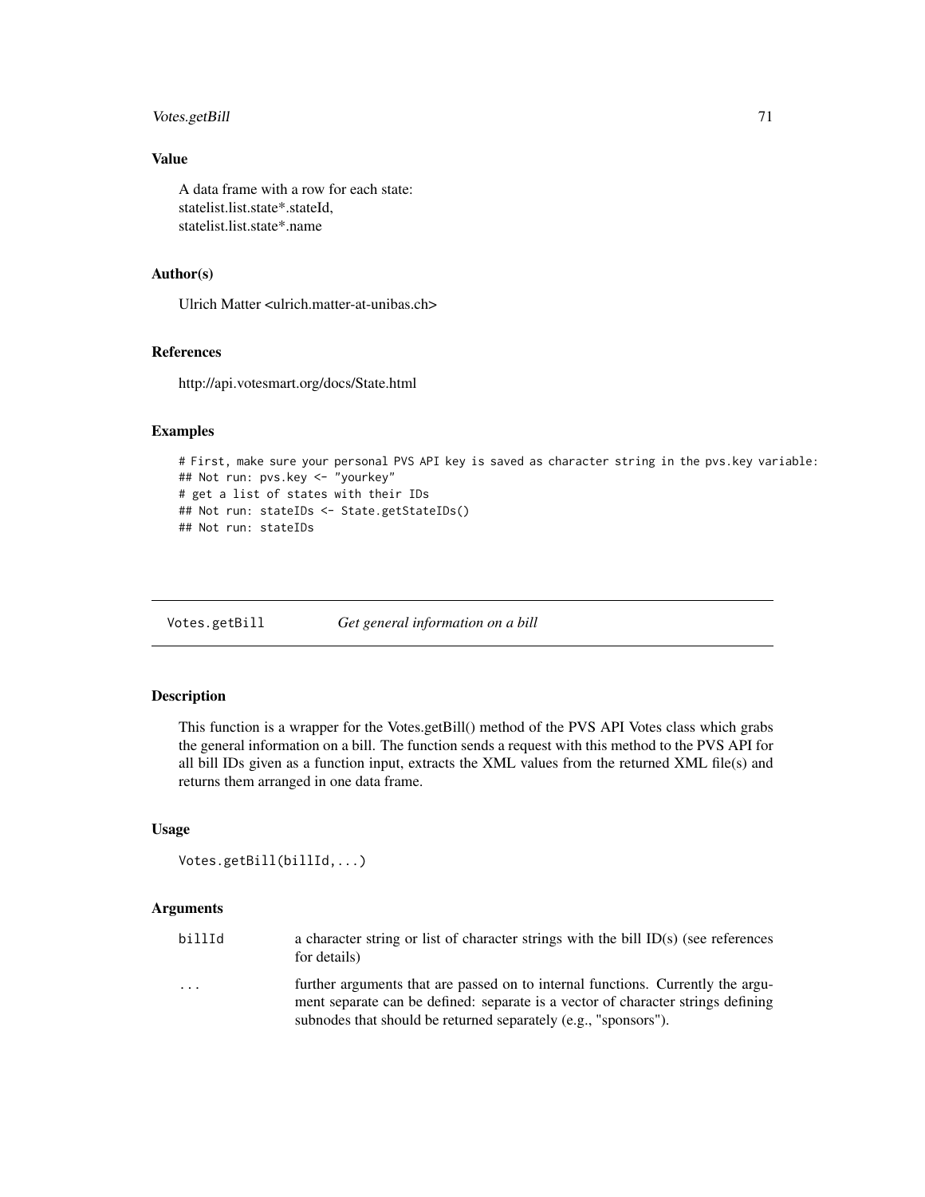## Value

A data frame with a row for each state:
statelist.list.state*.stateId,
statelist.list.state*.name

## Author(s)

Ulrich Matter <ulrich.matter-at-unibas.ch>

## References

http://api.votesmart.org/docs/State.html

## Examples

```
# First, make sure your personal PVS API key is saved as character string in the pvs.key variable:
## Not run: pvs.key <- "yourkey"
# get a list of states with their IDs
## Not run: stateIDs <- State.getStateIDs()
## Not run: stateIDs
```

---

# Votes.getBill *Get general information on a bill*

---

## Description

This function is a wrapper for the Votes.getBill() method of the PVS API Votes class which grabs the general information on a bill. The function sends a request with this method to the PVS API for all bill IDs given as a function input, extracts the XML values from the returned XML file(s) and returns them arranged in one data frame.

## Usage

```
Votes.getBill(billId,...)
```

## Arguments

| | |
|---|---|
| billId | a character string or list of character strings with the bill ID(s) (see references for details) |
| ... | further arguments that are passed on to internal functions. Currently the argument separate can be defined: separate is a vector of character strings defining subnodes that should be returned separately (e.g., "sponsors"). |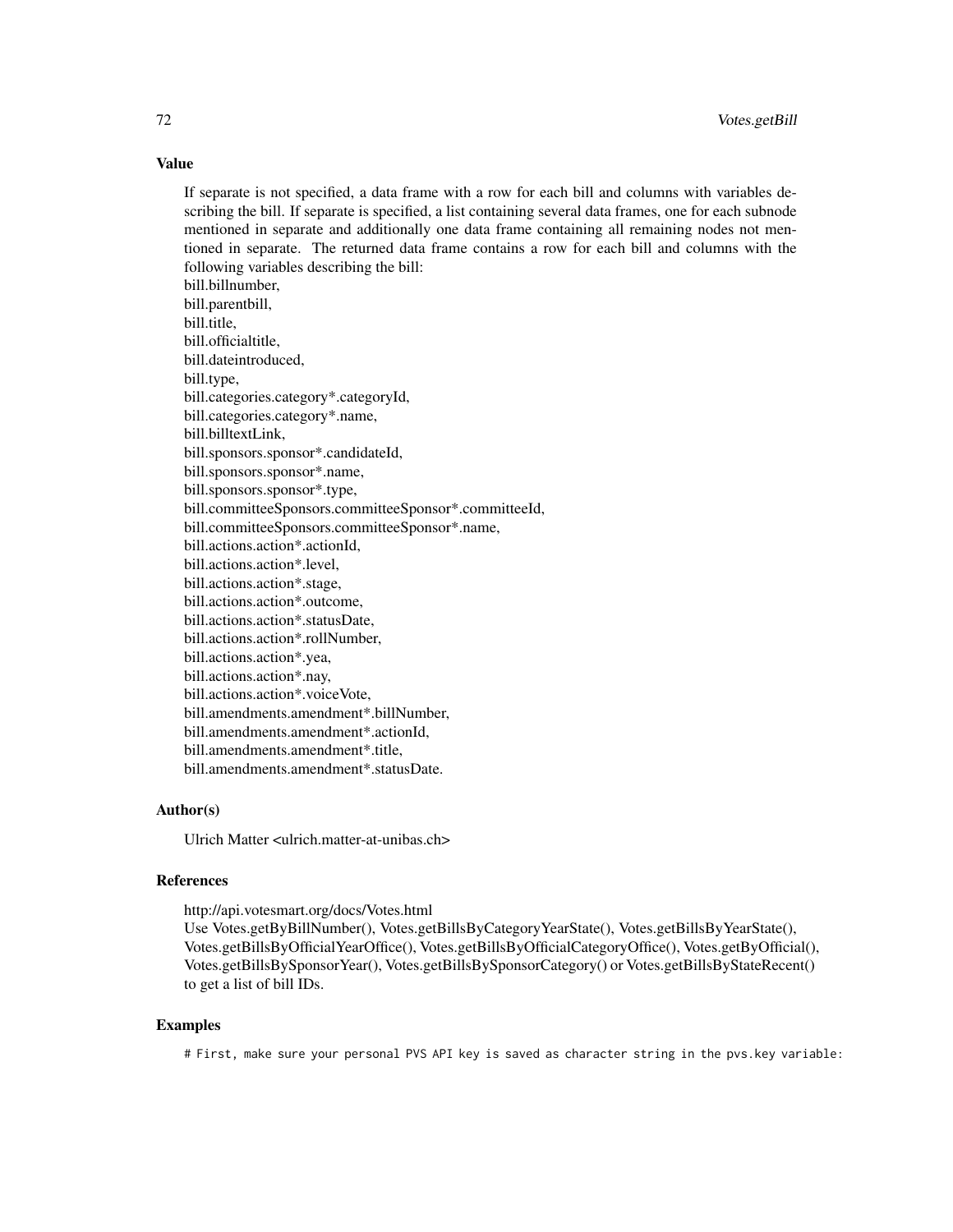## Value

If separate is not specified, a data frame with a row for each bill and columns with variables describing the bill. If separate is specified, a list containing several data frames, one for each subnode mentioned in separate and additionally one data frame containing all remaining nodes not mentioned in separate. The returned data frame contains a row for each bill and columns with the following variables describing the bill:
bill.billnumber,
bill.parentbill,
bill.title,
bill.officialtitle,
bill.dateintroduced,
bill.type,
bill.categories.category*.categoryId,
bill.categories.category*.name,
bill.billtextLink,
bill.sponsors.sponsor*.candidateId,
bill.sponsors.sponsor*.name,
bill.sponsors.sponsor*.type,
bill.committeeSponsors.committeeSponsor*.committeeId,
bill.committeeSponsors.committeeSponsor*.name,
bill.actions.action*.actionId,
bill.actions.action*.level,
bill.actions.action*.stage,
bill.actions.action*.outcome,
bill.actions.action*.statusDate,
bill.actions.action*.rollNumber,
bill.actions.action*.yea,
bill.actions.action*.nay,
bill.actions.action*.voiceVote,
bill.amendments.amendment*.billNumber,
bill.amendments.amendment*.actionId,
bill.amendments.amendment*.title,
bill.amendments.amendment*.statusDate.

## Author(s)

Ulrich Matter <ulrich.matter-at-unibas.ch>

## References

http://api.votesmart.org/docs/Votes.html
Use Votes.getByBillNumber(), Votes.getBillsByCategoryYearState(), Votes.getBillsByYearState(), Votes.getBillsByOfficialYearOffice(), Votes.getBillsByOfficialCategoryOffice(), Votes.getByOfficial(), Votes.getBillsBySponsorYear(), Votes.getBillsBySponsorCategory() or Votes.getBillsByStateRecent() to get a list of bill IDs.

## Examples

```
# First, make sure your personal PVS API key is saved as character string in the pvs.key variable:
```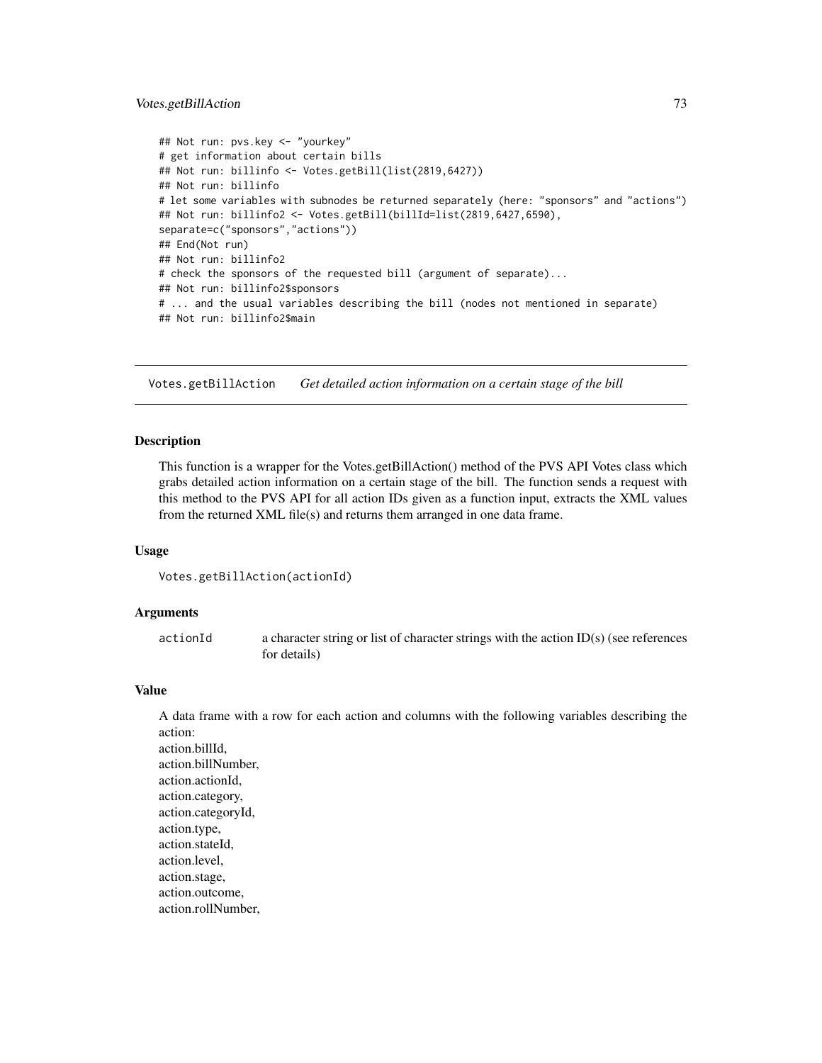```
## Not run: pvs.key <- "yourkey"
# get information about certain bills
## Not run: billinfo <- Votes.getBill(list(2819,6427))
## Not run: billinfo
# let some variables with subnodes be returned separately (here: "sponsors" and "actions")
## Not run: billinfo2 <- Votes.getBill(billId=list(2819,6427,6590),
separate=c("sponsors","actions"))
## End(Not run)
## Not run: billinfo2
# check the sponsors of the requested bill (argument of separate)...
## Not run: billinfo2$sponsors
# ... and the usual variables describing the bill (nodes not mentioned in separate)
## Not run: billinfo2$main
```

## Votes.getBillAction *Get detailed action information on a certain stage of the bill*

### Description

This function is a wrapper for the Votes.getBillAction() method of the PVS API Votes class which grabs detailed action information on a certain stage of the bill. The function sends a request with this method to the PVS API for all action IDs given as a function input, extracts the XML values from the returned XML file(s) and returns them arranged in one data frame.

### Usage

```
Votes.getBillAction(actionId)
```

### Arguments

| | |
|---|---|
| actionId | a character string or list of character strings with the action ID(s) (see references for details) |

### Value

A data frame with a row for each action and columns with the following variables describing the action:
action.billId,
action.billNumber,
action.actionId,
action.category,
action.categoryId,
action.type,
action.stateId,
action.level,
action.stage,
action.outcome,
action.rollNumber,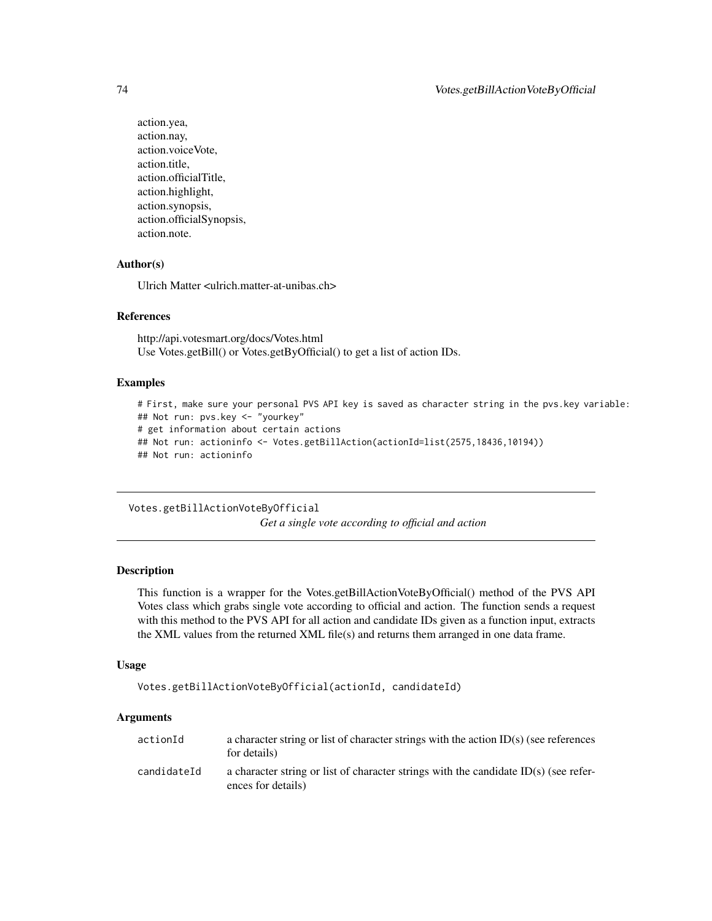action.yea,
action.nay,
action.voiceVote,
action.title,
action.officialTitle,
action.highlight,
action.synopsis,
action.officialSynopsis,
action.note.

### Author(s)

Ulrich Matter <ulrich.matter-at-unibas.ch>

### References

http://api.votesmart.org/docs/Votes.html
Use Votes.getBill() or Votes.getByOfficial() to get a list of action IDs.

### Examples

```
# First, make sure your personal PVS API key is saved as character string in the pvs.key variable:
## Not run: pvs.key <- "yourkey"
# get information about certain actions
## Not run: actioninfo <- Votes.getBillAction(actionId=list(2575,18436,10194))
## Not run: actioninfo
```

---

## Votes.getBillActionVoteByOfficial — *Get a single vote according to official and action*

---

### Description

This function is a wrapper for the Votes.getBillActionVoteByOfficial() method of the PVS API Votes class which grabs single vote according to official and action. The function sends a request with this method to the PVS API for all action and candidate IDs given as a function input, extracts the XML values from the returned XML file(s) and returns them arranged in one data frame.

### Usage

```
Votes.getBillActionVoteByOfficial(actionId, candidateId)
```

### Arguments

| | |
|---|---|
| actionId | a character string or list of character strings with the action ID(s) (see references for details) |
| candidateId | a character string or list of character strings with the candidate ID(s) (see references for details) |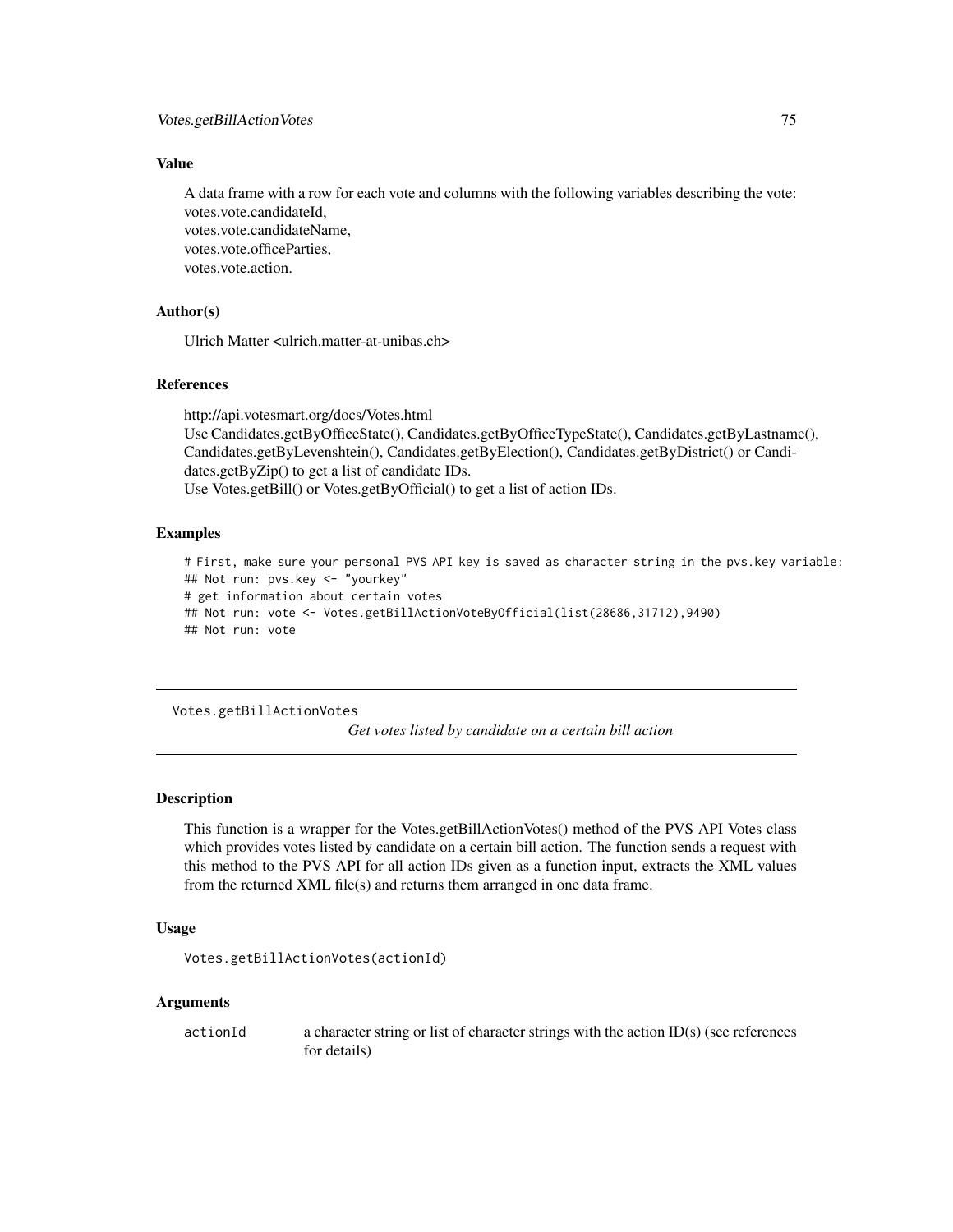### Value

A data frame with a row for each vote and columns with the following variables describing the vote:
votes.vote.candidateId,
votes.vote.candidateName,
votes.vote.officeParties,
votes.vote.action.

### Author(s)

Ulrich Matter <ulrich.matter-at-unibas.ch>

### References

http://api.votesmart.org/docs/Votes.html
Use Candidates.getByOfficeState(), Candidates.getByOfficeTypeState(), Candidates.getByLastname(), Candidates.getByLevenshtein(), Candidates.getByElection(), Candidates.getByDistrict() or Candidates.getByZip() to get a list of candidate IDs.
Use Votes.getBill() or Votes.getByOfficial() to get a list of action IDs.

### Examples

```
# First, make sure your personal PVS API key is saved as character string in the pvs.key variable:
## Not run: pvs.key <- "yourkey"
# get information about certain votes
## Not run: vote <- Votes.getBillActionVoteByOfficial(list(28686,31712),9490)
## Not run: vote
```

---

## Votes.getBillActionVotes

*Get votes listed by candidate on a certain bill action*

---

### Description

This function is a wrapper for the Votes.getBillActionVotes() method of the PVS API Votes class which provides votes listed by candidate on a certain bill action. The function sends a request with this method to the PVS API for all action IDs given as a function input, extracts the XML values from the returned XML file(s) and returns them arranged in one data frame.

### Usage

```
Votes.getBillActionVotes(actionId)
```

### Arguments

| | |
|---|---|
| actionId | a character string or list of character strings with the action ID(s) (see references for details) |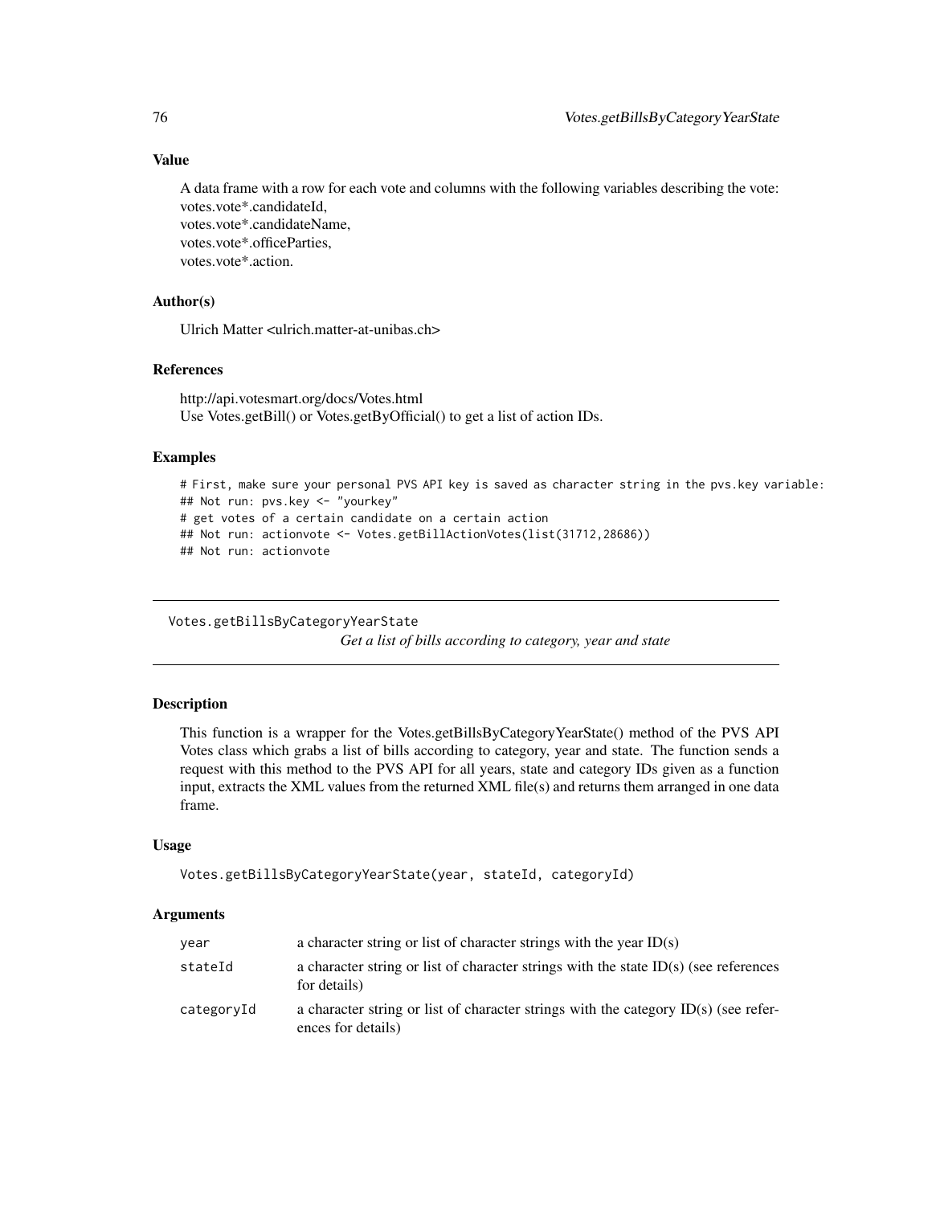### Value

A data frame with a row for each vote and columns with the following variables describing the vote:
votes.vote*.candidateId,
votes.vote*.candidateName,
votes.vote*.officeParties,
votes.vote*.action.

### Author(s)

Ulrich Matter <ulrich.matter-at-unibas.ch>

### References

http://api.votesmart.org/docs/Votes.html
Use Votes.getBill() or Votes.getByOfficial() to get a list of action IDs.

### Examples

```
# First, make sure your personal PVS API key is saved as character string in the pvs.key variable:
## Not run: pvs.key <- "yourkey"
# get votes of a certain candidate on a certain action
## Not run: actionvote <- Votes.getBillActionVotes(list(31712,28686))
## Not run: actionvote
```

---

## Votes.getBillsByCategoryYearState

*Get a list of bills according to category, year and state*

---

### Description

This function is a wrapper for the Votes.getBillsByCategoryYearState() method of the PVS API Votes class which grabs a list of bills according to category, year and state. The function sends a request with this method to the PVS API for all years, state and category IDs given as a function input, extracts the XML values from the returned XML file(s) and returns them arranged in one data frame.

### Usage

```
Votes.getBillsByCategoryYearState(year, stateId, categoryId)
```

### Arguments

| | |
|---|---|
| year | a character string or list of character strings with the year ID(s) |
| stateId | a character string or list of character strings with the state ID(s) (see references for details) |
| categoryId | a character string or list of character strings with the category ID(s) (see references for details) |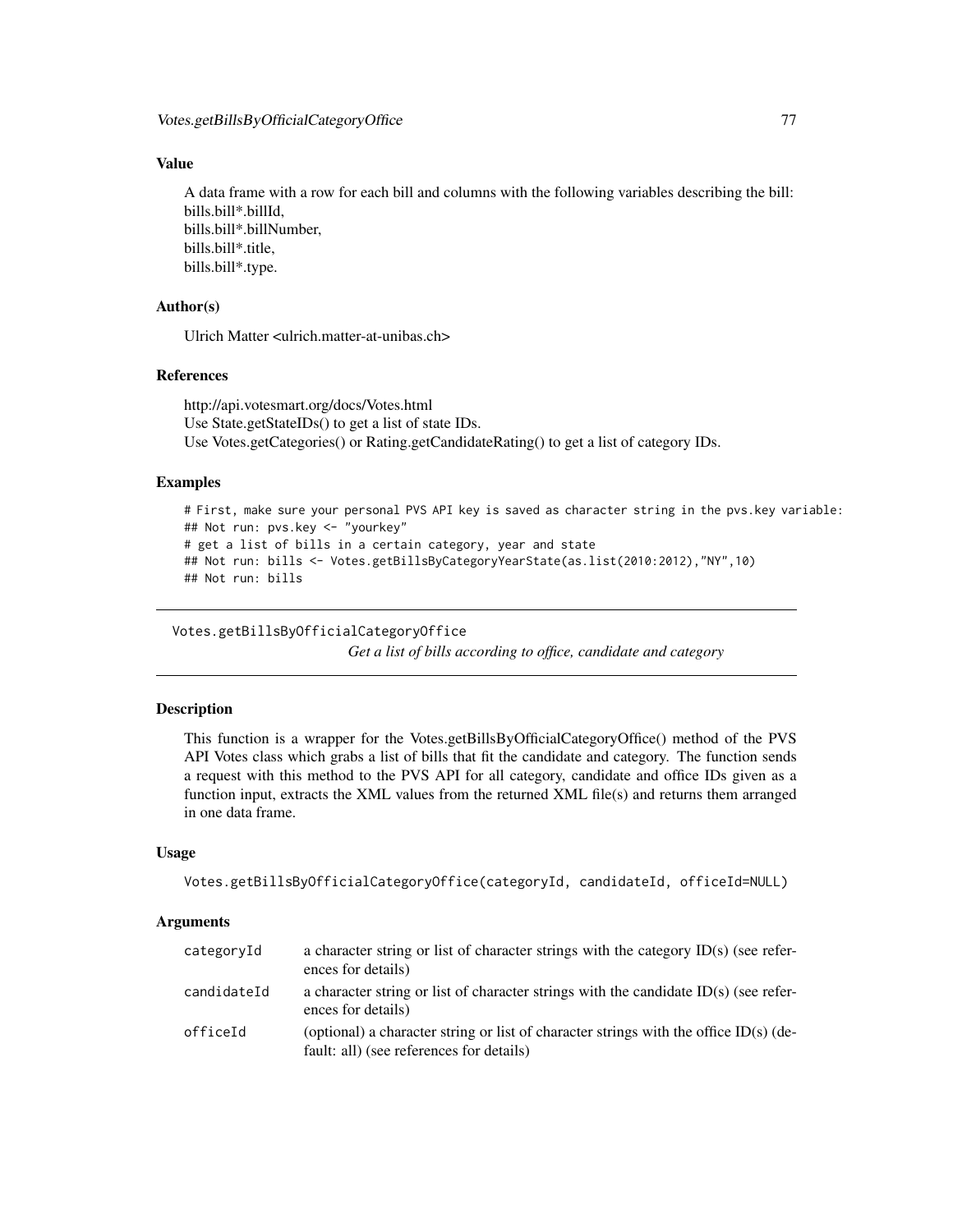### Value

A data frame with a row for each bill and columns with the following variables describing the bill:
bills.bill*.billId,
bills.bill*.billNumber,
bills.bill*.title,
bills.bill*.type.

### Author(s)

Ulrich Matter <ulrich.matter-at-unibas.ch>

### References

http://api.votesmart.org/docs/Votes.html
Use State.getStateIDs() to get a list of state IDs.
Use Votes.getCategories() or Rating.getCandidateRating() to get a list of category IDs.

### Examples

```
# First, make sure your personal PVS API key is saved as character string in the pvs.key variable:
## Not run: pvs.key <- "yourkey"
# get a list of bills in a certain category, year and state
## Not run: bills <- Votes.getBillsByCategoryYearState(as.list(2010:2012),"NY",10)
## Not run: bills
```

---

## Votes.getBillsByOfficialCategoryOffice

*Get a list of bills according to office, candidate and category*

---

### Description

This function is a wrapper for the Votes.getBillsByOfficialCategoryOffice() method of the PVS API Votes class which grabs a list of bills that fit the candidate and category. The function sends a request with this method to the PVS API for all category, candidate and office IDs given as a function input, extracts the XML values from the returned XML file(s) and returns them arranged in one data frame.

### Usage

```
Votes.getBillsByOfficialCategoryOffice(categoryId, candidateId, officeId=NULL)
```

### Arguments

| | |
|---|---|
| categoryId | a character string or list of character strings with the category ID(s) (see references for details) |
| candidateId | a character string or list of character strings with the candidate ID(s) (see references for details) |
| officeId | (optional) a character string or list of character strings with the office ID(s) (default: all) (see references for details) |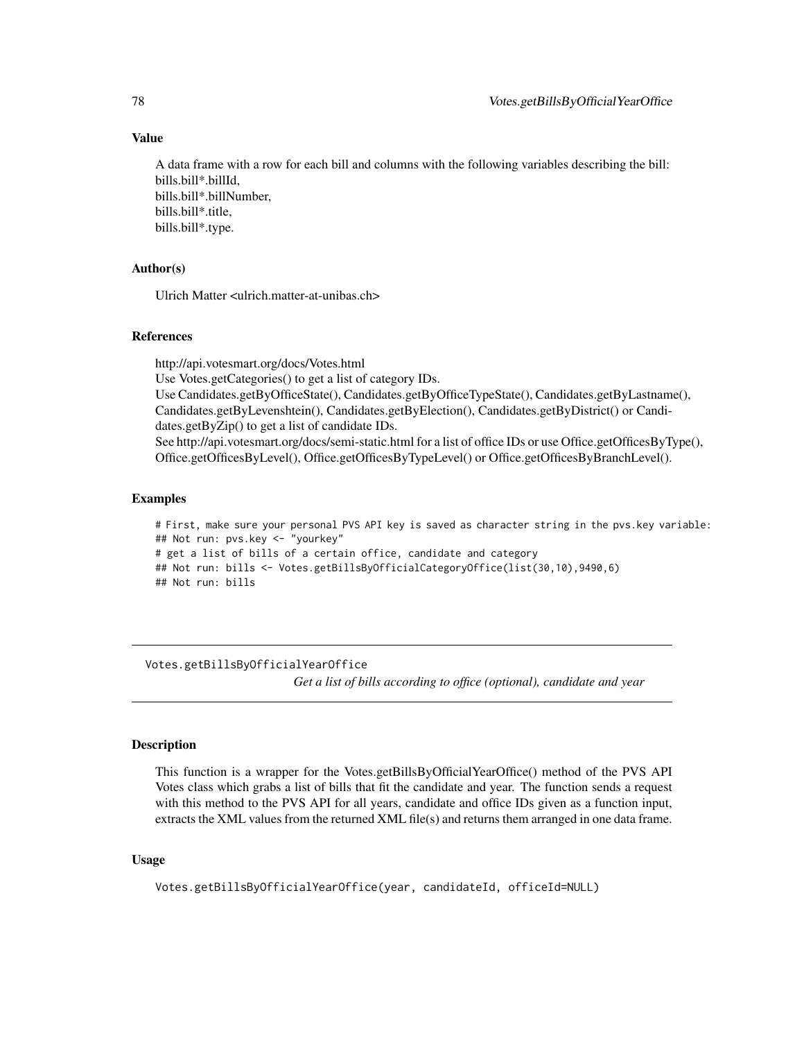### Value

A data frame with a row for each bill and columns with the following variables describing the bill:
bills.bill*.billId,
bills.bill*.billNumber,
bills.bill*.title,
bills.bill*.type.

### Author(s)

Ulrich Matter <ulrich.matter-at-unibas.ch>

### References

http://api.votesmart.org/docs/Votes.html
Use Votes.getCategories() to get a list of category IDs.
Use Candidates.getByOfficeState(), Candidates.getByOfficeTypeState(), Candidates.getByLastname(), Candidates.getByLevenshtein(), Candidates.getByElection(), Candidates.getByDistrict() or Candidates.getByZip() to get a list of candidate IDs.
See http://api.votesmart.org/docs/semi-static.html for a list of office IDs or use Office.getOfficesByType(), Office.getOfficesByLevel(), Office.getOfficesByTypeLevel() or Office.getOfficesByBranchLevel().

### Examples

```
# First, make sure your personal PVS API key is saved as character string in the pvs.key variable:
## Not run: pvs.key <- "yourkey"
# get a list of bills of a certain office, candidate and category
## Not run: bills <- Votes.getBillsByOfficialCategoryOffice(list(30,10),9490,6)
## Not run: bills
```

---

## Votes.getBillsByOfficialYearOffice

*Get a list of bills according to office (optional), candidate and year*

---

### Description

This function is a wrapper for the Votes.getBillsByOfficialYearOffice() method of the PVS API Votes class which grabs a list of bills that fit the candidate and year. The function sends a request with this method to the PVS API for all years, candidate and office IDs given as a function input, extracts the XML values from the returned XML file(s) and returns them arranged in one data frame.

### Usage

```
Votes.getBillsByOfficialYearOffice(year, candidateId, officeId=NULL)
```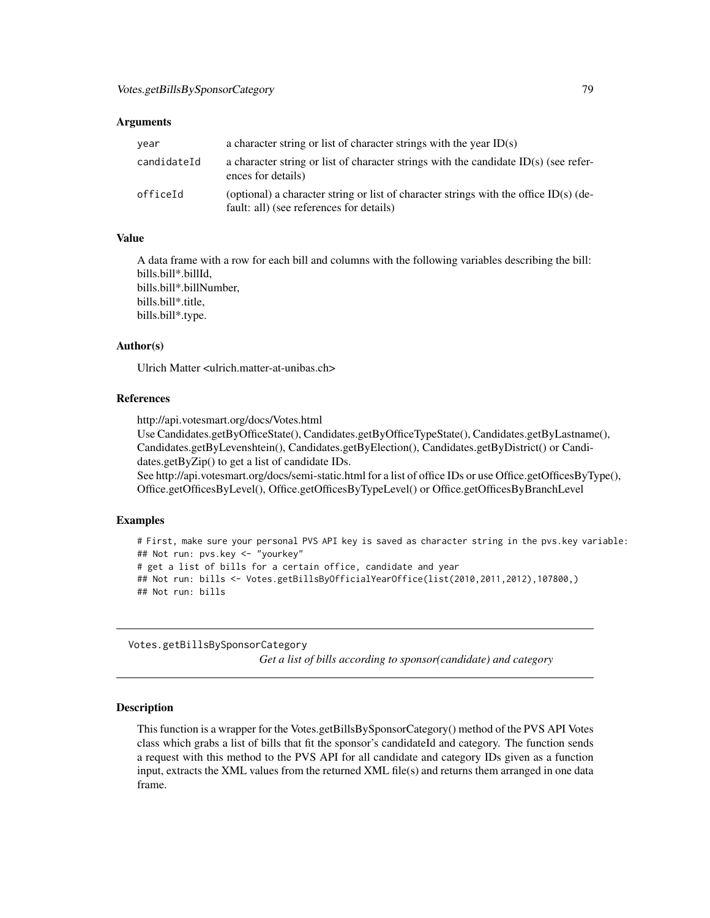### Arguments

| | |
|---|---|
| year | a character string or list of character strings with the year ID(s) |
| candidateId | a character string or list of character strings with the candidate ID(s) (see references for details) |
| officeId | (optional) a character string or list of character strings with the office ID(s) (default: all) (see references for details) |

### Value

A data frame with a row for each bill and columns with the following variables describing the bill:
bills.bill*.billId,
bills.bill*.billNumber,
bills.bill*.title,
bills.bill*.type.

### Author(s)

Ulrich Matter <ulrich.matter-at-unibas.ch>

### References

http://api.votesmart.org/docs/Votes.html
Use Candidates.getByOfficeState(), Candidates.getByOfficeTypeState(), Candidates.getByLastname(), Candidates.getByLevenshtein(), Candidates.getByElection(), Candidates.getByDistrict() or Candidates.getByZip() to get a list of candidate IDs.
See http://api.votesmart.org/docs/semi-static.html for a list of office IDs or use Office.getOfficesByType(), Office.getOfficesByLevel(), Office.getOfficesByTypeLevel() or Office.getOfficesByBranchLevel

### Examples

```
# First, make sure your personal PVS API key is saved as character string in the pvs.key variable:
## Not run: pvs.key <- "yourkey"
# get a list of bills for a certain office, candidate and year
## Not run: bills <- Votes.getBillsByOfficialYearOffice(list(2010,2011,2012),107800,)
## Not run: bills
```

---

## Votes.getBillsBySponsorCategory

*Get a list of bills according to sponsor(candidate) and category*

---

### Description

This function is a wrapper for the Votes.getBillsBySponsorCategory() method of the PVS API Votes class which grabs a list of bills that fit the sponsor's candidateId and category. The function sends a request with this method to the PVS API for all candidate and category IDs given as a function input, extracts the XML values from the returned XML file(s) and returns them arranged in one data frame.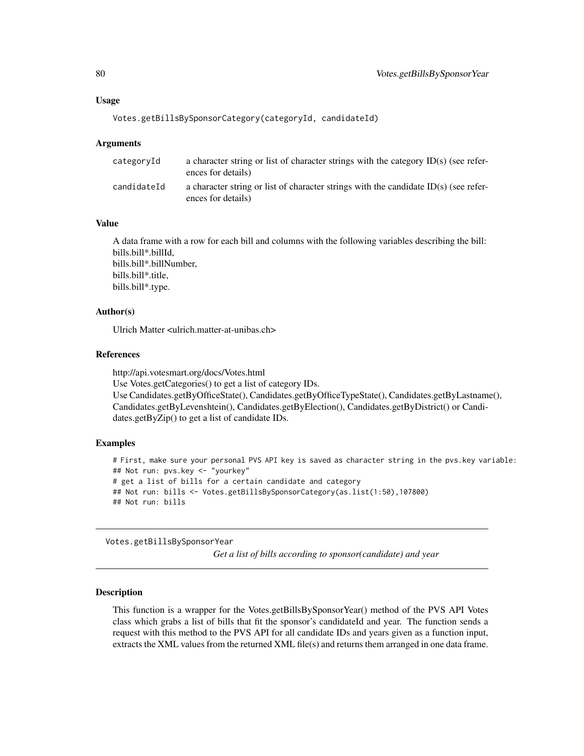### Usage

```
Votes.getBillsBySponsorCategory(categoryId, candidateId)
```

### Arguments

| | |
|---|---|
| categoryId | a character string or list of character strings with the category ID(s) (see references for details) |
| candidateId | a character string or list of character strings with the candidate ID(s) (see references for details) |

### Value

A data frame with a row for each bill and columns with the following variables describing the bill:
bills.bill*.billId,
bills.bill*.billNumber,
bills.bill*.title,
bills.bill*.type.

### Author(s)

Ulrich Matter <ulrich.matter-at-unibas.ch>

### References

http://api.votesmart.org/docs/Votes.html
Use Votes.getCategories() to get a list of category IDs.
Use Candidates.getByOfficeState(), Candidates.getByOfficeTypeState(), Candidates.getByLastname(), Candidates.getByLevenshtein(), Candidates.getByElection(), Candidates.getByDistrict() or Candidates.getByZip() to get a list of candidate IDs.

### Examples

```
# First, make sure your personal PVS API key is saved as character string in the pvs.key variable:
## Not run: pvs.key <- "yourkey"
# get a list of bills for a certain candidate and category
## Not run: bills <- Votes.getBillsBySponsorCategory(as.list(1:50),107800)
## Not run: bills
```

---

## Votes.getBillsBySponsorYear

*Get a list of bills according to sponsor(candidate) and year*

---

### Description

This function is a wrapper for the Votes.getBillsBySponsorYear() method of the PVS API Votes class which grabs a list of bills that fit the sponsor's candidateId and year. The function sends a request with this method to the PVS API for all candidate IDs and years given as a function input, extracts the XML values from the returned XML file(s) and returns them arranged in one data frame.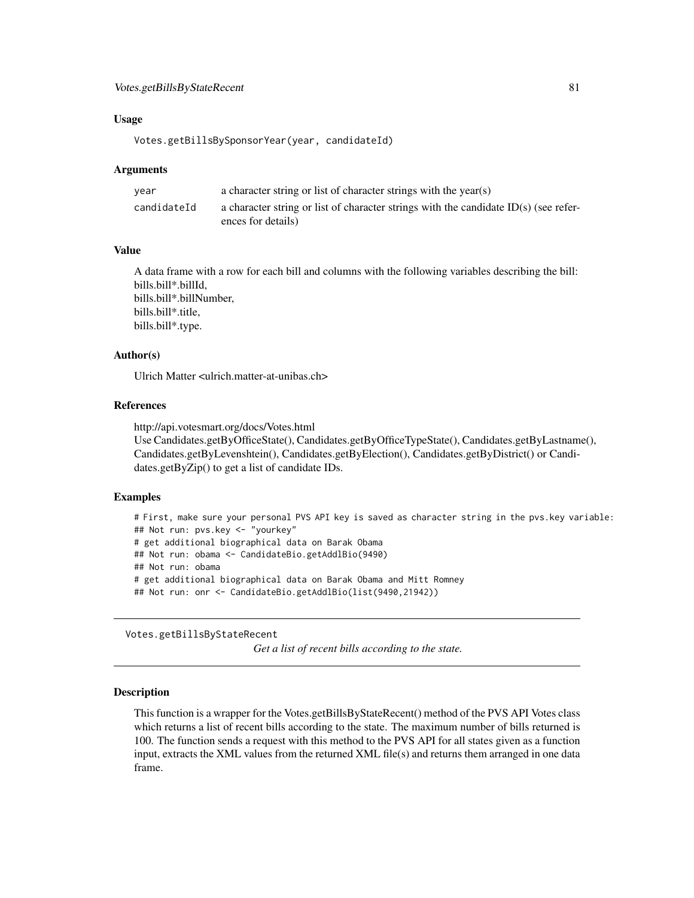### Usage

```
Votes.getBillsBySponsorYear(year, candidateId)
```

### Arguments

| | |
|---|---|
| year | a character string or list of character strings with the year(s) |
| candidateId | a character string or list of character strings with the candidate ID(s) (see references for details) |

### Value

A data frame with a row for each bill and columns with the following variables describing the bill:
bills.bill*.billId,
bills.bill*.billNumber,
bills.bill*.title,
bills.bill*.type.

### Author(s)

Ulrich Matter <ulrich.matter-at-unibas.ch>

### References

http://api.votesmart.org/docs/Votes.html
Use Candidates.getByOfficeState(), Candidates.getByOfficeTypeState(), Candidates.getByLastname(), Candidates.getByLevenshtein(), Candidates.getByElection(), Candidates.getByDistrict() or Candidates.getByZip() to get a list of candidate IDs.

### Examples

```
# First, make sure your personal PVS API key is saved as character string in the pvs.key variable:
## Not run: pvs.key <- "yourkey"
# get additional biographical data on Barak Obama
## Not run: obama <- CandidateBio.getAddlBio(9490)
## Not run: obama
# get additional biographical data on Barak Obama and Mitt Romney
## Not run: onr <- CandidateBio.getAddlBio(list(9490,21942))
```

---

## Votes.getBillsByStateRecent

*Get a list of recent bills according to the state.*

---

### Description

This function is a wrapper for the Votes.getBillsByStateRecent() method of the PVS API Votes class which returns a list of recent bills according to the state. The maximum number of bills returned is 100. The function sends a request with this method to the PVS API for all states given as a function input, extracts the XML values from the returned XML file(s) and returns them arranged in one data frame.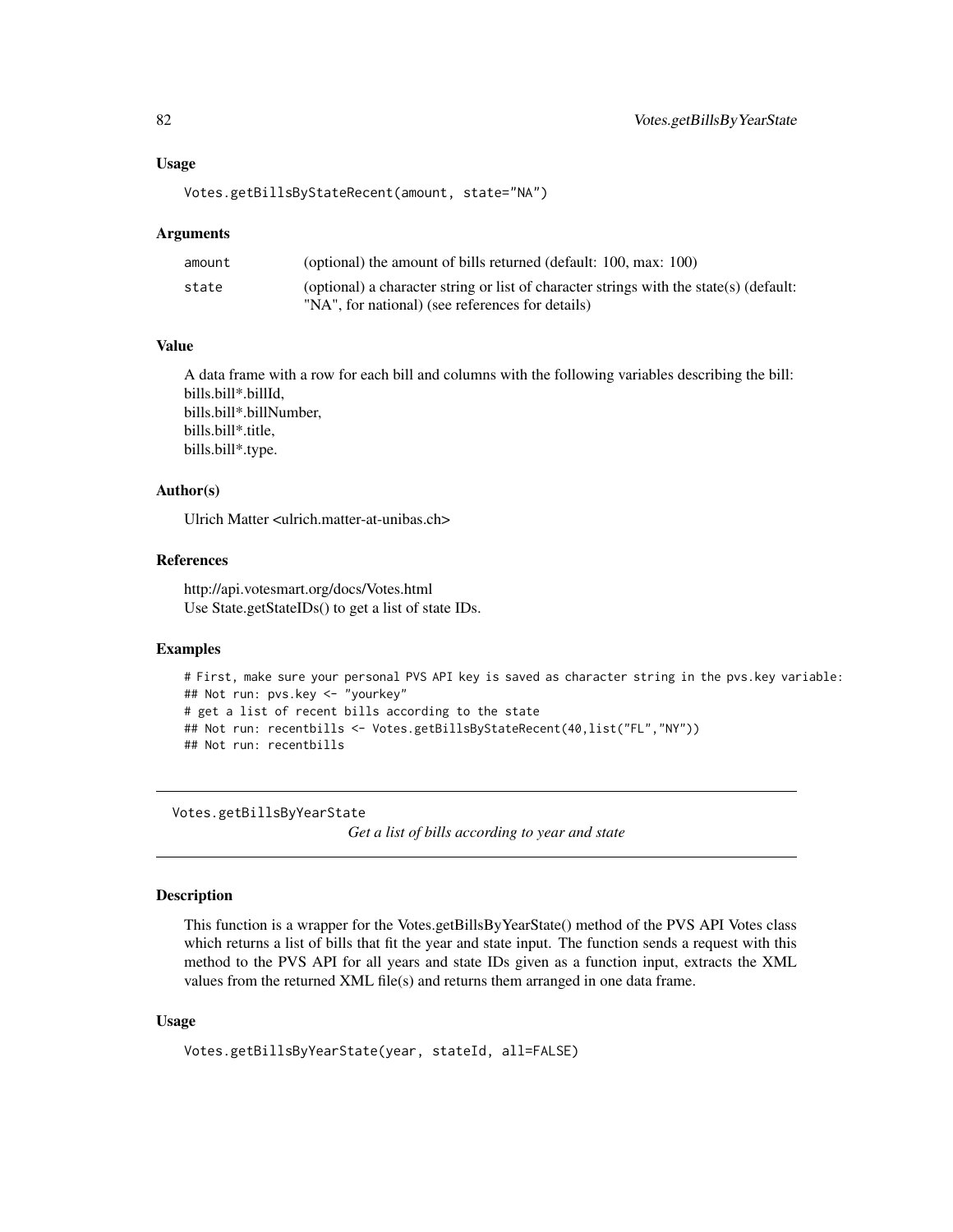### Usage

```
Votes.getBillsByStateRecent(amount, state="NA")
```

### Arguments

| | |
|---|---|
| amount | (optional) the amount of bills returned (default: 100, max: 100) |
| state | (optional) a character string or list of character strings with the state(s) (default: "NA", for national) (see references for details) |

### Value

A data frame with a row for each bill and columns with the following variables describing the bill:
bills.bill*.billId,
bills.bill*.billNumber,
bills.bill*.title,
bills.bill*.type.

### Author(s)

Ulrich Matter <ulrich.matter-at-unibas.ch>

### References

http://api.votesmart.org/docs/Votes.html
Use State.getStateIDs() to get a list of state IDs.

### Examples

```
# First, make sure your personal PVS API key is saved as character string in the pvs.key variable:
## Not run: pvs.key <- "yourkey"
# get a list of recent bills according to the state
## Not run: recentbills <- Votes.getBillsByStateRecent(40,list("FL","NY"))
## Not run: recentbills
```

---

## Votes.getBillsByYearState

*Get a list of bills according to year and state*

---

### Description

This function is a wrapper for the Votes.getBillsByYearState() method of the PVS API Votes class which returns a list of bills that fit the year and state input. The function sends a request with this method to the PVS API for all years and state IDs given as a function input, extracts the XML values from the returned XML file(s) and returns them arranged in one data frame.

### Usage

```
Votes.getBillsByYearState(year, stateId, all=FALSE)
```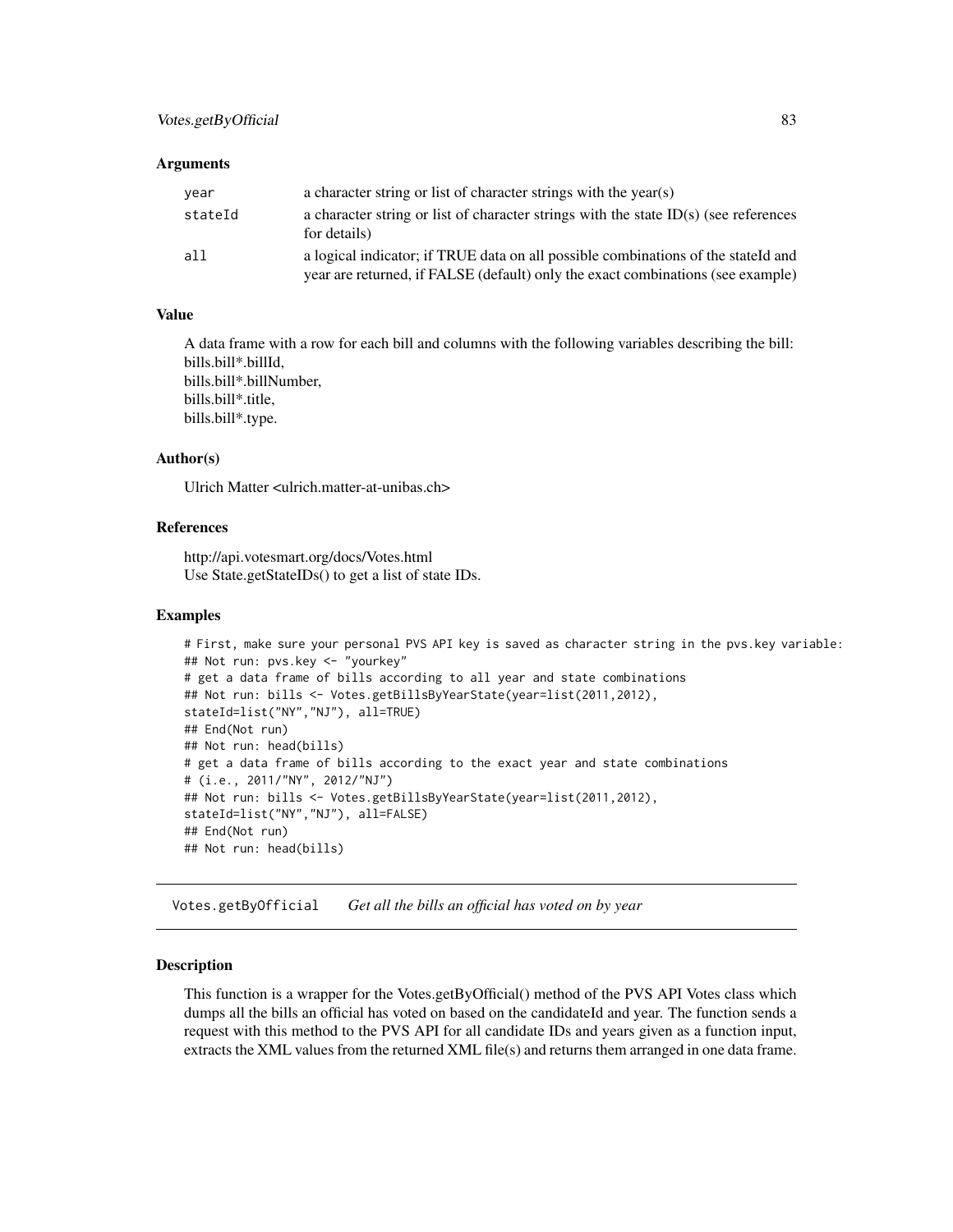### Arguments

| | |
|---|---|
| year | a character string or list of character strings with the year(s) |
| stateId | a character string or list of character strings with the state ID(s) (see references for details) |
| all | a logical indicator; if TRUE data on all possible combinations of the stateId and year are returned, if FALSE (default) only the exact combinations (see example) |

### Value

A data frame with a row for each bill and columns with the following variables describing the bill:
bills.bill*.billId,
bills.bill*.billNumber,
bills.bill*.title,
bills.bill*.type.

### Author(s)

Ulrich Matter <ulrich.matter-at-unibas.ch>

### References

http://api.votesmart.org/docs/Votes.html
Use State.getStateIDs() to get a list of state IDs.

### Examples

```
# First, make sure your personal PVS API key is saved as character string in the pvs.key variable:
## Not run: pvs.key <- "yourkey"
# get a data frame of bills according to all year and state combinations
## Not run: bills <- Votes.getBillsByYearState(year=list(2011,2012),
stateId=list("NY","NJ"), all=TRUE)
## End(Not run)
## Not run: head(bills)
# get a data frame of bills according to the exact year and state combinations
# (i.e., 2011/"NY", 2012/"NJ")
## Not run: bills <- Votes.getBillsByYearState(year=list(2011,2012),
stateId=list("NY","NJ"), all=FALSE)
## End(Not run)
## Not run: head(bills)
```

---

## Votes.getByOfficial    *Get all the bills an official has voted on by year*

---

### Description

This function is a wrapper for the Votes.getByOfficial() method of the PVS API Votes class which dumps all the bills an official has voted on based on the candidateId and year. The function sends a request with this method to the PVS API for all candidate IDs and years given as a function input, extracts the XML values from the returned XML file(s) and returns them arranged in one data frame.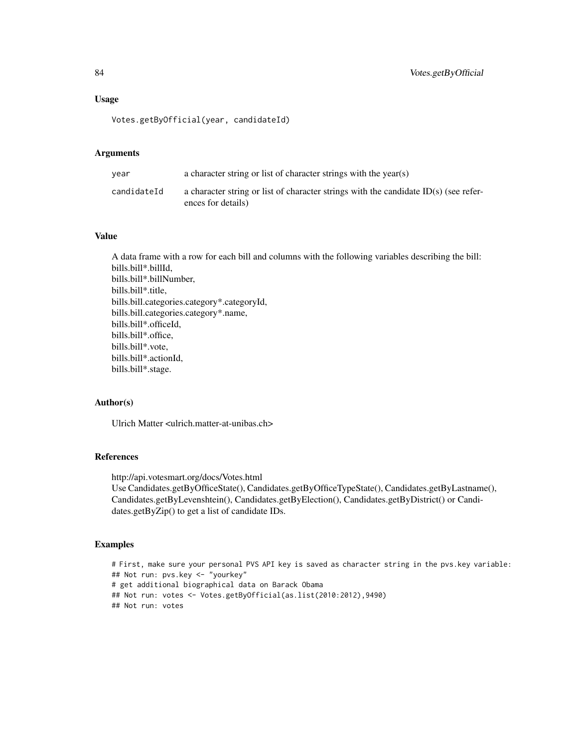### Usage

```
Votes.getByOfficial(year, candidateId)
```

### Arguments

| | |
|---|---|
| `year` | a character string or list of character strings with the year(s) |
| `candidateId` | a character string or list of character strings with the candidate ID(s) (see references for details) |

### Value

A data frame with a row for each bill and columns with the following variables describing the bill:
bills.bill*.billId,
bills.bill*.billNumber,
bills.bill*.title,
bills.bill.categories.category*.categoryId,
bills.bill.categories.category*.name,
bills.bill*.officeId,
bills.bill*.office,
bills.bill*.vote,
bills.bill*.actionId,
bills.bill*.stage.

### Author(s)

Ulrich Matter <ulrich.matter-at-unibas.ch>

### References

http://api.votesmart.org/docs/Votes.html
Use Candidates.getByOfficeState(), Candidates.getByOfficeTypeState(), Candidates.getByLastname(), Candidates.getByLevenshtein(), Candidates.getByElection(), Candidates.getByDistrict() or Candidates.getByZip() to get a list of candidate IDs.

### Examples

```
# First, make sure your personal PVS API key is saved as character string in the pvs.key variable:
## Not run: pvs.key <- "yourkey"
# get additional biographical data on Barack Obama
## Not run: votes <- Votes.getByOfficial(as.list(2010:2012),9490)
## Not run: votes
```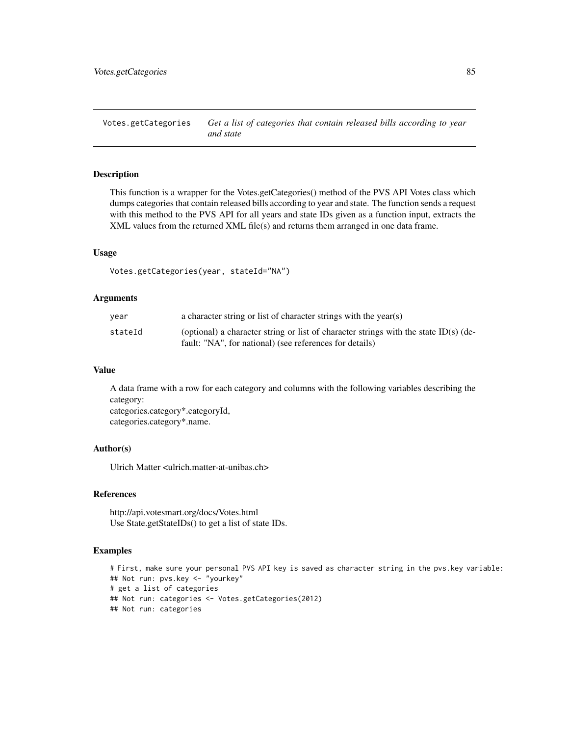# Votes.getCategories — *Get a list of categories that contain released bills according to year and state*

## Description

This function is a wrapper for the Votes.getCategories() method of the PVS API Votes class which dumps categories that contain released bills according to year and state. The function sends a request with this method to the PVS API for all years and state IDs given as a function input, extracts the XML values from the returned XML file(s) and returns them arranged in one data frame.

## Usage

```
Votes.getCategories(year, stateId="NA")
```

## Arguments

| | |
|---|---|
| `year` | a character string or list of character strings with the year(s) |
| `stateId` | (optional) a character string or list of character strings with the state ID(s) (default: "NA", for national) (see references for details) |

## Value

A data frame with a row for each category and columns with the following variables describing the category:
categories.category*.categoryId,
categories.category*.name.

## Author(s)

Ulrich Matter <ulrich.matter-at-unibas.ch>

## References

http://api.votesmart.org/docs/Votes.html
Use State.getStateIDs() to get a list of state IDs.

## Examples

```
# First, make sure your personal PVS API key is saved as character string in the pvs.key variable:
## Not run: pvs.key <- "yourkey"
# get a list of categories
## Not run: categories <- Votes.getCategories(2012)
## Not run: categories
```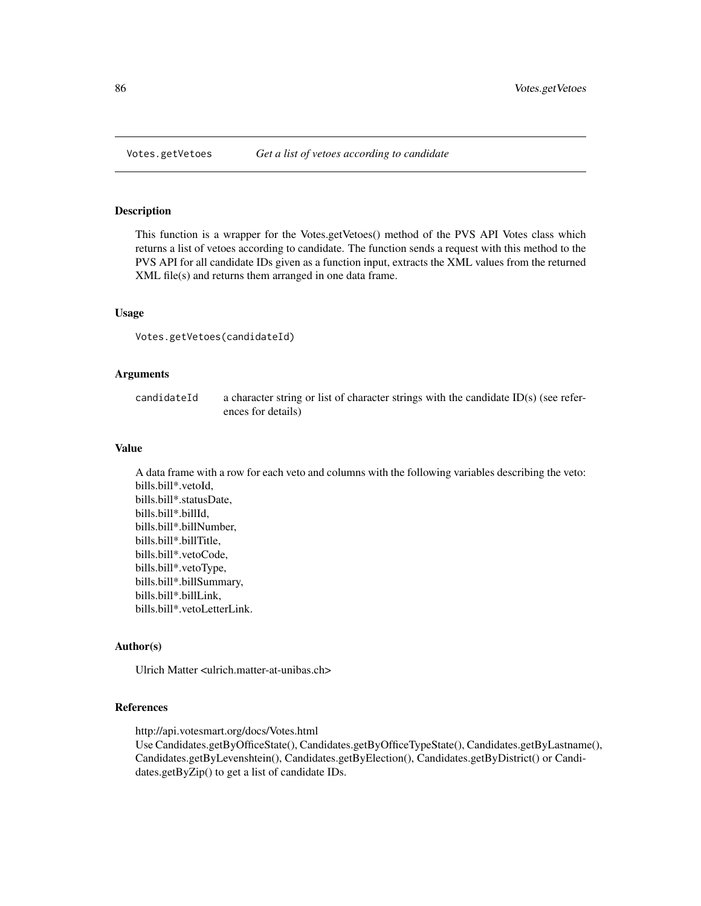Votes.getVetoes *Get a list of vetoes according to candidate*

## Description

This function is a wrapper for the Votes.getVetoes() method of the PVS API Votes class which returns a list of vetoes according to candidate. The function sends a request with this method to the PVS API for all candidate IDs given as a function input, extracts the XML values from the returned XML file(s) and returns them arranged in one data frame.

## Usage

```
Votes.getVetoes(candidateId)
```

## Arguments

| | |
|---|---|
| candidateId | a character string or list of character strings with the candidate ID(s) (see references for details) |

## Value

A data frame with a row for each veto and columns with the following variables describing the veto:
bills.bill*.vetoId,
bills.bill*.statusDate,
bills.bill*.billId,
bills.bill*.billNumber,
bills.bill*.billTitle,
bills.bill*.vetoCode,
bills.bill*.vetoType,
bills.bill*.billSummary,
bills.bill*.billLink,
bills.bill*.vetoLetterLink.

## Author(s)

Ulrich Matter <ulrich.matter-at-unibas.ch>

## References

http://api.votesmart.org/docs/Votes.html
Use Candidates.getByOfficeState(), Candidates.getByOfficeTypeState(), Candidates.getByLastname(), Candidates.getByLevenshtein(), Candidates.getByElection(), Candidates.getByDistrict() or Candidates.getByZip() to get a list of candidate IDs.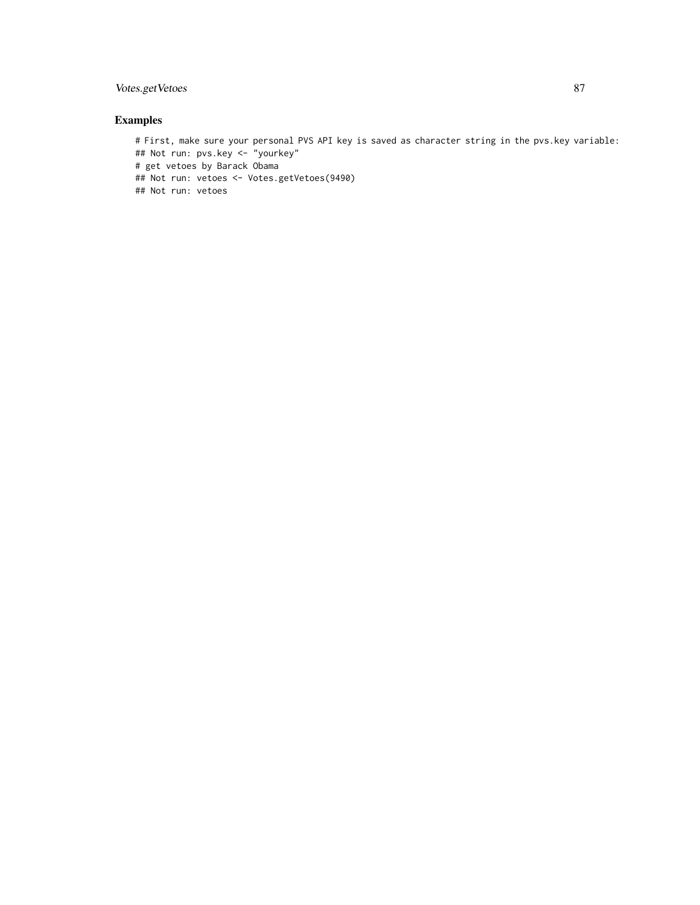## Examples

```
# First, make sure your personal PVS API key is saved as character string in the pvs.key variable:
## Not run: pvs.key <- "yourkey"
# get vetoes by Barack Obama
## Not run: vetoes <- Votes.getVetoes(9490)
## Not run: vetoes
```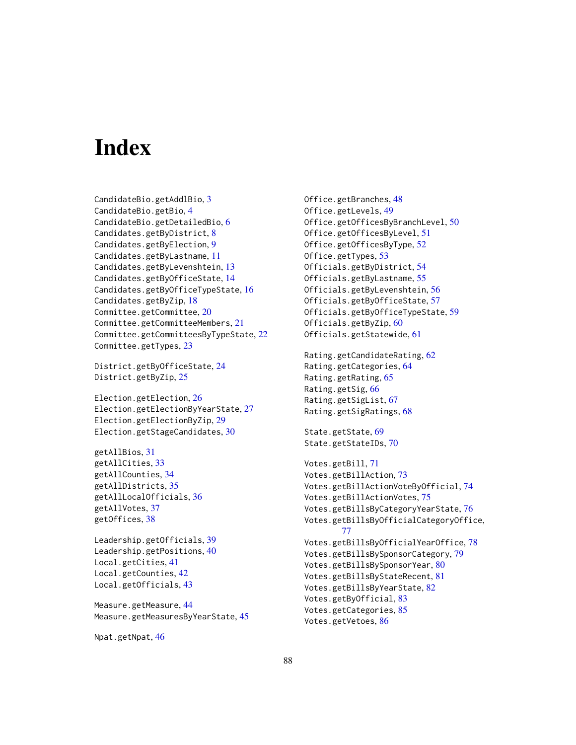# Index

CandidateBio.getAddlBio, 3
CandidateBio.getBio, 4
CandidateBio.getDetailedBio, 6
Candidates.getByDistrict, 8
Candidates.getByElection, 9
Candidates.getByLastname, 11
Candidates.getByLevenshtein, 13
Candidates.getByOfficeState, 14
Candidates.getByOfficeTypeState, 16
Candidates.getByZip, 18
Committee.getCommittee, 20
Committee.getCommitteeMembers, 21
Committee.getCommitteesByTypeState, 22
Committee.getTypes, 23

District.getByOfficeState, 24
District.getByZip, 25

Election.getElection, 26
Election.getElectionByYearState, 27
Election.getElectionByZip, 29
Election.getStageCandidates, 30

getAllBios, 31
getAllCities, 33
getAllCounties, 34
getAllDistricts, 35
getAllLocalOfficials, 36
getAllVotes, 37
getOffices, 38

Leadership.getOfficials, 39
Leadership.getPositions, 40
Local.getCities, 41
Local.getCounties, 42
Local.getOfficials, 43

Measure.getMeasure, 44
Measure.getMeasuresByYearState, 45

Npat.getNpat, 46

Office.getBranches, 48
Office.getLevels, 49
Office.getOfficesByBranchLevel, 50
Office.getOfficesByLevel, 51
Office.getOfficesByType, 52
Office.getTypes, 53
Officials.getByDistrict, 54
Officials.getByLastname, 55
Officials.getByLevenshtein, 56
Officials.getByOfficeState, 57
Officials.getByOfficeTypeState, 59
Officials.getByZip, 60
Officials.getStatewide, 61

Rating.getCandidateRating, 62
Rating.getCategories, 64
Rating.getRating, 65
Rating.getSig, 66
Rating.getSigList, 67
Rating.getSigRatings, 68

State.getState, 69
State.getStateIDs, 70

Votes.getBill, 71
Votes.getBillAction, 73
Votes.getBillActionVoteByOfficial, 74
Votes.getBillActionVotes, 75
Votes.getBillsByCategoryYearState, 76
Votes.getBillsByOfficialCategoryOffice, 77
Votes.getBillsByOfficialYearOffice, 78
Votes.getBillsBySponsorCategory, 79
Votes.getBillsBySponsorYear, 80
Votes.getBillsByStateRecent, 81
Votes.getBillsByYearState, 82
Votes.getByOfficial, 83
Votes.getCategories, 85
Votes.getVetoes, 86